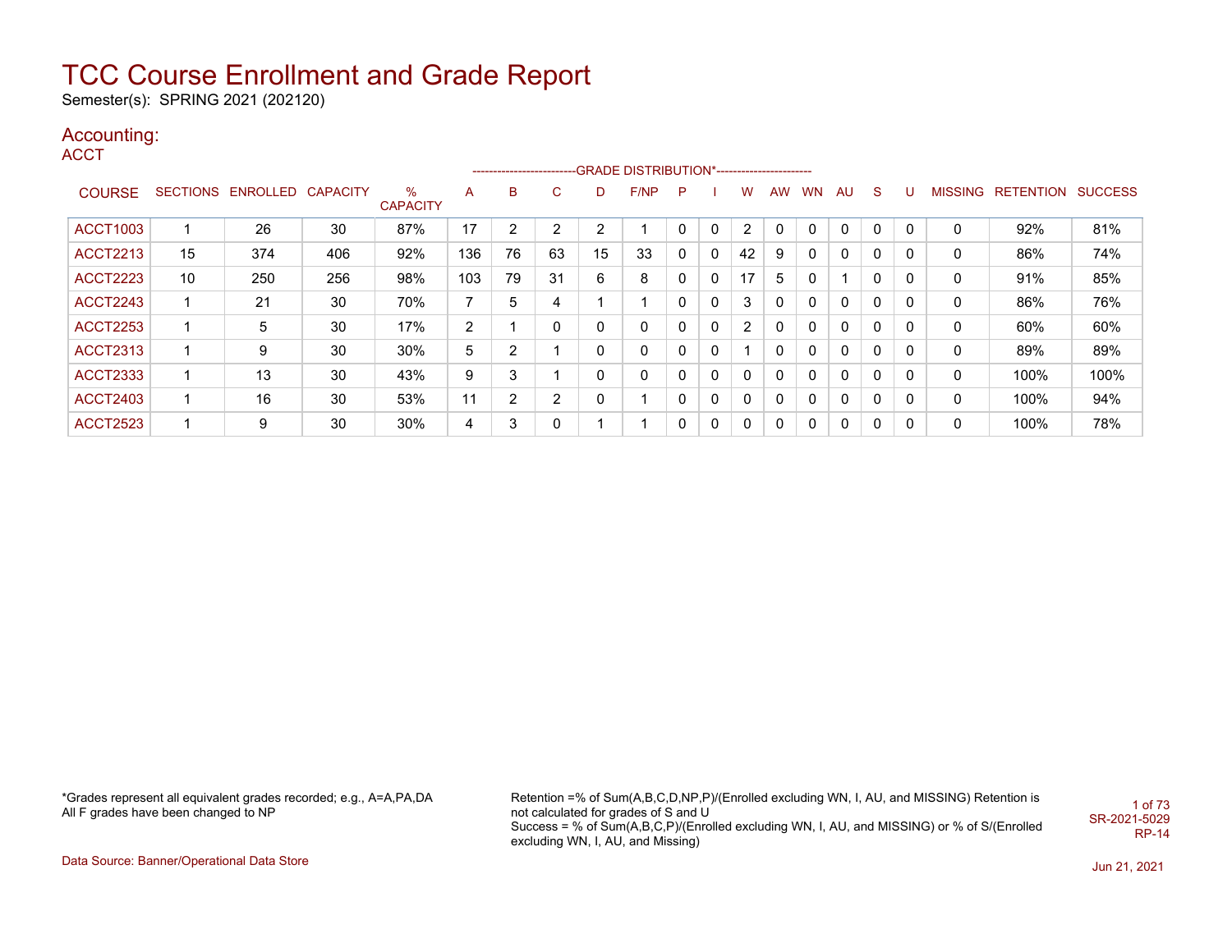# TCC Course Enrollment and Grade Report

Semester(s): SPRING 2021 (202120)

## Accounting:

### ACCT

| COURSE | SECTIONS | ENROLLED | CAPACITY | % CAPACITY | A | B | C | D | F/NP | P | I | W | AW | WN | AU | S | U | MISSING | RETENTION | SUCCESS |
|---|---|---|---|---|---|---|---|---|---|---|---|---|---|---|---|---|---|---|---|---|
| | | | | | GRADE DISTRIBUTION* | | | | | | | | | | | | | | | |
| ACCT1003 | 1 | 26 | 30 | 87% | 17 | 2 | 2 | 2 | 1 | 0 | 0 | 2 | 0 | 0 | 0 | 0 | 0 | 0 | 92% | 81% |
| ACCT2213 | 15 | 374 | 406 | 92% | 136 | 76 | 63 | 15 | 33 | 0 | 0 | 42 | 9 | 0 | 0 | 0 | 0 | 0 | 86% | 74% |
| ACCT2223 | 10 | 250 | 256 | 98% | 103 | 79 | 31 | 6 | 8 | 0 | 0 | 17 | 5 | 0 | 1 | 0 | 0 | 0 | 91% | 85% |
| ACCT2243 | 1 | 21 | 30 | 70% | 7 | 5 | 4 | 1 | 1 | 0 | 0 | 3 | 0 | 0 | 0 | 0 | 0 | 0 | 86% | 76% |
| ACCT2253 | 1 | 5 | 30 | 17% | 2 | 1 | 0 | 0 | 0 | 0 | 0 | 2 | 0 | 0 | 0 | 0 | 0 | 0 | 60% | 60% |
| ACCT2313 | 1 | 9 | 30 | 30% | 5 | 2 | 1 | 0 | 0 | 0 | 0 | 1 | 0 | 0 | 0 | 0 | 0 | 0 | 89% | 89% |
| ACCT2333 | 1 | 13 | 30 | 43% | 9 | 3 | 1 | 0 | 0 | 0 | 0 | 0 | 0 | 0 | 0 | 0 | 0 | 0 | 100% | 100% |
| ACCT2403 | 1 | 16 | 30 | 53% | 11 | 2 | 2 | 0 | 1 | 0 | 0 | 0 | 0 | 0 | 0 | 0 | 0 | 0 | 100% | 94% |
| ACCT2523 | 1 | 9 | 30 | 30% | 4 | 3 | 0 | 1 | 1 | 0 | 0 | 0 | 0 | 0 | 0 | 0 | 0 | 0 | 100% | 78% |

*Grades represent all equivalent grades recorded; e.g., A=A,PA,DA
All F grades have been changed to NP

Retention =% of Sum(A,B,C,D,NP,P)/(Enrolled excluding WN, I, AU, and MISSING) Retention is not calculated for grades of S and U
Success = % of Sum(A,B,C,P)/(Enrolled excluding WN, I, AU, and MISSING) or % of S/(Enrolled excluding WN, I, AU, and Missing)

SR-2021-5029
RP-14

Data Source: Banner/Operational Data Store

Jun 21, 2021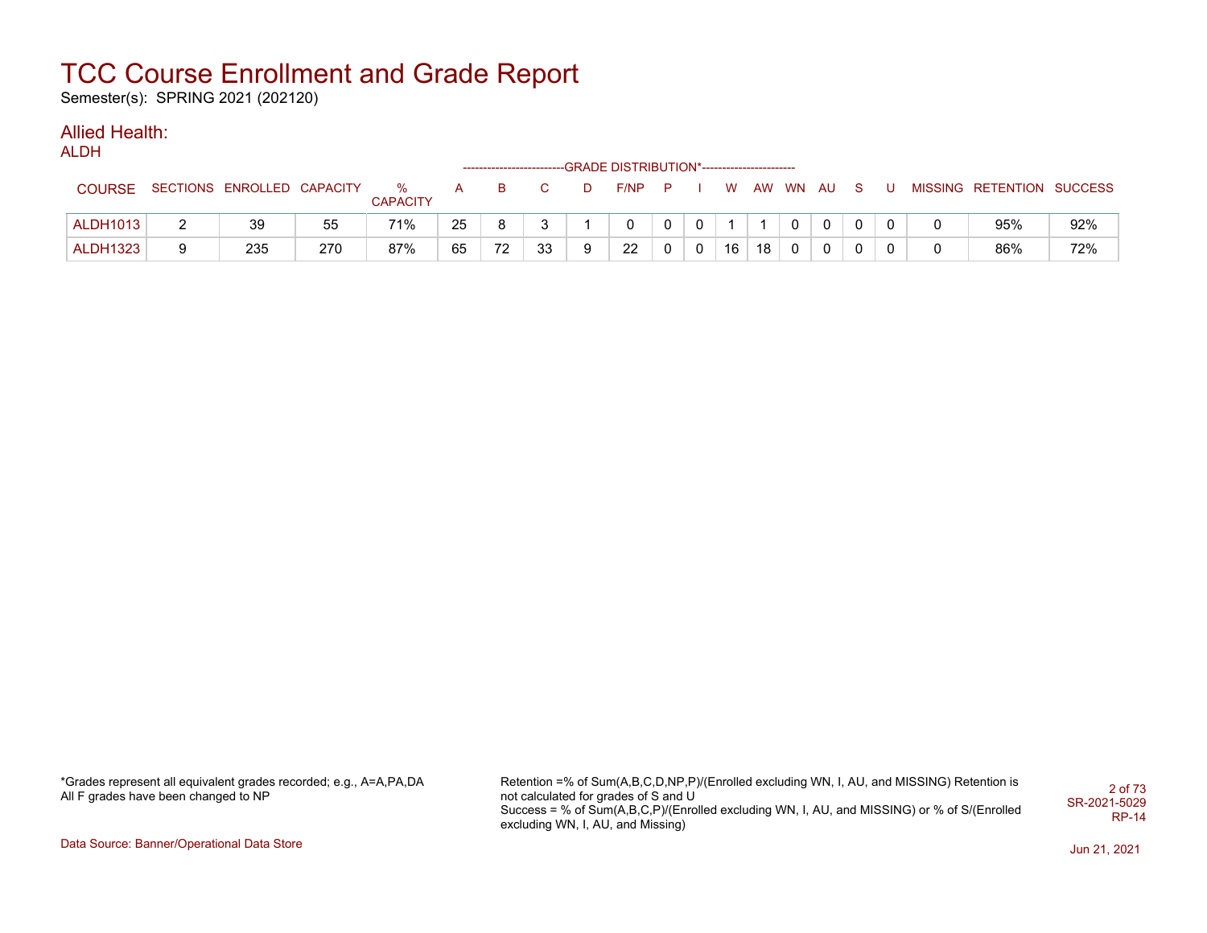# TCC Course Enrollment and Grade Report

Semester(s): SPRING 2021 (202120)

## Allied Health:

ALDH

| COURSE | SECTIONS | ENROLLED | CAPACITY | % CAPACITY | A | B | C | D | F/NP | P | I | W | AW | WN | AU | S | U | MISSING | RETENTION | SUCCESS |
|---|---|---|---|---|---|---|---|---|---|---|---|---|---|---|---|---|---|---|---|---|
| | | | | | GRADE DISTRIBUTION* | | | | | | | | | | | | | | | |
| ALDH1013 | 2 | 39 | 55 | 71% | 25 | 8 | 3 | 1 | 0 | 0 | 0 | 1 | 1 | 0 | 0 | 0 | 0 | 0 | 95% | 92% |
| ALDH1323 | 9 | 235 | 270 | 87% | 65 | 72 | 33 | 9 | 22 | 0 | 0 | 16 | 18 | 0 | 0 | 0 | 0 | 0 | 86% | 72% |

*Grades represent all equivalent grades recorded; e.g., A=A,PA,DA
All F grades have been changed to NP

Retention =% of Sum(A,B,C,D,NP,P)/(Enrolled excluding WN, I, AU, and MISSING) Retention is not calculated for grades of S and U
Success = % of Sum(A,B,C,P)/(Enrolled excluding WN, I, AU, and MISSING) or % of S/(Enrolled excluding WN, I, AU, and Missing)

SR-2021-5029
RP-14

Data Source: Banner/Operational Data Store

Jun 21, 2021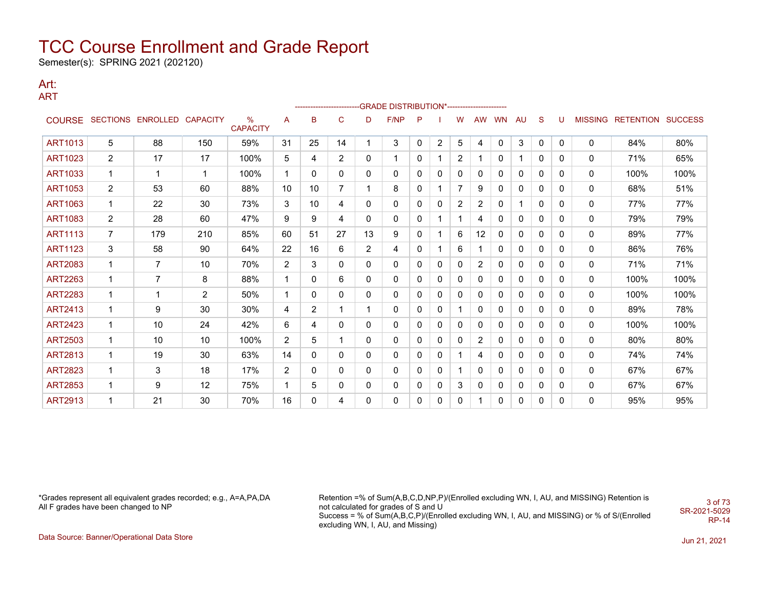# TCC Course Enrollment and Grade Report

Semester(s): SPRING 2021 (202120)

## Art:

### ART

| COURSE | SECTIONS | ENROLLED | CAPACITY | % CAPACITY | GRADE DISTRIBUTION* | | | | | | | | | | | | | | MISSING | RETENTION | SUCCESS |
|---|---|---|---|---|---|---|---|---|---|---|---|---|---|---|---|---|---|---|---|---|---|
| | | | | | A | B | C | D | F/NP | P | I | W | AW | WN | AU | S | U | | | | |
| ART1013 | 5 | 88 | 150 | 59% | 31 | 25 | 14 | 1 | 3 | 0 | 2 | 5 | 4 | 0 | 3 | 0 | 0 | | 0 | 84% | 80% |
| ART1023 | 2 | 17 | 17 | 100% | 5 | 4 | 2 | 0 | 1 | 0 | 1 | 2 | 1 | 0 | 1 | 0 | 0 | | 0 | 71% | 65% |
| ART1033 | 1 | 1 | 1 | 100% | 1 | 0 | 0 | 0 | 0 | 0 | 0 | 0 | 0 | 0 | 0 | 0 | 0 | | 0 | 100% | 100% |
| ART1053 | 2 | 53 | 60 | 88% | 10 | 10 | 7 | 1 | 8 | 0 | 1 | 7 | 9 | 0 | 0 | 0 | 0 | | 0 | 68% | 51% |
| ART1063 | 1 | 22 | 30 | 73% | 3 | 10 | 4 | 0 | 0 | 0 | 0 | 2 | 2 | 0 | 1 | 0 | 0 | | 0 | 77% | 77% |
| ART1083 | 2 | 28 | 60 | 47% | 9 | 9 | 4 | 0 | 0 | 0 | 1 | 1 | 4 | 0 | 0 | 0 | 0 | | 0 | 79% | 79% |
| ART1113 | 7 | 179 | 210 | 85% | 60 | 51 | 27 | 13 | 9 | 0 | 1 | 6 | 12 | 0 | 0 | 0 | 0 | | 0 | 89% | 77% |
| ART1123 | 3 | 58 | 90 | 64% | 22 | 16 | 6 | 2 | 4 | 0 | 1 | 6 | 1 | 0 | 0 | 0 | 0 | | 0 | 86% | 76% |
| ART2083 | 1 | 7 | 10 | 70% | 2 | 3 | 0 | 0 | 0 | 0 | 0 | 0 | 2 | 0 | 0 | 0 | 0 | | 0 | 71% | 71% |
| ART2263 | 1 | 7 | 8 | 88% | 1 | 0 | 6 | 0 | 0 | 0 | 0 | 0 | 0 | 0 | 0 | 0 | 0 | | 0 | 100% | 100% |
| ART2283 | 1 | 1 | 2 | 50% | 1 | 0 | 0 | 0 | 0 | 0 | 0 | 0 | 0 | 0 | 0 | 0 | 0 | | 0 | 100% | 100% |
| ART2413 | 1 | 9 | 30 | 30% | 4 | 2 | 1 | 1 | 0 | 0 | 0 | 1 | 0 | 0 | 0 | 0 | 0 | | 0 | 89% | 78% |
| ART2423 | 1 | 10 | 24 | 42% | 6 | 4 | 0 | 0 | 0 | 0 | 0 | 0 | 0 | 0 | 0 | 0 | 0 | | 0 | 100% | 100% |
| ART2503 | 1 | 10 | 10 | 100% | 2 | 5 | 1 | 0 | 0 | 0 | 0 | 0 | 2 | 0 | 0 | 0 | 0 | | 0 | 80% | 80% |
| ART2813 | 1 | 19 | 30 | 63% | 14 | 0 | 0 | 0 | 0 | 0 | 0 | 1 | 4 | 0 | 0 | 0 | 0 | | 0 | 74% | 74% |
| ART2823 | 1 | 3 | 18 | 17% | 2 | 0 | 0 | 0 | 0 | 0 | 0 | 1 | 0 | 0 | 0 | 0 | 0 | | 0 | 67% | 67% |
| ART2853 | 1 | 9 | 12 | 75% | 1 | 5 | 0 | 0 | 0 | 0 | 0 | 3 | 0 | 0 | 0 | 0 | 0 | | 0 | 67% | 67% |
| ART2913 | 1 | 21 | 30 | 70% | 16 | 0 | 4 | 0 | 0 | 0 | 0 | 0 | 1 | 0 | 0 | 0 | 0 | | 0 | 95% | 95% |

*Grades represent all equivalent grades recorded; e.g., A=A,PA,DA
All F grades have been changed to NP

Retention =% of Sum(A,B,C,D,NP,P)/(Enrolled excluding WN, I, AU, and MISSING) Retention is not calculated for grades of S and U
Success = % of Sum(A,B,C,P)/(Enrolled excluding WN, I, AU, and MISSING) or % of S/(Enrolled excluding WN, I, AU, and Missing)

SR-2021-5029
RP-14

Data Source: Banner/Operational Data Store

Jun 21, 2021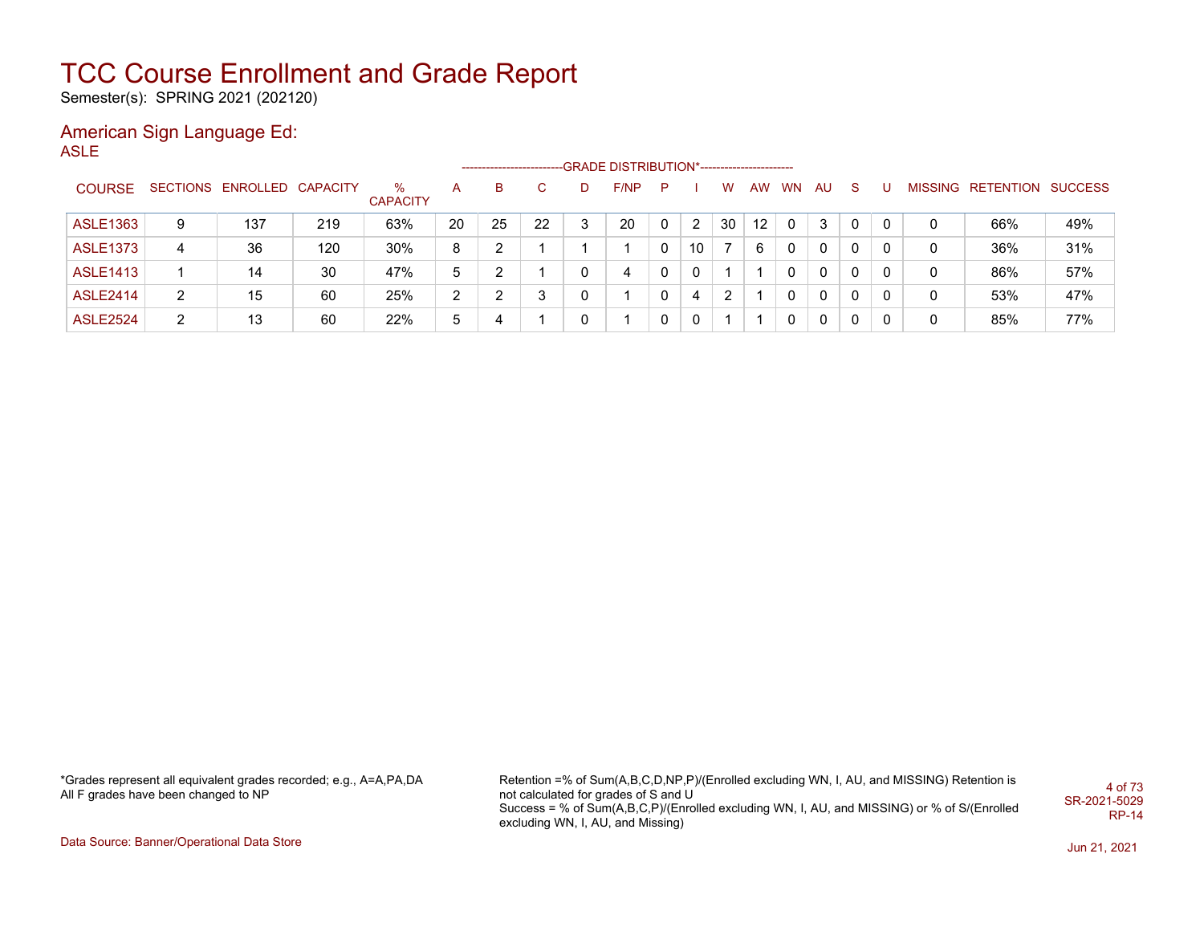# TCC Course Enrollment and Grade Report

Semester(s): SPRING 2021 (202120)

## American Sign Language Ed:

### ASLE

| COURSE | SECTIONS | ENROLLED | CAPACITY | % CAPACITY | GRADE DISTRIBUTION* A | B | C | D | F/NP | P | I | W | AW | WN | AU | S | U | MISSING | RETENTION | SUCCESS |
|---|---|---|---|---|---|---|---|---|---|---|---|---|---|---|---|---|---|---|---|---|
| ASLE1363 | 9 | 137 | 219 | 63% | 20 | 25 | 22 | 3 | 20 | 0 | 2 | 30 | 12 | 0 | 3 | 0 | 0 | 0 | 66% | 49% |
| ASLE1373 | 4 | 36 | 120 | 30% | 8 | 2 | 1 | 1 | 1 | 0 | 10 | 7 | 6 | 0 | 0 | 0 | 0 | 0 | 36% | 31% |
| ASLE1413 | 1 | 14 | 30 | 47% | 5 | 2 | 1 | 0 | 4 | 0 | 0 | 1 | 1 | 0 | 0 | 0 | 0 | 0 | 86% | 57% |
| ASLE2414 | 2 | 15 | 60 | 25% | 2 | 2 | 3 | 0 | 1 | 0 | 4 | 2 | 1 | 0 | 0 | 0 | 0 | 0 | 53% | 47% |
| ASLE2524 | 2 | 13 | 60 | 22% | 5 | 4 | 1 | 0 | 1 | 0 | 0 | 1 | 1 | 0 | 0 | 0 | 0 | 0 | 85% | 77% |

*Grades represent all equivalent grades recorded; e.g., A=A,PA,DA
All F grades have been changed to NP

Retention =% of Sum(A,B,C,D,NP,P)/(Enrolled excluding WN, I, AU, and MISSING) Retention is not calculated for grades of S and U
Success = % of Sum(A,B,C,P)/(Enrolled excluding WN, I, AU, and MISSING) or % of S/(Enrolled excluding WN, I, AU, and Missing)

SR-2021-5029
RP-14

Data Source: Banner/Operational Data Store

Jun 21, 2021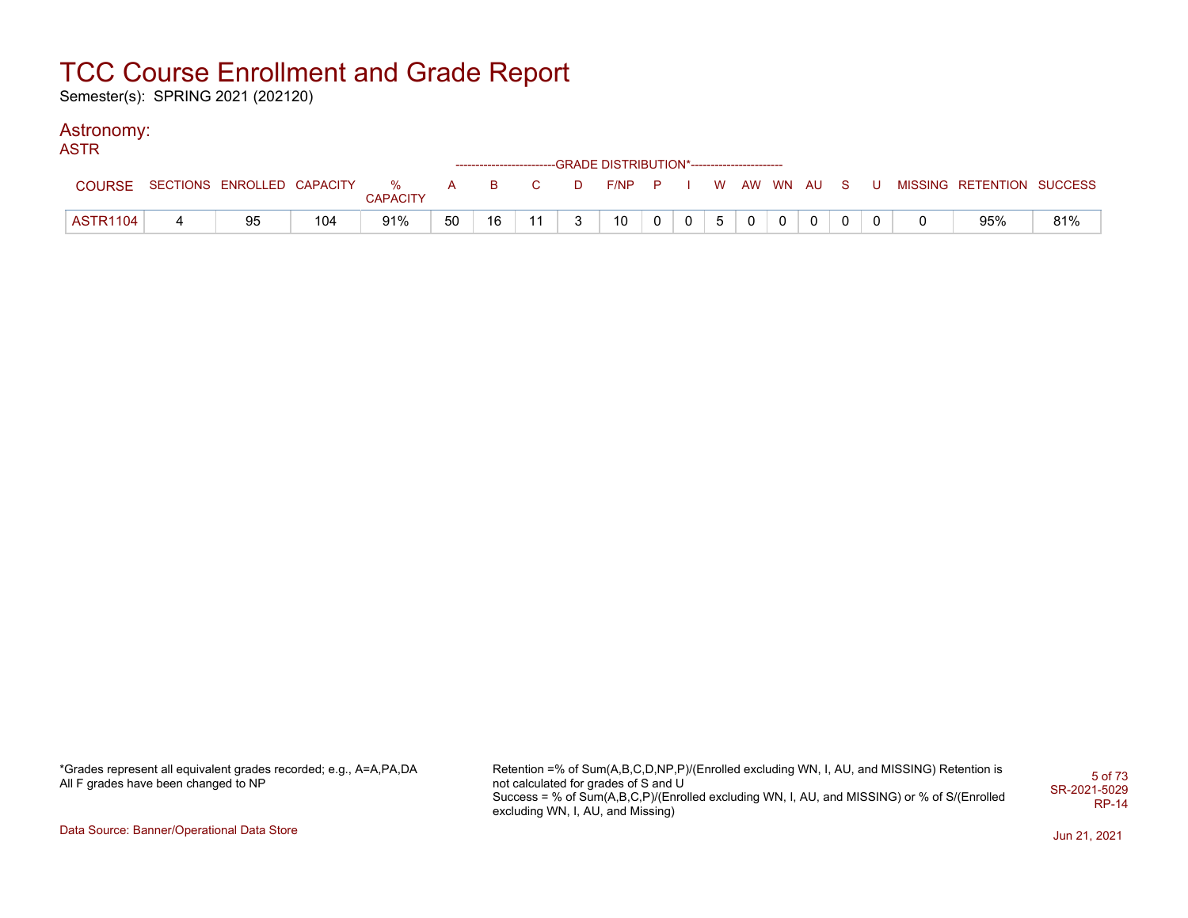# TCC Course Enrollment and Grade Report

Semester(s): SPRING 2021 (202120)

## Astronomy:

### ASTR

| COURSE | SECTIONS | ENROLLED | CAPACITY | % CAPACITY | A | B | C | D | F/NP | P | I | W | AW | WN | AU | S | U | MISSING | RETENTION | SUCCESS |
|---|---|---|---|---|---|---|---|---|---|---|---|---|---|---|---|---|---|---|---|---|
| | | | | | GRADE DISTRIBUTION* | | | | | | | | | | | | | | | |
| ASTR1104 | 4 | 95 | 104 | 91% | 50 | 16 | 11 | 3 | 10 | 0 | 0 | 5 | 0 | 0 | 0 | 0 | 0 | 0 | 95% | 81% |

*Grades represent all equivalent grades recorded; e.g., A=A,PA,DA
All F grades have been changed to NP

Retention =% of Sum(A,B,C,D,NP,P)/(Enrolled excluding WN, I, AU, and MISSING) Retention is not calculated for grades of S and U
Success = % of Sum(A,B,C,P)/(Enrolled excluding WN, I, AU, and MISSING) or % of S/(Enrolled excluding WN, I, AU, and Missing)

SR-2021-5029
RP-14

Data Source: Banner/Operational Data Store

Jun 21, 2021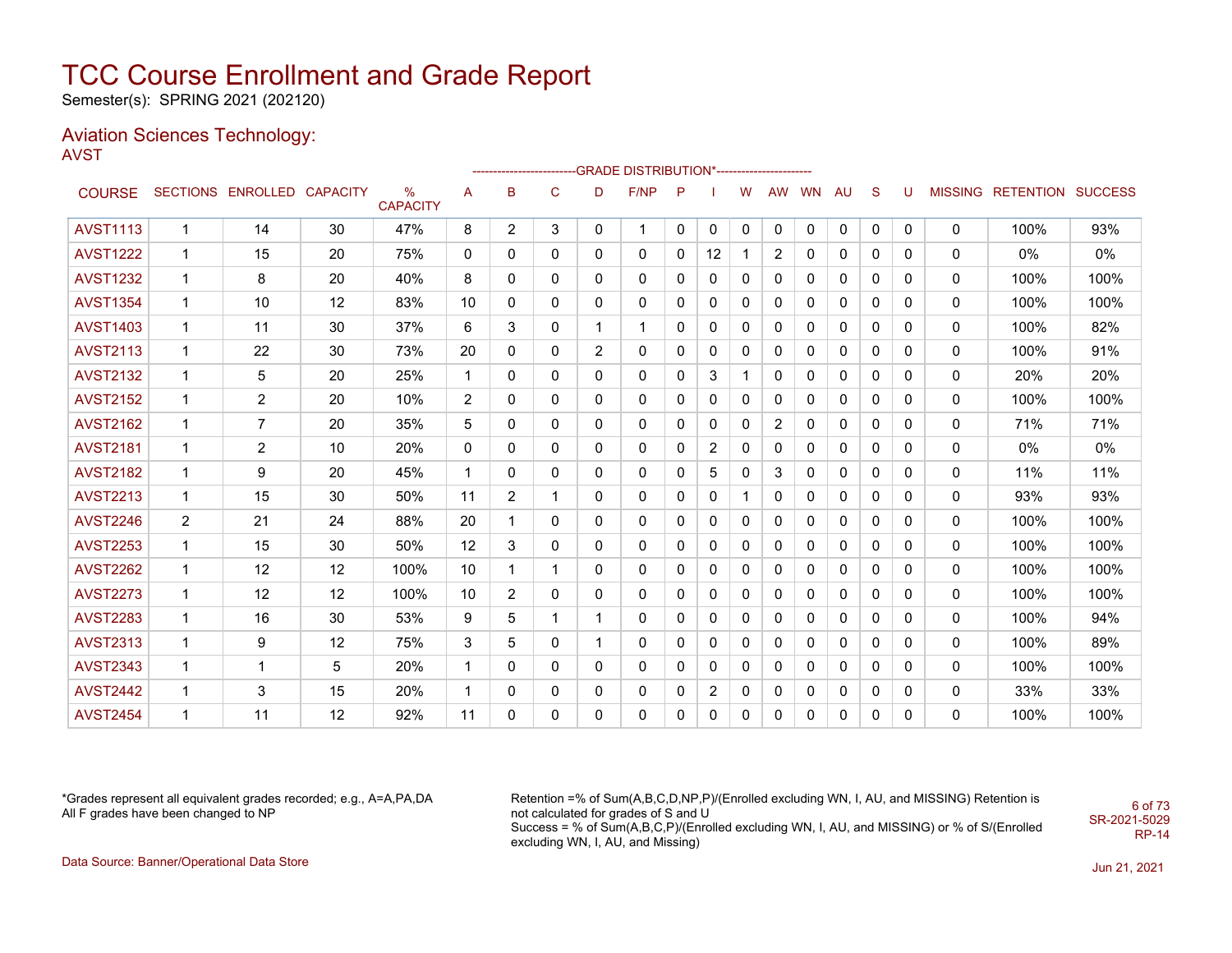# TCC Course Enrollment and Grade Report

Semester(s): SPRING 2021 (202120)

## Aviation Sciences Technology:

AVST

| COURSE | SECTIONS | ENROLLED | CAPACITY | % CAPACITY | A | B | C | D | F/NP | P | I | W | AW | WN | AU | S | U | MISSING | RETENTION | SUCCESS |
|---|---|---|---|---|---|---|---|---|---|---|---|---|---|---|---|---|---|---|---|---|
| | | | | | GRADE DISTRIBUTION* | | | | | | | | | | | | | | | |
| AVST1113 | 1 | 14 | 30 | 47% | 8 | 2 | 3 | 0 | 1 | 0 | 0 | 0 | 0 | 0 | 0 | 0 | 0 | 0 | 100% | 93% |
| AVST1222 | 1 | 15 | 20 | 75% | 0 | 0 | 0 | 0 | 0 | 0 | 12 | 1 | 2 | 0 | 0 | 0 | 0 | 0 | 0% | 0% |
| AVST1232 | 1 | 8 | 20 | 40% | 8 | 0 | 0 | 0 | 0 | 0 | 0 | 0 | 0 | 0 | 0 | 0 | 0 | 0 | 100% | 100% |
| AVST1354 | 1 | 10 | 12 | 83% | 10 | 0 | 0 | 0 | 0 | 0 | 0 | 0 | 0 | 0 | 0 | 0 | 0 | 0 | 100% | 100% |
| AVST1403 | 1 | 11 | 30 | 37% | 6 | 3 | 0 | 1 | 1 | 0 | 0 | 0 | 0 | 0 | 0 | 0 | 0 | 0 | 100% | 82% |
| AVST2113 | 1 | 22 | 30 | 73% | 20 | 0 | 0 | 2 | 0 | 0 | 0 | 0 | 0 | 0 | 0 | 0 | 0 | 0 | 100% | 91% |
| AVST2132 | 1 | 5 | 20 | 25% | 1 | 0 | 0 | 0 | 0 | 0 | 3 | 1 | 0 | 0 | 0 | 0 | 0 | 0 | 20% | 20% |
| AVST2152 | 1 | 2 | 20 | 10% | 2 | 0 | 0 | 0 | 0 | 0 | 0 | 0 | 0 | 0 | 0 | 0 | 0 | 0 | 100% | 100% |
| AVST2162 | 1 | 7 | 20 | 35% | 5 | 0 | 0 | 0 | 0 | 0 | 0 | 0 | 2 | 0 | 0 | 0 | 0 | 0 | 71% | 71% |
| AVST2181 | 1 | 2 | 10 | 20% | 0 | 0 | 0 | 0 | 0 | 0 | 2 | 0 | 0 | 0 | 0 | 0 | 0 | 0 | 0% | 0% |
| AVST2182 | 1 | 9 | 20 | 45% | 1 | 0 | 0 | 0 | 0 | 0 | 5 | 0 | 3 | 0 | 0 | 0 | 0 | 0 | 11% | 11% |
| AVST2213 | 1 | 15 | 30 | 50% | 11 | 2 | 1 | 0 | 0 | 0 | 0 | 1 | 0 | 0 | 0 | 0 | 0 | 0 | 93% | 93% |
| AVST2246 | 2 | 21 | 24 | 88% | 20 | 1 | 0 | 0 | 0 | 0 | 0 | 0 | 0 | 0 | 0 | 0 | 0 | 0 | 100% | 100% |
| AVST2253 | 1 | 15 | 30 | 50% | 12 | 3 | 0 | 0 | 0 | 0 | 0 | 0 | 0 | 0 | 0 | 0 | 0 | 0 | 100% | 100% |
| AVST2262 | 1 | 12 | 12 | 100% | 10 | 1 | 1 | 0 | 0 | 0 | 0 | 0 | 0 | 0 | 0 | 0 | 0 | 0 | 100% | 100% |
| AVST2273 | 1 | 12 | 12 | 100% | 10 | 2 | 0 | 0 | 0 | 0 | 0 | 0 | 0 | 0 | 0 | 0 | 0 | 0 | 100% | 100% |
| AVST2283 | 1 | 16 | 30 | 53% | 9 | 5 | 1 | 1 | 0 | 0 | 0 | 0 | 0 | 0 | 0 | 0 | 0 | 0 | 100% | 94% |
| AVST2313 | 1 | 9 | 12 | 75% | 3 | 5 | 0 | 1 | 0 | 0 | 0 | 0 | 0 | 0 | 0 | 0 | 0 | 0 | 100% | 89% |
| AVST2343 | 1 | 1 | 5 | 20% | 1 | 0 | 0 | 0 | 0 | 0 | 0 | 0 | 0 | 0 | 0 | 0 | 0 | 0 | 100% | 100% |
| AVST2442 | 1 | 3 | 15 | 20% | 1 | 0 | 0 | 0 | 0 | 0 | 2 | 0 | 0 | 0 | 0 | 0 | 0 | 0 | 33% | 33% |
| AVST2454 | 1 | 11 | 12 | 92% | 11 | 0 | 0 | 0 | 0 | 0 | 0 | 0 | 0 | 0 | 0 | 0 | 0 | 0 | 100% | 100% |

*Grades represent all equivalent grades recorded; e.g., A=A,PA,DA
All F grades have been changed to NP

Retention =% of Sum(A,B,C,D,NP,P)/(Enrolled excluding WN, I, AU, and MISSING) Retention is not calculated for grades of S and U
Success = % of Sum(A,B,C,P)/(Enrolled excluding WN, I, AU, and MISSING) or % of S/(Enrolled excluding WN, I, AU, and Missing)

SR-2021-5029
RP-14

Data Source: Banner/Operational Data Store

Jun 21, 2021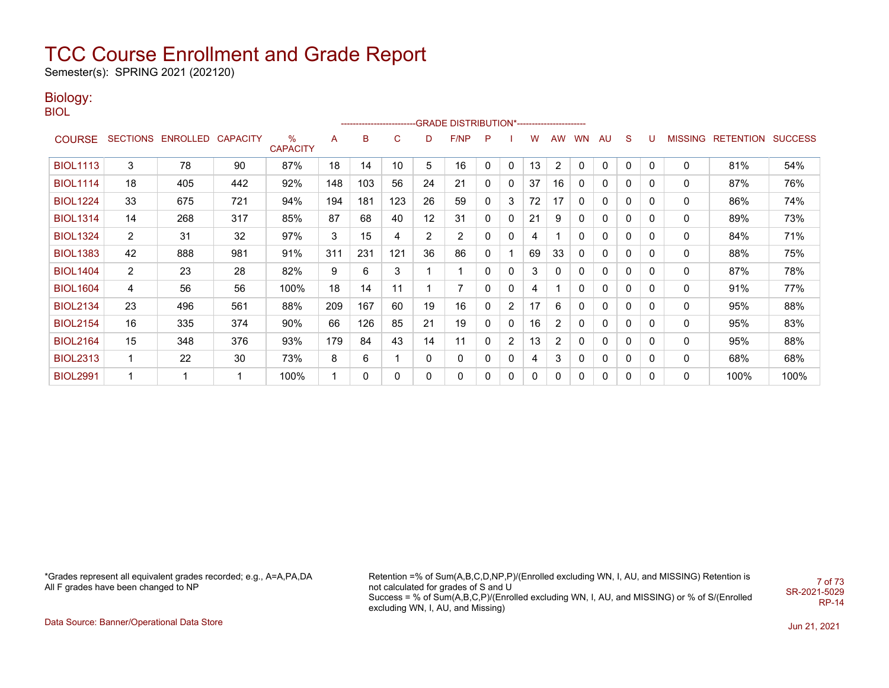# TCC Course Enrollment and Grade Report

Semester(s): SPRING 2021 (202120)

## Biology:

BIOL

| COURSE | SECTIONS | ENROLLED | CAPACITY | % CAPACITY | A | B | C | D | F/NP | P | I | W | AW | WN | AU | S | U | MISSING | RETENTION | SUCCESS |
|---|---|---|---|---|---|---|---|---|---|---|---|---|---|---|---|---|---|---|---|---|
| | | | | | GRADE DISTRIBUTION* | | | | | | | | | | | | | | | |
| BIOL1113 | 3 | 78 | 90 | 87% | 18 | 14 | 10 | 5 | 16 | 0 | 0 | 13 | 2 | 0 | 0 | 0 | 0 | 0 | 81% | 54% |
| BIOL1114 | 18 | 405 | 442 | 92% | 148 | 103 | 56 | 24 | 21 | 0 | 0 | 37 | 16 | 0 | 0 | 0 | 0 | 0 | 87% | 76% |
| BIOL1224 | 33 | 675 | 721 | 94% | 194 | 181 | 123 | 26 | 59 | 0 | 3 | 72 | 17 | 0 | 0 | 0 | 0 | 0 | 86% | 74% |
| BIOL1314 | 14 | 268 | 317 | 85% | 87 | 68 | 40 | 12 | 31 | 0 | 0 | 21 | 9 | 0 | 0 | 0 | 0 | 0 | 89% | 73% |
| BIOL1324 | 2 | 31 | 32 | 97% | 3 | 15 | 4 | 2 | 2 | 0 | 0 | 4 | 1 | 0 | 0 | 0 | 0 | 0 | 84% | 71% |
| BIOL1383 | 42 | 888 | 981 | 91% | 311 | 231 | 121 | 36 | 86 | 0 | 1 | 69 | 33 | 0 | 0 | 0 | 0 | 0 | 88% | 75% |
| BIOL1404 | 2 | 23 | 28 | 82% | 9 | 6 | 3 | 1 | 1 | 0 | 0 | 3 | 0 | 0 | 0 | 0 | 0 | 0 | 87% | 78% |
| BIOL1604 | 4 | 56 | 56 | 100% | 18 | 14 | 11 | 1 | 7 | 0 | 0 | 4 | 1 | 0 | 0 | 0 | 0 | 0 | 91% | 77% |
| BIOL2134 | 23 | 496 | 561 | 88% | 209 | 167 | 60 | 19 | 16 | 0 | 2 | 17 | 6 | 0 | 0 | 0 | 0 | 0 | 95% | 88% |
| BIOL2154 | 16 | 335 | 374 | 90% | 66 | 126 | 85 | 21 | 19 | 0 | 0 | 16 | 2 | 0 | 0 | 0 | 0 | 0 | 95% | 83% |
| BIOL2164 | 15 | 348 | 376 | 93% | 179 | 84 | 43 | 14 | 11 | 0 | 2 | 13 | 2 | 0 | 0 | 0 | 0 | 0 | 95% | 88% |
| BIOL2313 | 1 | 22 | 30 | 73% | 8 | 6 | 1 | 0 | 0 | 0 | 0 | 4 | 3 | 0 | 0 | 0 | 0 | 0 | 68% | 68% |
| BIOL2991 | 1 | 1 | 1 | 100% | 1 | 0 | 0 | 0 | 0 | 0 | 0 | 0 | 0 | 0 | 0 | 0 | 0 | 0 | 100% | 100% |

*Grades represent all equivalent grades recorded; e.g., A=A,PA,DA
All F grades have been changed to NP

Retention =% of Sum(A,B,C,D,NP,P)/(Enrolled excluding WN, I, AU, and MISSING) Retention is not calculated for grades of S and U
Success = % of Sum(A,B,C,P)/(Enrolled excluding WN, I, AU, and MISSING) or % of S/(Enrolled excluding WN, I, AU, and Missing)

SR-2021-5029
RP-14

Data Source: Banner/Operational Data Store

Jun 21, 2021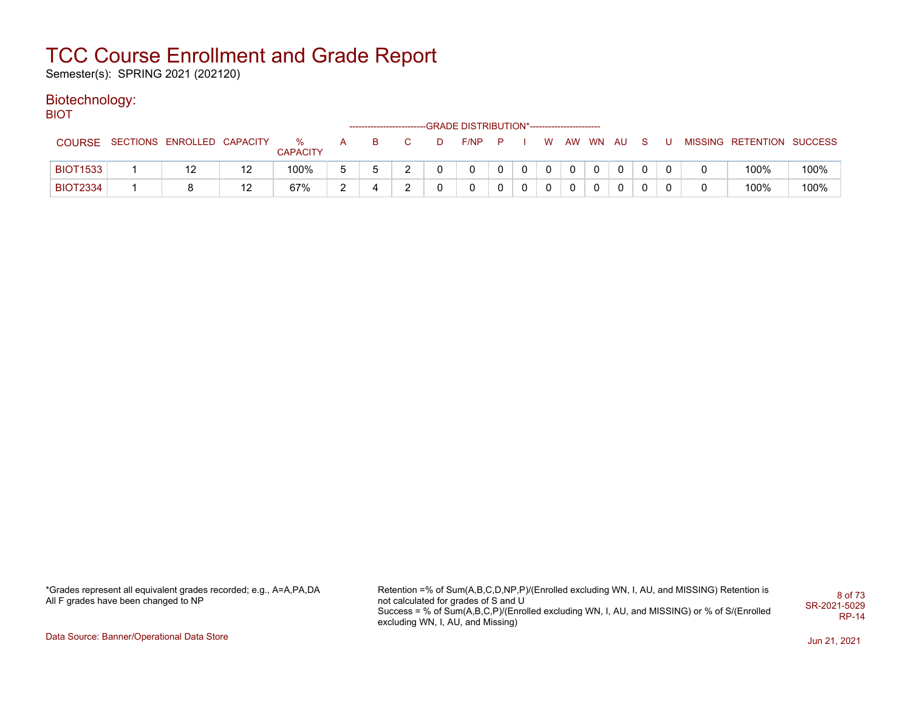# TCC Course Enrollment and Grade Report

Semester(s): SPRING 2021 (202120)

## Biotechnology:

### BIOT

| COURSE | SECTIONS | ENROLLED | CAPACITY | % CAPACITY | GRADE DISTRIBUTION* | | | | | | | | | | | | | MISSING | RETENTION | SUCCESS |
|---|---|---|---|---|---|---|---|---|---|---|---|---|---|---|---|---|---|---|---|---|
| | | | | | A | B | C | D | F/NP | P | I | W | AW | WN | AU | S | U | | | |
| BIOT1533 | 1 | 12 | 12 | 100% | 5 | 5 | 2 | 0 | 0 | 0 | 0 | 0 | 0 | 0 | 0 | 0 | 0 | 0 | 100% | 100% |
| BIOT2334 | 1 | 8 | 12 | 67% | 2 | 4 | 2 | 0 | 0 | 0 | 0 | 0 | 0 | 0 | 0 | 0 | 0 | 0 | 100% | 100% |

*Grades represent all equivalent grades recorded; e.g., A=A,PA,DA
All F grades have been changed to NP

Retention =% of Sum(A,B,C,D,NP,P)/(Enrolled excluding WN, I, AU, and MISSING) Retention is not calculated for grades of S and U
Success = % of Sum(A,B,C,P)/(Enrolled excluding WN, I, AU, and MISSING) or % of S/(Enrolled excluding WN, I, AU, and Missing)

SR-2021-5029
RP-14

Data Source: Banner/Operational Data Store

Jun 21, 2021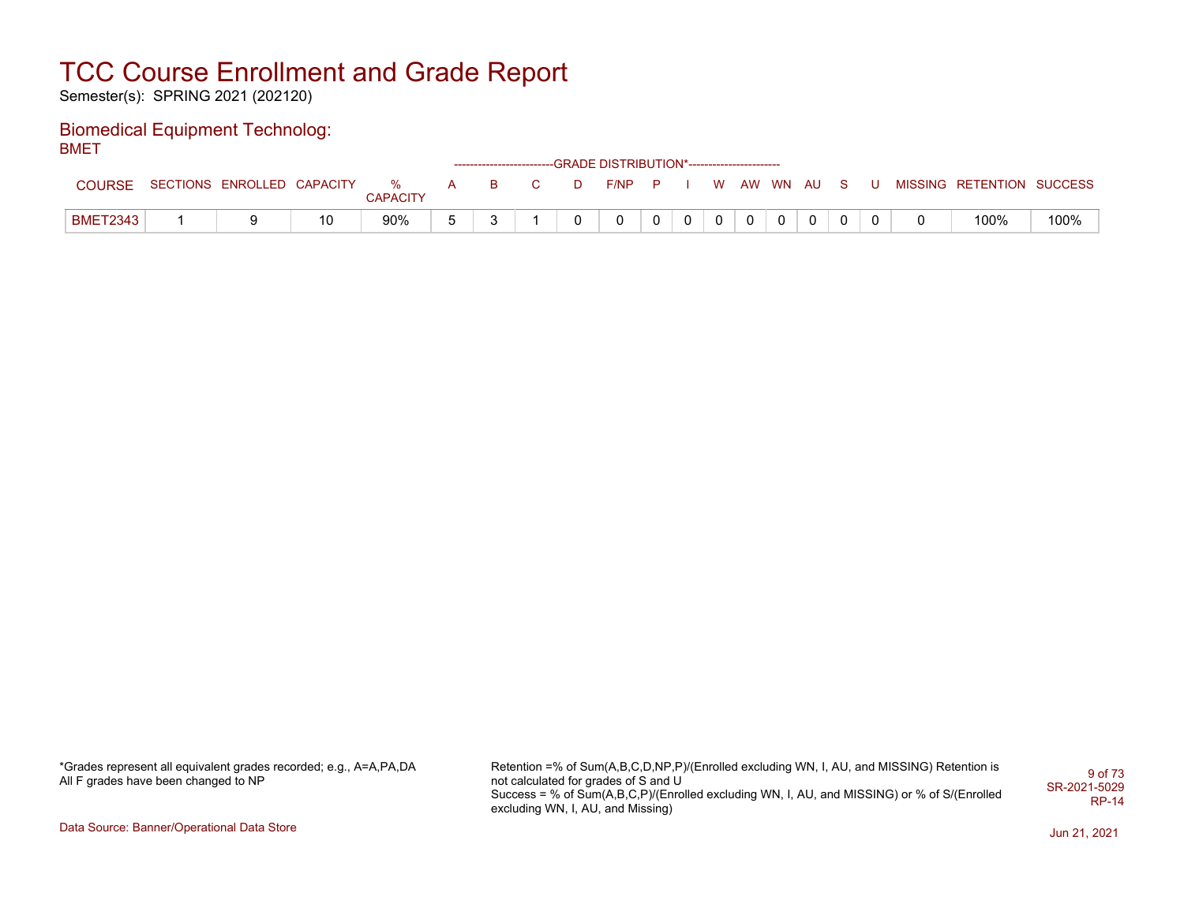# TCC Course Enrollment and Grade Report

Semester(s): SPRING 2021 (202120)

## Biomedical Equipment Technolog:

BMET

| COURSE | SECTIONS | ENROLLED | CAPACITY | % CAPACITY | A | B | C | D | F/NP | P | I | W | AW | WN | AU | S | U | MISSING | RETENTION | SUCCESS |
|---|---|---|---|---|---|---|---|---|---|---|---|---|---|---|---|---|---|---|---|---|
| | | | | | GRADE DISTRIBUTION* | | | | | | | | | | | | | | | |
| BMET2343 | 1 | 9 | 10 | 90% | 5 | 3 | 1 | 0 | 0 | 0 | 0 | 0 | 0 | 0 | 0 | 0 | 0 | 0 | 100% | 100% |

*Grades represent all equivalent grades recorded; e.g., A=A,PA,DA
All F grades have been changed to NP

Retention =% of Sum(A,B,C,D,NP,P)/(Enrolled excluding WN, I, AU, and MISSING) Retention is not calculated for grades of S and U
Success = % of Sum(A,B,C,P)/(Enrolled excluding WN, I, AU, and MISSING) or % of S/(Enrolled excluding WN, I, AU, and Missing)

SR-2021-5029
RP-14

Data Source: Banner/Operational Data Store

Jun 21, 2021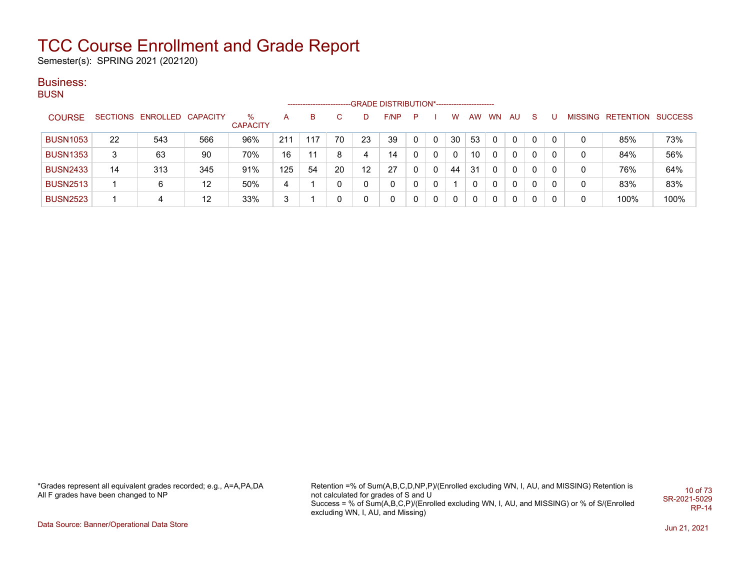# TCC Course Enrollment and Grade Report

Semester(s): SPRING 2021 (202120)

## Business:

### BUSN

| COURSE | SECTIONS | ENROLLED | CAPACITY | % CAPACITY | A | B | C | D | F/NP | P | I | W | AW | WN | AU | S | U | MISSING | RETENTION | SUCCESS |
|---|---|---|---|---|---|---|---|---|---|---|---|---|---|---|---|---|---|---|---|---|
| | | | | | GRADE DISTRIBUTION* | | | | | | | | | | | | | | | |
| BUSN1053 | 22 | 543 | 566 | 96% | 211 | 117 | 70 | 23 | 39 | 0 | 0 | 30 | 53 | 0 | 0 | 0 | 0 | 0 | 85% | 73% |
| BUSN1353 | 3 | 63 | 90 | 70% | 16 | 11 | 8 | 4 | 14 | 0 | 0 | 0 | 10 | 0 | 0 | 0 | 0 | 0 | 84% | 56% |
| BUSN2433 | 14 | 313 | 345 | 91% | 125 | 54 | 20 | 12 | 27 | 0 | 0 | 44 | 31 | 0 | 0 | 0 | 0 | 0 | 76% | 64% |
| BUSN2513 | 1 | 6 | 12 | 50% | 4 | 1 | 0 | 0 | 0 | 0 | 0 | 1 | 0 | 0 | 0 | 0 | 0 | 0 | 83% | 83% |
| BUSN2523 | 1 | 4 | 12 | 33% | 3 | 1 | 0 | 0 | 0 | 0 | 0 | 0 | 0 | 0 | 0 | 0 | 0 | 0 | 100% | 100% |

*Grades represent all equivalent grades recorded; e.g., A=A,PA,DA
All F grades have been changed to NP

Retention =% of Sum(A,B,C,D,NP,P)/(Enrolled excluding WN, I, AU, and MISSING) Retention is not calculated for grades of S and U
Success = % of Sum(A,B,C,P)/(Enrolled excluding WN, I, AU, and MISSING) or % of S/(Enrolled excluding WN, I, AU, and Missing)

SR-2021-5029
RP-14

Data Source: Banner/Operational Data Store

Jun 21, 2021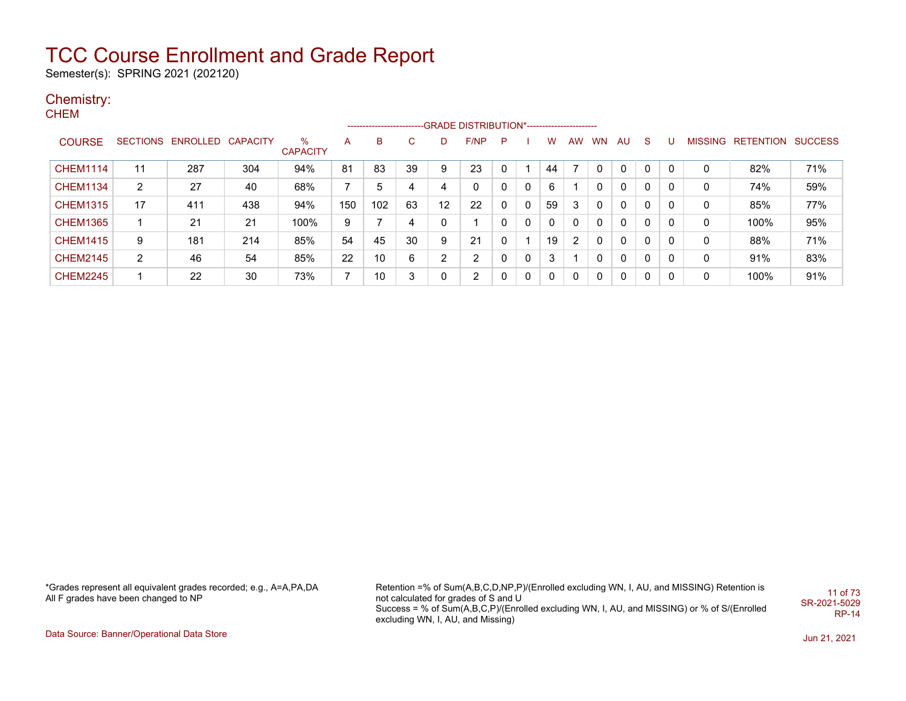# TCC Course Enrollment and Grade Report

Semester(s): SPRING 2021 (202120)

## Chemistry:

### CHEM

| COURSE | SECTIONS | ENROLLED | CAPACITY | % CAPACITY | A | B | C | D | F/NP | P | I | W | AW | WN | AU | S | U | MISSING | RETENTION | SUCCESS |
|---|---|---|---|---|---|---|---|---|---|---|---|---|---|---|---|---|---|---|---|---|
| | | | | | -------------------------GRADE DISTRIBUTION*----------------------- | | | | | | | | | | | | | | | |
| CHEM1114 | 11 | 287 | 304 | 94% | 81 | 83 | 39 | 9 | 23 | 0 | 1 | 44 | 7 | 0 | 0 | 0 | 0 | 0 | 82% | 71% |
| CHEM1134 | 2 | 27 | 40 | 68% | 7 | 5 | 4 | 4 | 0 | 0 | 0 | 6 | 1 | 0 | 0 | 0 | 0 | 0 | 74% | 59% |
| CHEM1315 | 17 | 411 | 438 | 94% | 150 | 102 | 63 | 12 | 22 | 0 | 0 | 59 | 3 | 0 | 0 | 0 | 0 | 0 | 85% | 77% |
| CHEM1365 | 1 | 21 | 21 | 100% | 9 | 7 | 4 | 0 | 1 | 0 | 0 | 0 | 0 | 0 | 0 | 0 | 0 | 0 | 100% | 95% |
| CHEM1415 | 9 | 181 | 214 | 85% | 54 | 45 | 30 | 9 | 21 | 0 | 1 | 19 | 2 | 0 | 0 | 0 | 0 | 0 | 88% | 71% |
| CHEM2145 | 2 | 46 | 54 | 85% | 22 | 10 | 6 | 2 | 2 | 0 | 0 | 3 | 1 | 0 | 0 | 0 | 0 | 0 | 91% | 83% |
| CHEM2245 | 1 | 22 | 30 | 73% | 7 | 10 | 3 | 0 | 2 | 0 | 0 | 0 | 0 | 0 | 0 | 0 | 0 | 0 | 100% | 91% |

*Grades represent all equivalent grades recorded; e.g., A=A,PA,DA
All F grades have been changed to NP

Retention =% of Sum(A,B,C,D,NP,P)/(Enrolled excluding WN, I, AU, and MISSING) Retention is not calculated for grades of S and U
Success = % of Sum(A,B,C,P)/(Enrolled excluding WN, I, AU, and MISSING) or % of S/(Enrolled excluding WN, I, AU, and Missing)

SR-2021-5029
RP-14

Data Source: Banner/Operational Data Store

Jun 21, 2021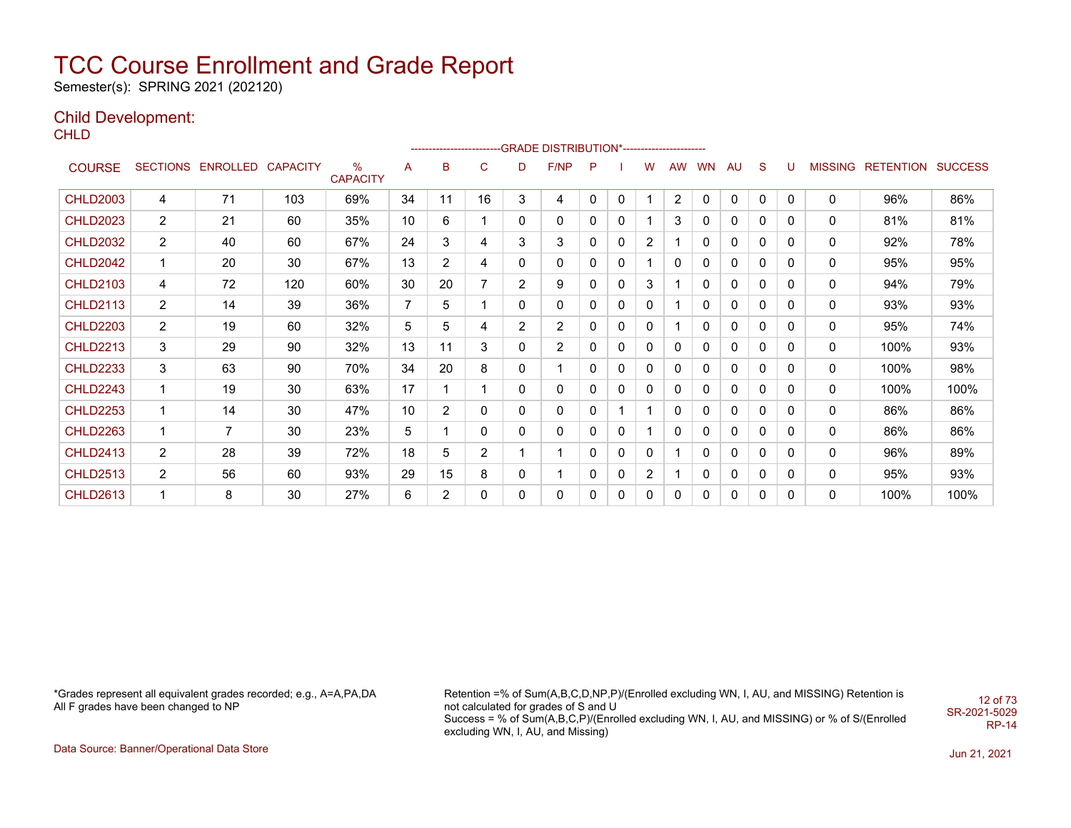# TCC Course Enrollment and Grade Report

Semester(s): SPRING 2021 (202120)

## Child Development:

CHLD

| COURSE | SECTIONS | ENROLLED | CAPACITY | % CAPACITY | A | B | C | D | F/NP | P | I | W | AW | WN | AU | S | U | MISSING | RETENTION | SUCCESS |
|---|---|---|---|---|---|---|---|---|---|---|---|---|---|---|---|---|---|---|---|---|
| | | | | | GRADE DISTRIBUTION* | | | | | | | | | | | | | | | |
| CHLD2003 | 4 | 71 | 103 | 69% | 34 | 11 | 16 | 3 | 4 | 0 | 0 | 1 | 2 | 0 | 0 | 0 | 0 | 0 | 96% | 86% |
| CHLD2023 | 2 | 21 | 60 | 35% | 10 | 6 | 1 | 0 | 0 | 0 | 0 | 1 | 3 | 0 | 0 | 0 | 0 | 0 | 81% | 81% |
| CHLD2032 | 2 | 40 | 60 | 67% | 24 | 3 | 4 | 3 | 3 | 0 | 0 | 2 | 1 | 0 | 0 | 0 | 0 | 0 | 92% | 78% |
| CHLD2042 | 1 | 20 | 30 | 67% | 13 | 2 | 4 | 0 | 0 | 0 | 0 | 1 | 0 | 0 | 0 | 0 | 0 | 0 | 95% | 95% |
| CHLD2103 | 4 | 72 | 120 | 60% | 30 | 20 | 7 | 2 | 9 | 0 | 0 | 3 | 1 | 0 | 0 | 0 | 0 | 0 | 94% | 79% |
| CHLD2113 | 2 | 14 | 39 | 36% | 7 | 5 | 1 | 0 | 0 | 0 | 0 | 0 | 1 | 0 | 0 | 0 | 0 | 0 | 93% | 93% |
| CHLD2203 | 2 | 19 | 60 | 32% | 5 | 5 | 4 | 2 | 2 | 0 | 0 | 0 | 1 | 0 | 0 | 0 | 0 | 0 | 95% | 74% |
| CHLD2213 | 3 | 29 | 90 | 32% | 13 | 11 | 3 | 0 | 2 | 0 | 0 | 0 | 0 | 0 | 0 | 0 | 0 | 0 | 100% | 93% |
| CHLD2233 | 3 | 63 | 90 | 70% | 34 | 20 | 8 | 0 | 1 | 0 | 0 | 0 | 0 | 0 | 0 | 0 | 0 | 0 | 100% | 98% |
| CHLD2243 | 1 | 19 | 30 | 63% | 17 | 1 | 1 | 0 | 0 | 0 | 0 | 0 | 0 | 0 | 0 | 0 | 0 | 0 | 100% | 100% |
| CHLD2253 | 1 | 14 | 30 | 47% | 10 | 2 | 0 | 0 | 0 | 0 | 1 | 1 | 0 | 0 | 0 | 0 | 0 | 0 | 86% | 86% |
| CHLD2263 | 1 | 7 | 30 | 23% | 5 | 1 | 0 | 0 | 0 | 0 | 0 | 1 | 0 | 0 | 0 | 0 | 0 | 0 | 86% | 86% |
| CHLD2413 | 2 | 28 | 39 | 72% | 18 | 5 | 2 | 1 | 1 | 0 | 0 | 0 | 1 | 0 | 0 | 0 | 0 | 0 | 96% | 89% |
| CHLD2513 | 2 | 56 | 60 | 93% | 29 | 15 | 8 | 0 | 1 | 0 | 0 | 2 | 1 | 0 | 0 | 0 | 0 | 0 | 95% | 93% |
| CHLD2613 | 1 | 8 | 30 | 27% | 6 | 2 | 0 | 0 | 0 | 0 | 0 | 0 | 0 | 0 | 0 | 0 | 0 | 0 | 100% | 100% |

*Grades represent all equivalent grades recorded; e.g., A=A,PA,DA
All F grades have been changed to NP

Retention =% of Sum(A,B,C,D,NP,P)/(Enrolled excluding WN, I, AU, and MISSING) Retention is not calculated for grades of S and U
Success = % of Sum(A,B,C,P)/(Enrolled excluding WN, I, AU, and MISSING) or % of S/(Enrolled excluding WN, I, AU, and Missing)

SR-2021-5029
RP-14

Data Source: Banner/Operational Data Store

Jun 21, 2021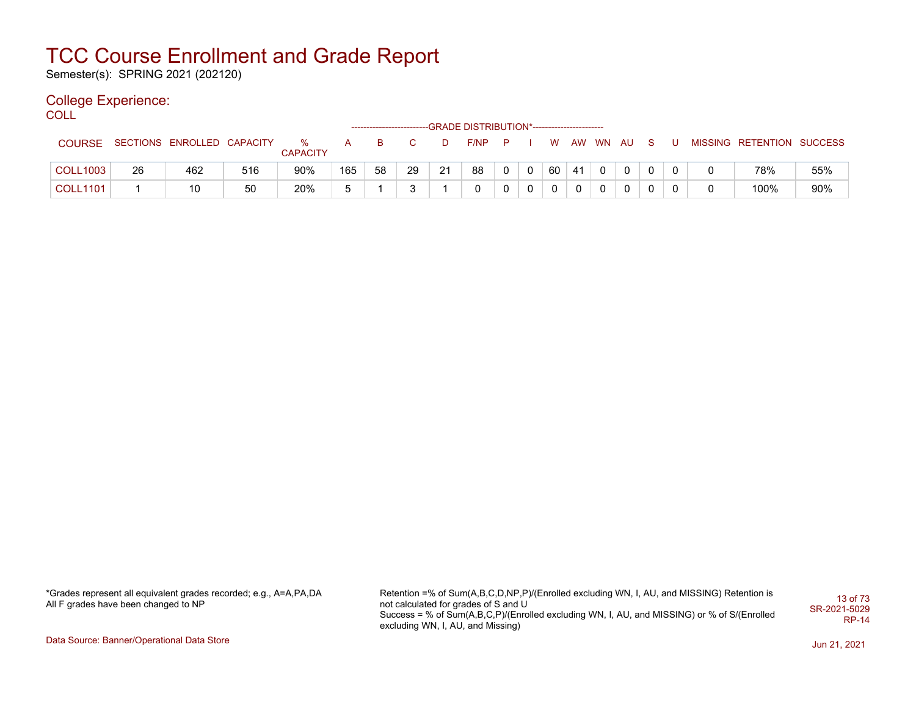# TCC Course Enrollment and Grade Report

Semester(s): SPRING 2021 (202120)

## College Experience:

COLL

| COURSE | SECTIONS | ENROLLED | CAPACITY | % CAPACITY | A | B | C | D | F/NP | P | I | W | AW | WN | AU | S | U | MISSING | RETENTION | SUCCESS |
|---|---|---|---|---|---|---|---|---|---|---|---|---|---|---|---|---|---|---|---|---|
| | | | | | GRADE DISTRIBUTION* | | | | | | | | | | | | | | | |
| COLL1003 | 26 | 462 | 516 | 90% | 165 | 58 | 29 | 21 | 88 | 0 | 0 | 60 | 41 | 0 | 0 | 0 | 0 | 0 | 78% | 55% |
| COLL1101 | 1 | 10 | 50 | 20% | 5 | 1 | 3 | 1 | 0 | 0 | 0 | 0 | 0 | 0 | 0 | 0 | 0 | 0 | 100% | 90% |

*Grades represent all equivalent grades recorded; e.g., A=A,PA,DA
All F grades have been changed to NP

Retention =% of Sum(A,B,C,D,NP,P)/(Enrolled excluding WN, I, AU, and MISSING) Retention is not calculated for grades of S and U
Success = % of Sum(A,B,C,P)/(Enrolled excluding WN, I, AU, and MISSING) or % of S/(Enrolled excluding WN, I, AU, and Missing)

SR-2021-5029
RP-14

Data Source: Banner/Operational Data Store

Jun 21, 2021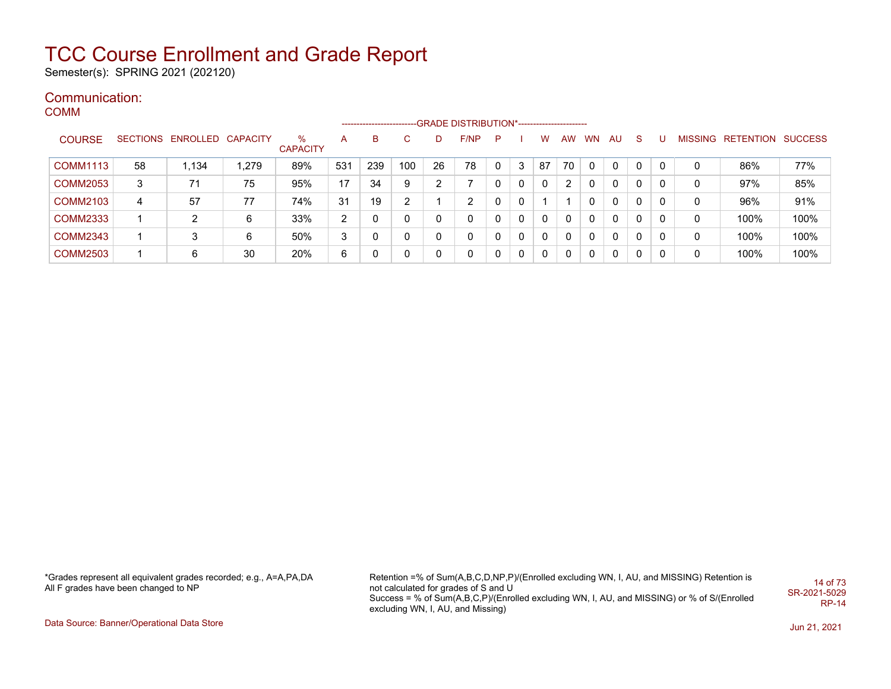# TCC Course Enrollment and Grade Report

Semester(s): SPRING 2021 (202120)

## Communication:

### COMM

| COURSE | SECTIONS | ENROLLED | CAPACITY | % CAPACITY | A | B | C | D | F/NP | P | I | W | AW | WN | AU | S | U | MISSING | RETENTION | SUCCESS |
|---|---|---|---|---|---|---|---|---|---|---|---|---|---|---|---|---|---|---|---|---|
| | | | | | GRADE DISTRIBUTION* | | | | | | | | | | | | | | | |
| COMM1113 | 58 | 1,134 | 1,279 | 89% | 531 | 239 | 100 | 26 | 78 | 0 | 3 | 87 | 70 | 0 | 0 | 0 | 0 | 0 | 86% | 77% |
| COMM2053 | 3 | 71 | 75 | 95% | 17 | 34 | 9 | 2 | 7 | 0 | 0 | 0 | 2 | 0 | 0 | 0 | 0 | 0 | 97% | 85% |
| COMM2103 | 4 | 57 | 77 | 74% | 31 | 19 | 2 | 1 | 2 | 0 | 0 | 1 | 1 | 0 | 0 | 0 | 0 | 0 | 96% | 91% |
| COMM2333 | 1 | 2 | 6 | 33% | 2 | 0 | 0 | 0 | 0 | 0 | 0 | 0 | 0 | 0 | 0 | 0 | 0 | 0 | 100% | 100% |
| COMM2343 | 1 | 3 | 6 | 50% | 3 | 0 | 0 | 0 | 0 | 0 | 0 | 0 | 0 | 0 | 0 | 0 | 0 | 0 | 100% | 100% |
| COMM2503 | 1 | 6 | 30 | 20% | 6 | 0 | 0 | 0 | 0 | 0 | 0 | 0 | 0 | 0 | 0 | 0 | 0 | 0 | 100% | 100% |

*Grades represent all equivalent grades recorded; e.g., A=A,PA,DA
All F grades have been changed to NP

Retention =% of Sum(A,B,C,D,NP,P)/(Enrolled excluding WN, I, AU, and MISSING) Retention is not calculated for grades of S and U
Success = % of Sum(A,B,C,P)/(Enrolled excluding WN, I, AU, and MISSING) or % of S/(Enrolled excluding WN, I, AU, and Missing)

SR-2021-5029
RP-14

Data Source: Banner/Operational Data Store

Jun 21, 2021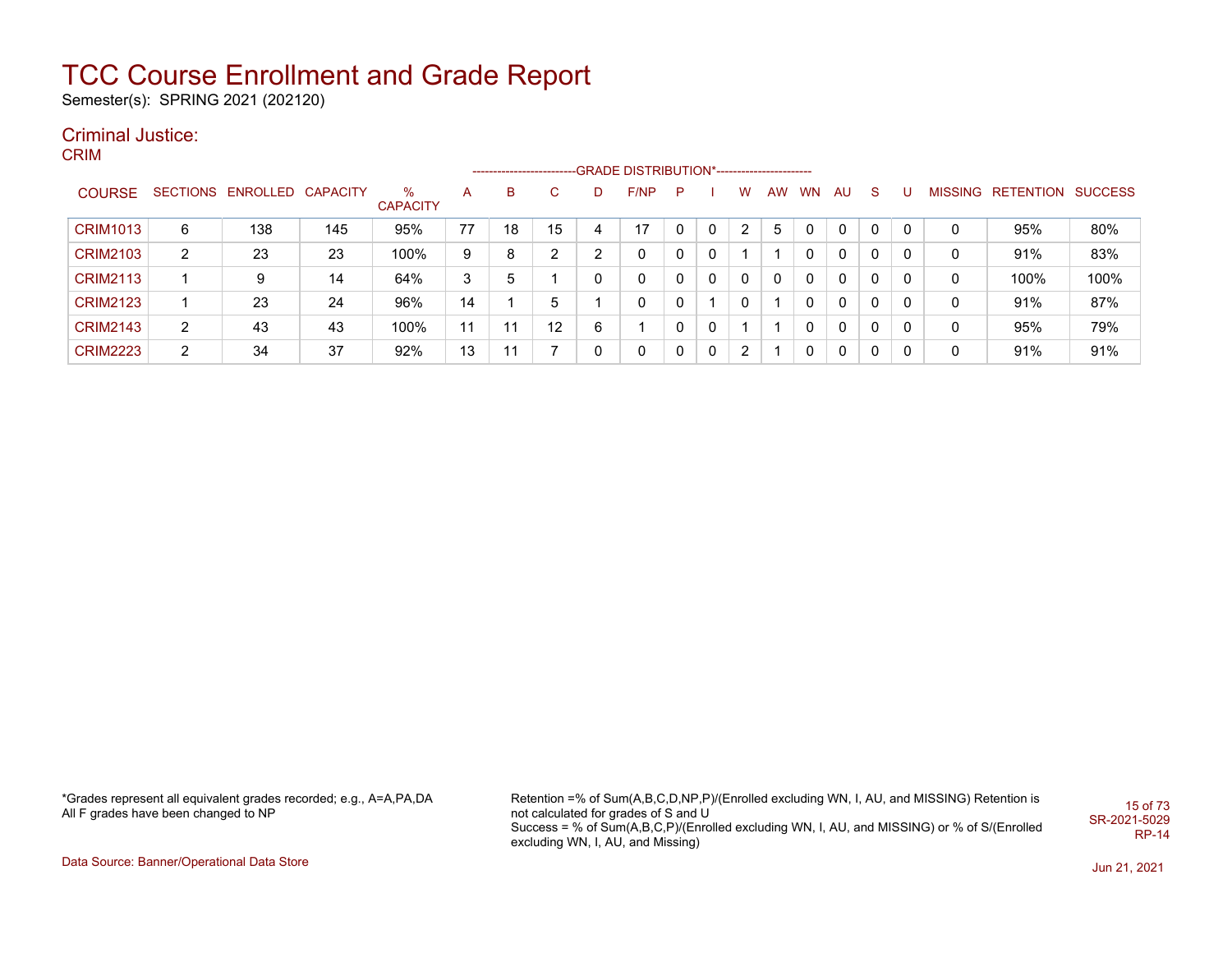# TCC Course Enrollment and Grade Report

Semester(s): SPRING 2021 (202120)

## Criminal Justice:

CRIM

| COURSE | SECTIONS | ENROLLED | CAPACITY | % CAPACITY | A | B | C | D | F/NP | P | I | W | AW | WN | AU | S | U | MISSING | RETENTION | SUCCESS |
|---|---|---|---|---|---|---|---|---|---|---|---|---|---|---|---|---|---|---|---|---|
| | | | | | GRADE DISTRIBUTION* | | | | | | | | | | | | | | | |
| CRIM1013 | 6 | 138 | 145 | 95% | 77 | 18 | 15 | 4 | 17 | 0 | 0 | 2 | 5 | 0 | 0 | 0 | 0 | 0 | 95% | 80% |
| CRIM2103 | 2 | 23 | 23 | 100% | 9 | 8 | 2 | 2 | 0 | 0 | 0 | 1 | 1 | 0 | 0 | 0 | 0 | 0 | 91% | 83% |
| CRIM2113 | 1 | 9 | 14 | 64% | 3 | 5 | 1 | 0 | 0 | 0 | 0 | 0 | 0 | 0 | 0 | 0 | 0 | 0 | 100% | 100% |
| CRIM2123 | 1 | 23 | 24 | 96% | 14 | 1 | 5 | 1 | 0 | 0 | 1 | 0 | 1 | 0 | 0 | 0 | 0 | 0 | 91% | 87% |
| CRIM2143 | 2 | 43 | 43 | 100% | 11 | 11 | 12 | 6 | 1 | 0 | 0 | 1 | 1 | 0 | 0 | 0 | 0 | 0 | 95% | 79% |
| CRIM2223 | 2 | 34 | 37 | 92% | 13 | 11 | 7 | 0 | 0 | 0 | 0 | 2 | 1 | 0 | 0 | 0 | 0 | 0 | 91% | 91% |

*Grades represent all equivalent grades recorded; e.g., A=A,PA,DA
All F grades have been changed to NP

Retention =% of Sum(A,B,C,D,NP,P)/(Enrolled excluding WN, I, AU, and MISSING) Retention is not calculated for grades of S and U
Success = % of Sum(A,B,C,P)/(Enrolled excluding WN, I, AU, and MISSING) or % of S/(Enrolled excluding WN, I, AU, and Missing)

SR-2021-5029
RP-14

Data Source: Banner/Operational Data Store

Jun 21, 2021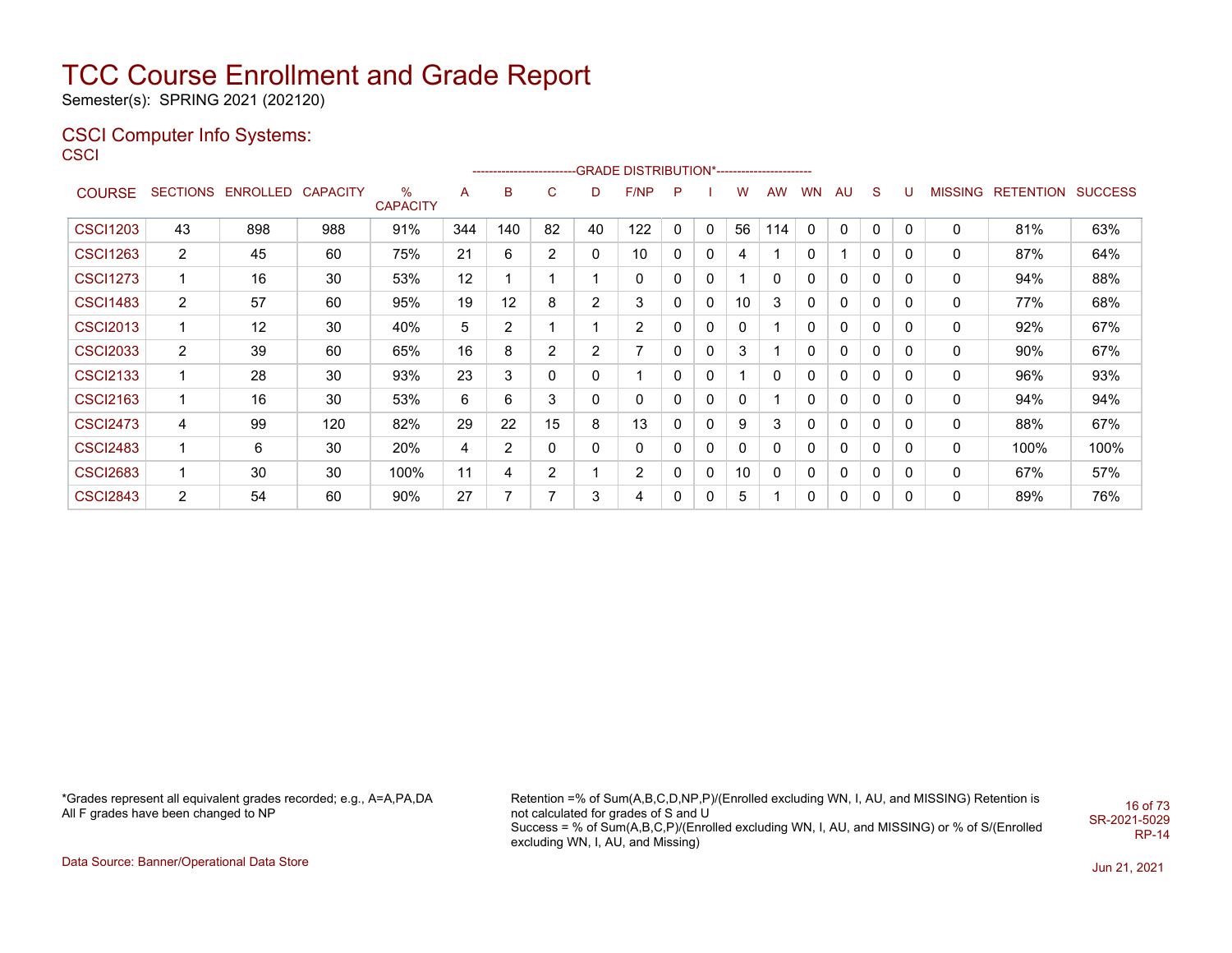# TCC Course Enrollment and Grade Report

Semester(s): SPRING 2021 (202120)

## CSCI Computer Info Systems:

CSCI

| COURSE | SECTIONS | ENROLLED | CAPACITY | % CAPACITY | A | B | C | D | F/NP | P | I | W | AW | WN | AU | S | U | MISSING | RETENTION | SUCCESS |
|---|---|---|---|---|---|---|---|---|---|---|---|---|---|---|---|---|---|---|---|---|
| | | | | | GRADE DISTRIBUTION* | | | | | | | | | | | | | | | |
| CSCI1203 | 43 | 898 | 988 | 91% | 344 | 140 | 82 | 40 | 122 | 0 | 0 | 56 | 114 | 0 | 0 | 0 | 0 | 0 | 81% | 63% |
| CSCI1263 | 2 | 45 | 60 | 75% | 21 | 6 | 2 | 0 | 10 | 0 | 0 | 4 | 1 | 0 | 1 | 0 | 0 | 0 | 87% | 64% |
| CSCI1273 | 1 | 16 | 30 | 53% | 12 | 1 | 1 | 1 | 0 | 0 | 0 | 1 | 0 | 0 | 0 | 0 | 0 | 0 | 94% | 88% |
| CSCI1483 | 2 | 57 | 60 | 95% | 19 | 12 | 8 | 2 | 3 | 0 | 0 | 10 | 3 | 0 | 0 | 0 | 0 | 0 | 77% | 68% |
| CSCI2013 | 1 | 12 | 30 | 40% | 5 | 2 | 1 | 1 | 2 | 0 | 0 | 0 | 1 | 0 | 0 | 0 | 0 | 0 | 92% | 67% |
| CSCI2033 | 2 | 39 | 60 | 65% | 16 | 8 | 2 | 2 | 7 | 0 | 0 | 3 | 1 | 0 | 0 | 0 | 0 | 0 | 90% | 67% |
| CSCI2133 | 1 | 28 | 30 | 93% | 23 | 3 | 0 | 0 | 1 | 0 | 0 | 1 | 0 | 0 | 0 | 0 | 0 | 0 | 96% | 93% |
| CSCI2163 | 1 | 16 | 30 | 53% | 6 | 6 | 3 | 0 | 0 | 0 | 0 | 0 | 1 | 0 | 0 | 0 | 0 | 0 | 94% | 94% |
| CSCI2473 | 4 | 99 | 120 | 82% | 29 | 22 | 15 | 8 | 13 | 0 | 0 | 9 | 3 | 0 | 0 | 0 | 0 | 0 | 88% | 67% |
| CSCI2483 | 1 | 6 | 30 | 20% | 4 | 2 | 0 | 0 | 0 | 0 | 0 | 0 | 0 | 0 | 0 | 0 | 0 | 0 | 100% | 100% |
| CSCI2683 | 1 | 30 | 30 | 100% | 11 | 4 | 2 | 1 | 2 | 0 | 0 | 10 | 0 | 0 | 0 | 0 | 0 | 0 | 67% | 57% |
| CSCI2843 | 2 | 54 | 60 | 90% | 27 | 7 | 7 | 3 | 4 | 0 | 0 | 5 | 1 | 0 | 0 | 0 | 0 | 0 | 89% | 76% |

*Grades represent all equivalent grades recorded; e.g., A=A,PA,DA
All F grades have been changed to NP

Retention =% of Sum(A,B,C,D,NP,P)/(Enrolled excluding WN, I, AU, and MISSING) Retention is not calculated for grades of S and U
Success = % of Sum(A,B,C,P)/(Enrolled excluding WN, I, AU, and MISSING) or % of S/(Enrolled excluding WN, I, AU, and Missing)

SR-2021-5029
RP-14

Data Source: Banner/Operational Data Store

Jun 21, 2021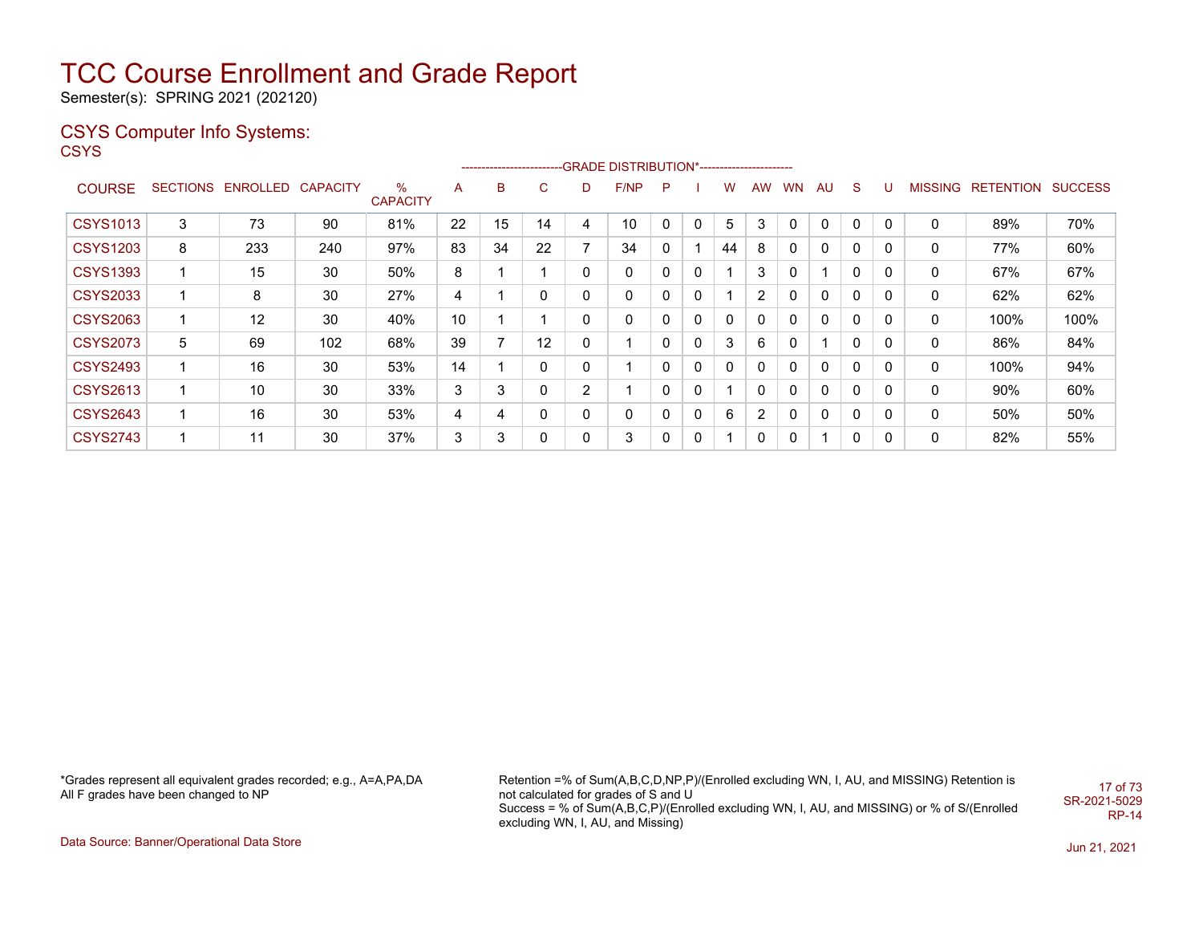# TCC Course Enrollment and Grade Report

Semester(s): SPRING 2021 (202120)

## CSYS Computer Info Systems:

CSYS

| COURSE | SECTIONS | ENROLLED | CAPACITY | % CAPACITY | A | B | C | D | F/NP | P | I | W | AW | WN | AU | S | U | MISSING | RETENTION | SUCCESS |
|---|---|---|---|---|---|---|---|---|---|---|---|---|---|---|---|---|---|---|---|---|
| | | | | | GRADE DISTRIBUTION* | | | | | | | | | | | | | | | |
| CSYS1013 | 3 | 73 | 90 | 81% | 22 | 15 | 14 | 4 | 10 | 0 | 0 | 5 | 3 | 0 | 0 | 0 | 0 | 0 | 89% | 70% |
| CSYS1203 | 8 | 233 | 240 | 97% | 83 | 34 | 22 | 7 | 34 | 0 | 1 | 44 | 8 | 0 | 0 | 0 | 0 | 0 | 77% | 60% |
| CSYS1393 | 1 | 15 | 30 | 50% | 8 | 1 | 1 | 0 | 0 | 0 | 0 | 1 | 3 | 0 | 1 | 0 | 0 | 0 | 67% | 67% |
| CSYS2033 | 1 | 8 | 30 | 27% | 4 | 1 | 0 | 0 | 0 | 0 | 0 | 1 | 2 | 0 | 0 | 0 | 0 | 0 | 62% | 62% |
| CSYS2063 | 1 | 12 | 30 | 40% | 10 | 1 | 1 | 0 | 0 | 0 | 0 | 0 | 0 | 0 | 0 | 0 | 0 | 0 | 100% | 100% |
| CSYS2073 | 5 | 69 | 102 | 68% | 39 | 7 | 12 | 0 | 1 | 0 | 0 | 3 | 6 | 0 | 1 | 0 | 0 | 0 | 86% | 84% |
| CSYS2493 | 1 | 16 | 30 | 53% | 14 | 1 | 0 | 0 | 1 | 0 | 0 | 0 | 0 | 0 | 0 | 0 | 0 | 0 | 100% | 94% |
| CSYS2613 | 1 | 10 | 30 | 33% | 3 | 3 | 0 | 2 | 1 | 0 | 0 | 1 | 0 | 0 | 0 | 0 | 0 | 0 | 90% | 60% |
| CSYS2643 | 1 | 16 | 30 | 53% | 4 | 4 | 0 | 0 | 0 | 0 | 0 | 6 | 2 | 0 | 0 | 0 | 0 | 0 | 50% | 50% |
| CSYS2743 | 1 | 11 | 30 | 37% | 3 | 3 | 0 | 0 | 3 | 0 | 0 | 1 | 0 | 0 | 1 | 0 | 0 | 0 | 82% | 55% |

*Grades represent all equivalent grades recorded; e.g., A=A,PA,DA
All F grades have been changed to NP

Retention =% of Sum(A,B,C,D,NP,P)/(Enrolled excluding WN, I, AU, and MISSING) Retention is not calculated for grades of S and U
Success = % of Sum(A,B,C,P)/(Enrolled excluding WN, I, AU, and MISSING) or % of S/(Enrolled excluding WN, I, AU, and Missing)

SR-2021-5029
RP-14

Data Source: Banner/Operational Data Store

Jun 21, 2021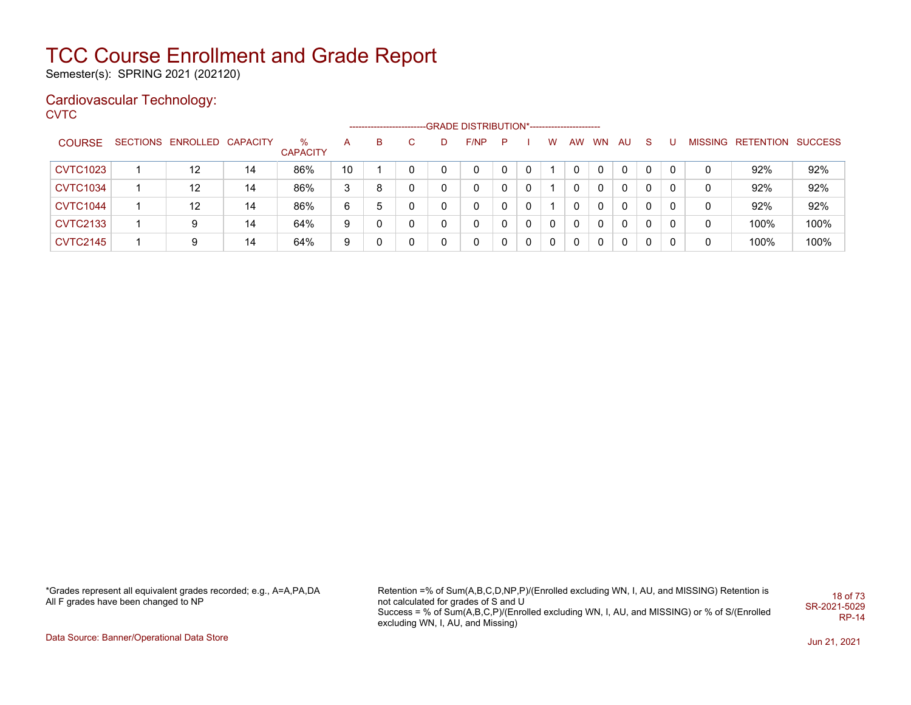# TCC Course Enrollment and Grade Report

Semester(s): SPRING 2021 (202120)

## Cardiovascular Technology:

CVTC

| COURSE | SECTIONS | ENROLLED | CAPACITY | % CAPACITY | A | B | C | D | F/NP | P | I | W | AW | WN | AU | S | U | MISSING | RETENTION | SUCCESS |
|---|---|---|---|---|---|---|---|---|---|---|---|---|---|---|---|---|---|---|---|---|
| | | | | | GRADE DISTRIBUTION* | | | | | | | | | | | | | | | |
| CVTC1023 | 1 | 12 | 14 | 86% | 10 | 1 | 0 | 0 | 0 | 0 | 0 | 1 | 0 | 0 | 0 | 0 | 0 | 0 | 92% | 92% |
| CVTC1034 | 1 | 12 | 14 | 86% | 3 | 8 | 0 | 0 | 0 | 0 | 0 | 1 | 0 | 0 | 0 | 0 | 0 | 0 | 92% | 92% |
| CVTC1044 | 1 | 12 | 14 | 86% | 6 | 5 | 0 | 0 | 0 | 0 | 0 | 1 | 0 | 0 | 0 | 0 | 0 | 0 | 92% | 92% |
| CVTC2133 | 1 | 9 | 14 | 64% | 9 | 0 | 0 | 0 | 0 | 0 | 0 | 0 | 0 | 0 | 0 | 0 | 0 | 0 | 100% | 100% |
| CVTC2145 | 1 | 9 | 14 | 64% | 9 | 0 | 0 | 0 | 0 | 0 | 0 | 0 | 0 | 0 | 0 | 0 | 0 | 0 | 100% | 100% |

*Grades represent all equivalent grades recorded; e.g., A=A,PA,DA
All F grades have been changed to NP

Retention =% of Sum(A,B,C,D,NP,P)/(Enrolled excluding WN, I, AU, and MISSING) Retention is not calculated for grades of S and U
Success = % of Sum(A,B,C,P)/(Enrolled excluding WN, I, AU, and MISSING) or % of S/(Enrolled excluding WN, I, AU, and Missing)

SR-2021-5029
RP-14

Data Source: Banner/Operational Data Store

Jun 21, 2021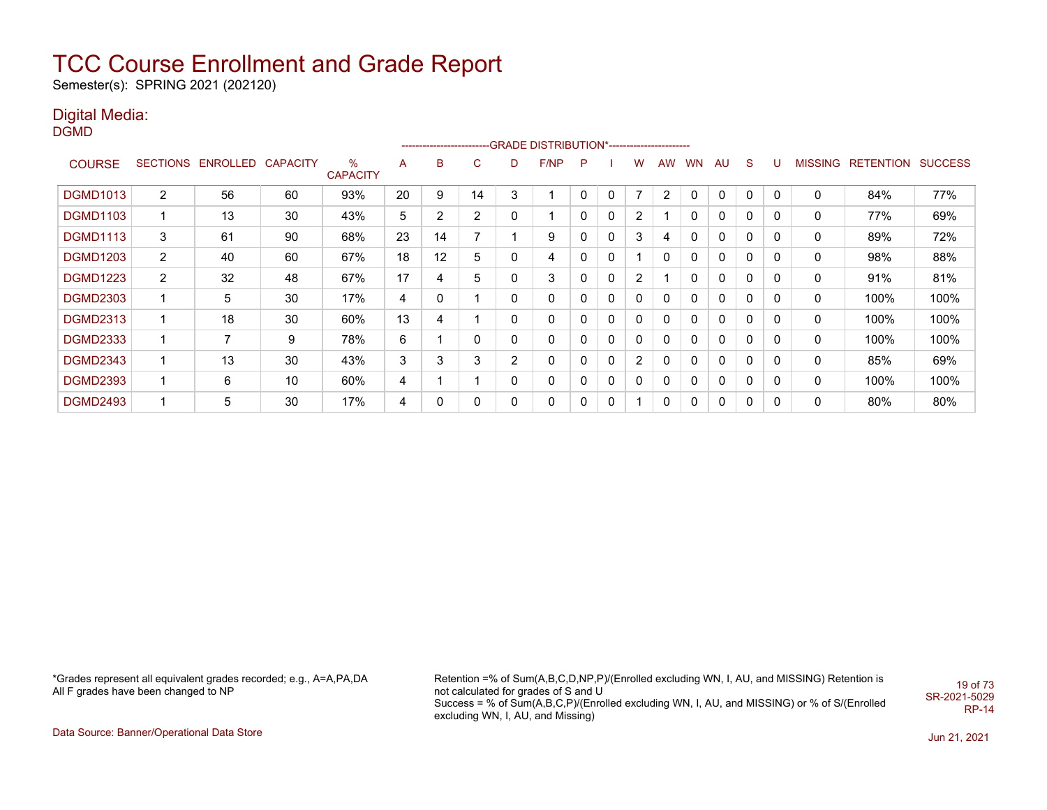# TCC Course Enrollment and Grade Report

Semester(s): SPRING 2021 (202120)

## Digital Media:

DGMD

| COURSE | SECTIONS | ENROLLED | CAPACITY | % CAPACITY | A | B | C | D | F/NP | P | I | W | AW | WN | AU | S | U | MISSING | RETENTION | SUCCESS |
|---|---|---|---|---|---|---|---|---|---|---|---|---|---|---|---|---|---|---|---|---|
| | | | | | GRADE DISTRIBUTION* | | | | | | | | | | | | | | | |
| DGMD1013 | 2 | 56 | 60 | 93% | 20 | 9 | 14 | 3 | 1 | 0 | 0 | 7 | 2 | 0 | 0 | 0 | 0 | 0 | 84% | 77% |
| DGMD1103 | 1 | 13 | 30 | 43% | 5 | 2 | 2 | 0 | 1 | 0 | 0 | 2 | 1 | 0 | 0 | 0 | 0 | 0 | 77% | 69% |
| DGMD1113 | 3 | 61 | 90 | 68% | 23 | 14 | 7 | 1 | 9 | 0 | 0 | 3 | 4 | 0 | 0 | 0 | 0 | 0 | 89% | 72% |
| DGMD1203 | 2 | 40 | 60 | 67% | 18 | 12 | 5 | 0 | 4 | 0 | 0 | 1 | 0 | 0 | 0 | 0 | 0 | 0 | 98% | 88% |
| DGMD1223 | 2 | 32 | 48 | 67% | 17 | 4 | 5 | 0 | 3 | 0 | 0 | 2 | 1 | 0 | 0 | 0 | 0 | 0 | 91% | 81% |
| DGMD2303 | 1 | 5 | 30 | 17% | 4 | 0 | 1 | 0 | 0 | 0 | 0 | 0 | 0 | 0 | 0 | 0 | 0 | 0 | 100% | 100% |
| DGMD2313 | 1 | 18 | 30 | 60% | 13 | 4 | 1 | 0 | 0 | 0 | 0 | 0 | 0 | 0 | 0 | 0 | 0 | 0 | 100% | 100% |
| DGMD2333 | 1 | 7 | 9 | 78% | 6 | 1 | 0 | 0 | 0 | 0 | 0 | 0 | 0 | 0 | 0 | 0 | 0 | 0 | 100% | 100% |
| DGMD2343 | 1 | 13 | 30 | 43% | 3 | 3 | 3 | 2 | 0 | 0 | 0 | 2 | 0 | 0 | 0 | 0 | 0 | 0 | 85% | 69% |
| DGMD2393 | 1 | 6 | 10 | 60% | 4 | 1 | 1 | 0 | 0 | 0 | 0 | 0 | 0 | 0 | 0 | 0 | 0 | 0 | 100% | 100% |
| DGMD2493 | 1 | 5 | 30 | 17% | 4 | 0 | 0 | 0 | 0 | 0 | 0 | 1 | 0 | 0 | 0 | 0 | 0 | 0 | 80% | 80% |

*Grades represent all equivalent grades recorded; e.g., A=A,PA,DA
All F grades have been changed to NP

Retention =% of Sum(A,B,C,D,NP,P)/(Enrolled excluding WN, I, AU, and MISSING) Retention is not calculated for grades of S and U
Success = % of Sum(A,B,C,P)/(Enrolled excluding WN, I, AU, and MISSING) or % of S/(Enrolled excluding WN, I, AU, and Missing)

SR-2021-5029
RP-14

Data Source: Banner/Operational Data Store

Jun 21, 2021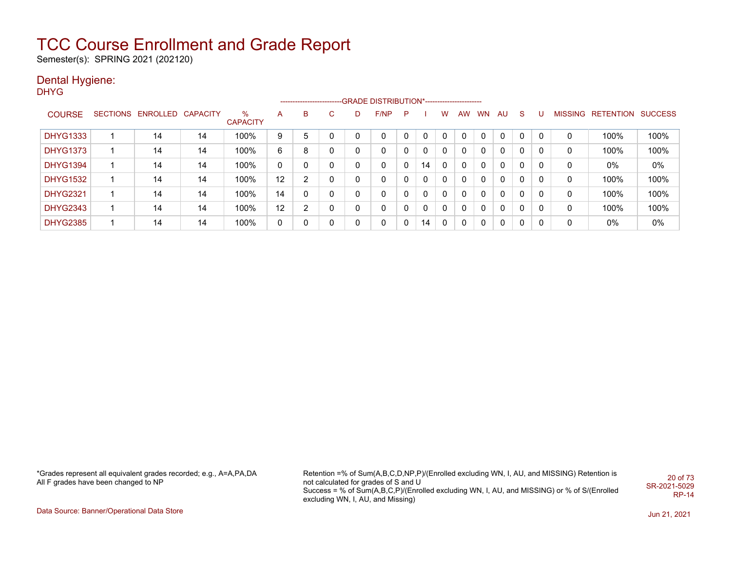# TCC Course Enrollment and Grade Report

Semester(s): SPRING 2021 (202120)

## Dental Hygiene:

DHYG

| COURSE | SECTIONS | ENROLLED | CAPACITY | % CAPACITY | A | B | C | D | F/NP | P | I | W | AW | WN | AU | S | U | MISSING | RETENTION | SUCCESS |
|---|---|---|---|---|---|---|---|---|---|---|---|---|---|---|---|---|---|---|---|---|
| | | | | | GRADE DISTRIBUTION* | | | | | | | | | | | | | | | |
| DHYG1333 | 1 | 14 | 14 | 100% | 9 | 5 | 0 | 0 | 0 | 0 | 0 | 0 | 0 | 0 | 0 | 0 | 0 | 0 | 100% | 100% |
| DHYG1373 | 1 | 14 | 14 | 100% | 6 | 8 | 0 | 0 | 0 | 0 | 0 | 0 | 0 | 0 | 0 | 0 | 0 | 0 | 100% | 100% |
| DHYG1394 | 1 | 14 | 14 | 100% | 0 | 0 | 0 | 0 | 0 | 0 | 14 | 0 | 0 | 0 | 0 | 0 | 0 | 0 | 0% | 0% |
| DHYG1532 | 1 | 14 | 14 | 100% | 12 | 2 | 0 | 0 | 0 | 0 | 0 | 0 | 0 | 0 | 0 | 0 | 0 | 0 | 100% | 100% |
| DHYG2321 | 1 | 14 | 14 | 100% | 14 | 0 | 0 | 0 | 0 | 0 | 0 | 0 | 0 | 0 | 0 | 0 | 0 | 0 | 100% | 100% |
| DHYG2343 | 1 | 14 | 14 | 100% | 12 | 2 | 0 | 0 | 0 | 0 | 0 | 0 | 0 | 0 | 0 | 0 | 0 | 0 | 100% | 100% |
| DHYG2385 | 1 | 14 | 14 | 100% | 0 | 0 | 0 | 0 | 0 | 0 | 14 | 0 | 0 | 0 | 0 | 0 | 0 | 0 | 0% | 0% |

*Grades represent all equivalent grades recorded; e.g., A=A,PA,DA
All F grades have been changed to NP

Retention =% of Sum(A,B,C,D,NP,P)/(Enrolled excluding WN, I, AU, and MISSING) Retention is not calculated for grades of S and U
Success = % of Sum(A,B,C,P)/(Enrolled excluding WN, I, AU, and MISSING) or % of S/(Enrolled excluding WN, I, AU, and Missing)

SR-2021-5029
RP-14

Data Source: Banner/Operational Data Store

Jun 21, 2021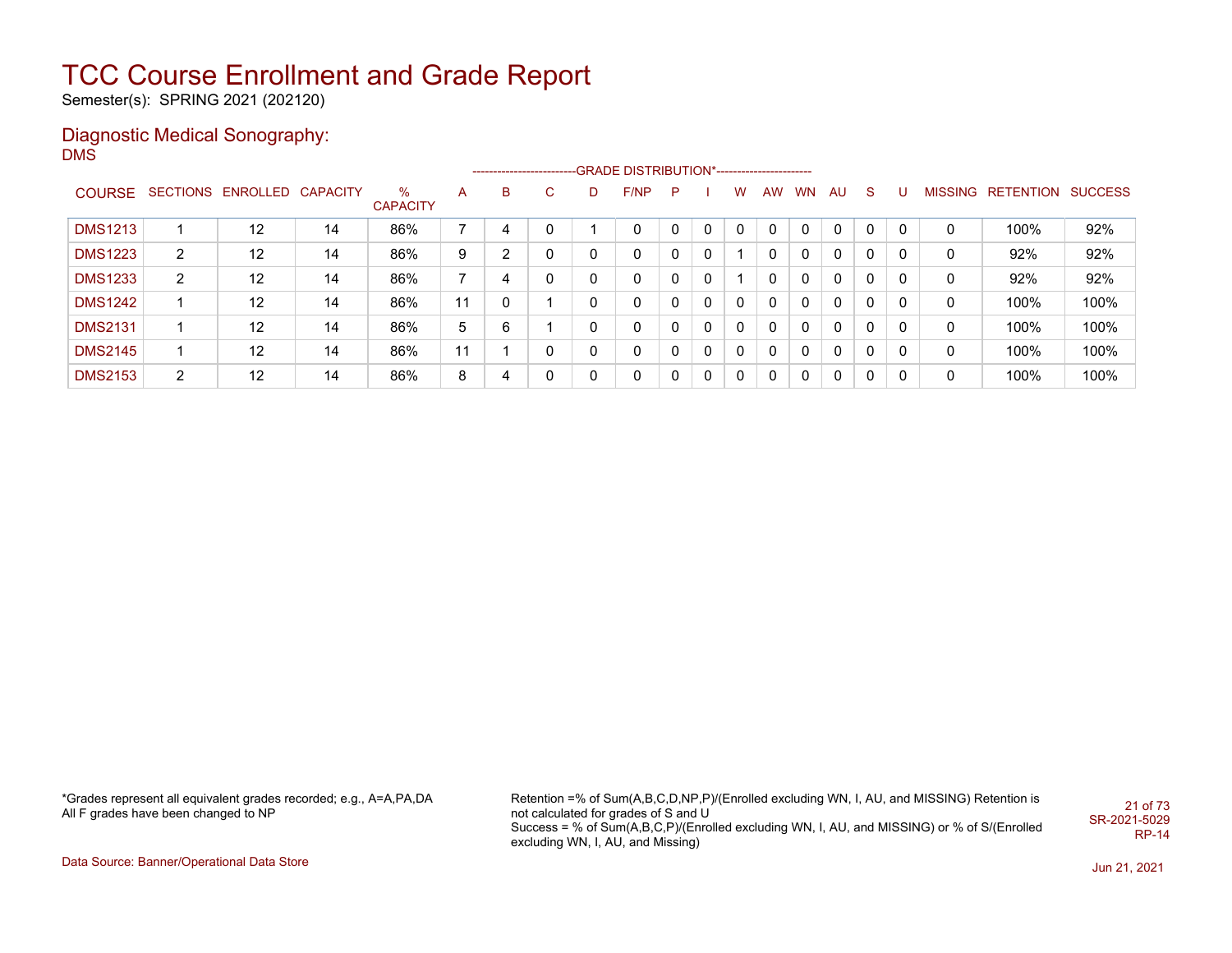# TCC Course Enrollment and Grade Report

Semester(s): SPRING 2021 (202120)

## Diagnostic Medical Sonography:

### DMS

| COURSE | SECTIONS | ENROLLED | CAPACITY | % CAPACITY | A | B | C | D | F/NP | P | I | W | AW | WN | AU | S | U | MISSING | RETENTION | SUCCESS |
|---|---|---|---|---|---|---|---|---|---|---|---|---|---|---|---|---|---|---|---|---|
| | | | | | GRADE DISTRIBUTION* | | | | | | | | | | | | | | | |
| DMS1213 | 1 | 12 | 14 | 86% | 7 | 4 | 0 | 1 | 0 | 0 | 0 | 0 | 0 | 0 | 0 | 0 | 0 | 0 | 100% | 92% |
| DMS1223 | 2 | 12 | 14 | 86% | 9 | 2 | 0 | 0 | 0 | 0 | 0 | 1 | 0 | 0 | 0 | 0 | 0 | 0 | 92% | 92% |
| DMS1233 | 2 | 12 | 14 | 86% | 7 | 4 | 0 | 0 | 0 | 0 | 0 | 1 | 0 | 0 | 0 | 0 | 0 | 0 | 92% | 92% |
| DMS1242 | 1 | 12 | 14 | 86% | 11 | 0 | 1 | 0 | 0 | 0 | 0 | 0 | 0 | 0 | 0 | 0 | 0 | 0 | 100% | 100% |
| DMS2131 | 1 | 12 | 14 | 86% | 5 | 6 | 1 | 0 | 0 | 0 | 0 | 0 | 0 | 0 | 0 | 0 | 0 | 0 | 100% | 100% |
| DMS2145 | 1 | 12 | 14 | 86% | 11 | 1 | 0 | 0 | 0 | 0 | 0 | 0 | 0 | 0 | 0 | 0 | 0 | 0 | 100% | 100% |
| DMS2153 | 2 | 12 | 14 | 86% | 8 | 4 | 0 | 0 | 0 | 0 | 0 | 0 | 0 | 0 | 0 | 0 | 0 | 0 | 100% | 100% |

*Grades represent all equivalent grades recorded; e.g., A=A,PA,DA
All F grades have been changed to NP

Retention =% of Sum(A,B,C,D,NP,P)/(Enrolled excluding WN, I, AU, and MISSING) Retention is not calculated for grades of S and U
Success = % of Sum(A,B,C,P)/(Enrolled excluding WN, I, AU, and MISSING) or % of S/(Enrolled excluding WN, I, AU, and Missing)

SR-2021-5029
RP-14

Data Source: Banner/Operational Data Store

Jun 21, 2021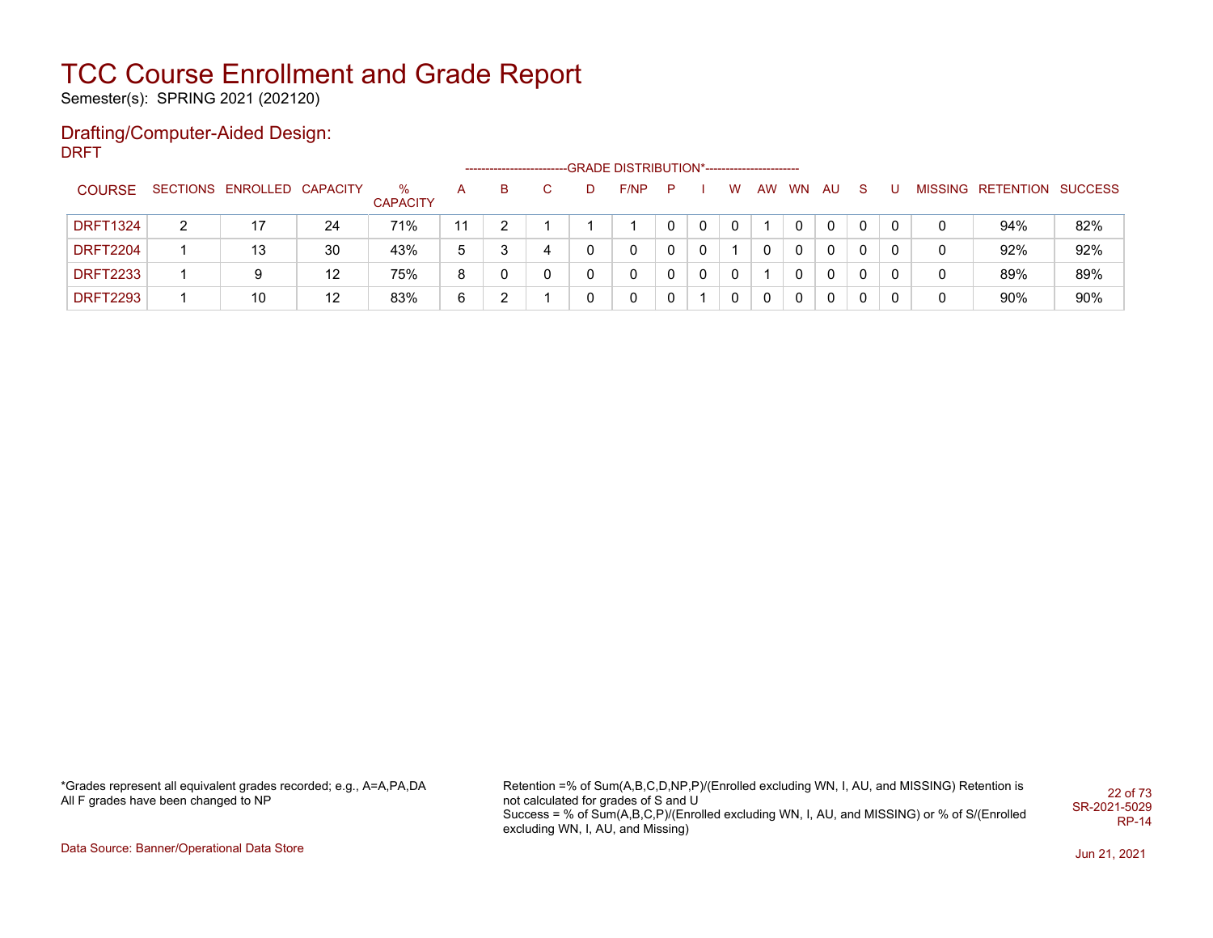# TCC Course Enrollment and Grade Report

Semester(s): SPRING 2021 (202120)

## Drafting/Computer-Aided Design:

DRFT

| COURSE | SECTIONS | ENROLLED | CAPACITY | % CAPACITY | A | B | C | D | F/NP | P | I | W | AW | WN | AU | S | U | MISSING | RETENTION | SUCCESS |
|---|---|---|---|---|---|---|---|---|---|---|---|---|---|---|---|---|---|---|---|---|
| | | | | | GRADE DISTRIBUTION* | | | | | | | | | | | | | | | |
| DRFT1324 | 2 | 17 | 24 | 71% | 11 | 2 | 1 | 1 | 1 | 0 | 0 | 0 | 1 | 0 | 0 | 0 | 0 | 0 | 94% | 82% |
| DRFT2204 | 1 | 13 | 30 | 43% | 5 | 3 | 4 | 0 | 0 | 0 | 0 | 1 | 0 | 0 | 0 | 0 | 0 | 0 | 92% | 92% |
| DRFT2233 | 1 | 9 | 12 | 75% | 8 | 0 | 0 | 0 | 0 | 0 | 0 | 0 | 1 | 0 | 0 | 0 | 0 | 0 | 89% | 89% |
| DRFT2293 | 1 | 10 | 12 | 83% | 6 | 2 | 1 | 0 | 0 | 0 | 1 | 0 | 0 | 0 | 0 | 0 | 0 | 0 | 90% | 90% |

*Grades represent all equivalent grades recorded; e.g., A=A,PA,DA
All F grades have been changed to NP

Retention =% of Sum(A,B,C,D,NP,P)/(Enrolled excluding WN, I, AU, and MISSING) Retention is not calculated for grades of S and U
Success = % of Sum(A,B,C,P)/(Enrolled excluding WN, I, AU, and MISSING) or % of S/(Enrolled excluding WN, I, AU, and Missing)

SR-2021-5029
RP-14

Data Source: Banner/Operational Data Store

Jun 21, 2021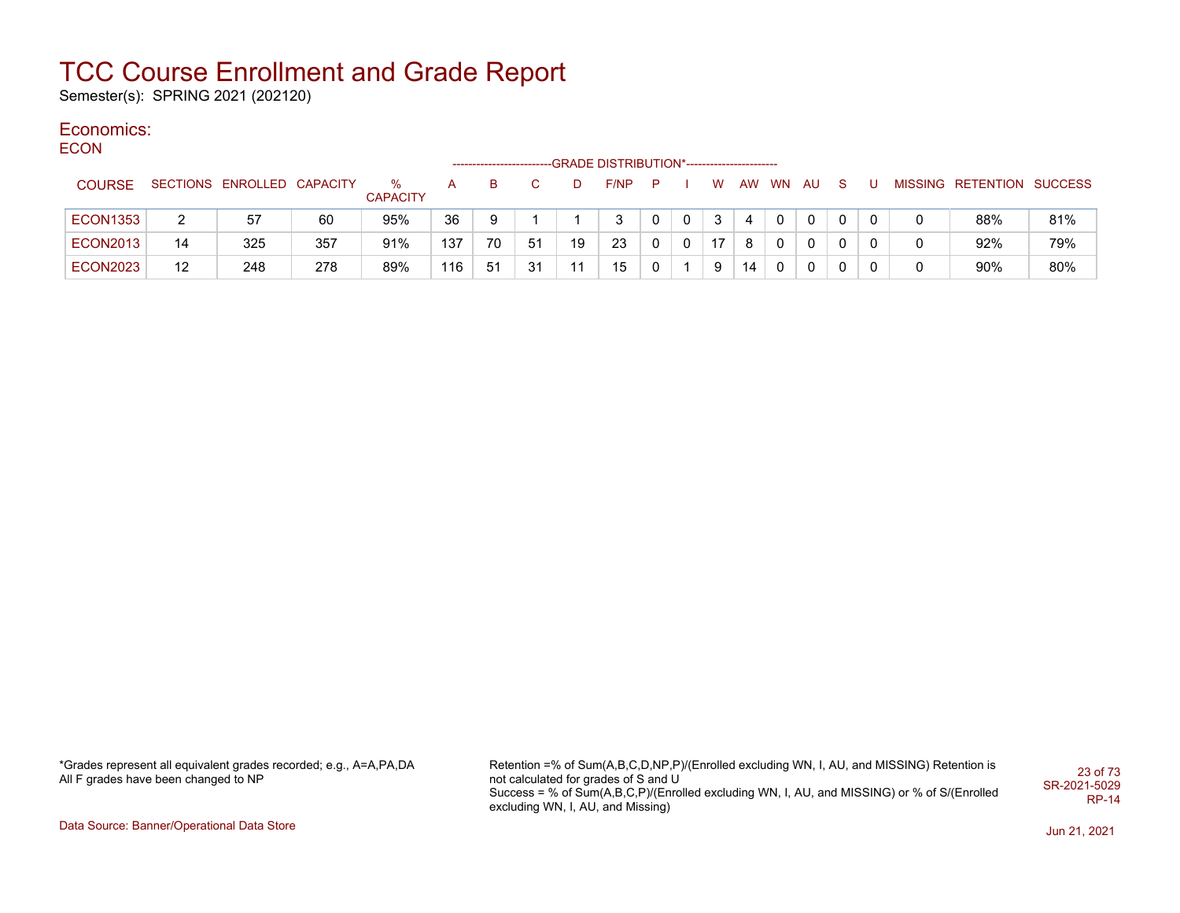# TCC Course Enrollment and Grade Report

Semester(s): SPRING 2021 (202120)

## Economics:

### ECON

| COURSE | SECTIONS | ENROLLED | CAPACITY | % CAPACITY | A | B | C | D | F/NP | P | I | W | AW | WN | AU | S | U | MISSING | RETENTION | SUCCESS |
|---|---|---|---|---|---|---|---|---|---|---|---|---|---|---|---|---|---|---|---|---|
| | | | | | GRADE DISTRIBUTION* | | | | | | | | | | | | | | | |
| ECON1353 | 2 | 57 | 60 | 95% | 36 | 9 | 1 | 1 | 3 | 0 | 0 | 3 | 4 | 0 | 0 | 0 | 0 | 0 | 88% | 81% |
| ECON2013 | 14 | 325 | 357 | 91% | 137 | 70 | 51 | 19 | 23 | 0 | 0 | 17 | 8 | 0 | 0 | 0 | 0 | 0 | 92% | 79% |
| ECON2023 | 12 | 248 | 278 | 89% | 116 | 51 | 31 | 11 | 15 | 0 | 1 | 9 | 14 | 0 | 0 | 0 | 0 | 0 | 90% | 80% |

*Grades represent all equivalent grades recorded; e.g., A=A,PA,DA
All F grades have been changed to NP

Retention =% of Sum(A,B,C,D,NP,P)/(Enrolled excluding WN, I, AU, and MISSING) Retention is not calculated for grades of S and U
Success = % of Sum(A,B,C,P)/(Enrolled excluding WN, I, AU, and MISSING) or % of S/(Enrolled excluding WN, I, AU, and Missing)

SR-2021-5029
RP-14

Data Source: Banner/Operational Data Store

Jun 21, 2021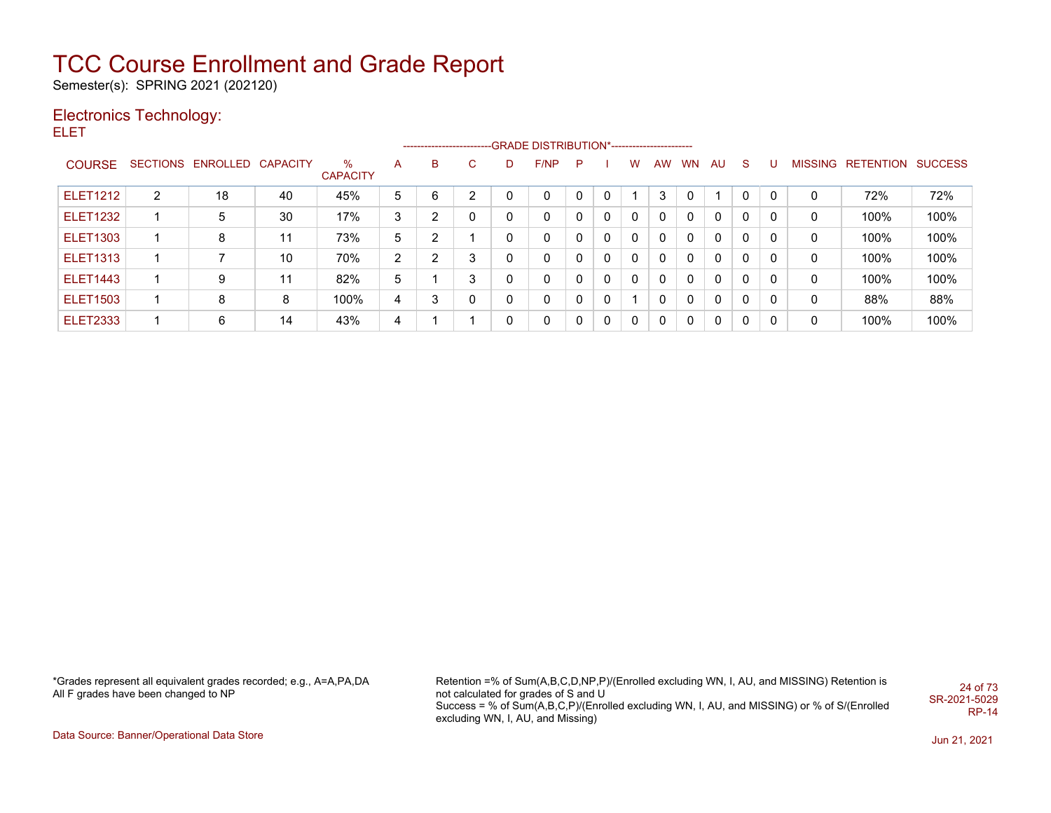# TCC Course Enrollment and Grade Report

Semester(s): SPRING 2021 (202120)

## Electronics Technology:

ELET

| COURSE | SECTIONS | ENROLLED | CAPACITY | % CAPACITY | A | B | C | D | F/NP | P | I | W | AW | WN | AU | S | U | MISSING | RETENTION | SUCCESS |
|---|---|---|---|---|---|---|---|---|---|---|---|---|---|---|---|---|---|---|---|---|
| | | | | | GRADE DISTRIBUTION* | | | | | | | | | | | | | | | |
| ELET1212 | 2 | 18 | 40 | 45% | 5 | 6 | 2 | 0 | 0 | 0 | 0 | 1 | 3 | 0 | 1 | 0 | 0 | 0 | 72% | 72% |
| ELET1232 | 1 | 5 | 30 | 17% | 3 | 2 | 0 | 0 | 0 | 0 | 0 | 0 | 0 | 0 | 0 | 0 | 0 | 0 | 100% | 100% |
| ELET1303 | 1 | 8 | 11 | 73% | 5 | 2 | 1 | 0 | 0 | 0 | 0 | 0 | 0 | 0 | 0 | 0 | 0 | 0 | 100% | 100% |
| ELET1313 | 1 | 7 | 10 | 70% | 2 | 2 | 3 | 0 | 0 | 0 | 0 | 0 | 0 | 0 | 0 | 0 | 0 | 0 | 100% | 100% |
| ELET1443 | 1 | 9 | 11 | 82% | 5 | 1 | 3 | 0 | 0 | 0 | 0 | 0 | 0 | 0 | 0 | 0 | 0 | 0 | 100% | 100% |
| ELET1503 | 1 | 8 | 8 | 100% | 4 | 3 | 0 | 0 | 0 | 0 | 0 | 1 | 0 | 0 | 0 | 0 | 0 | 0 | 88% | 88% |
| ELET2333 | 1 | 6 | 14 | 43% | 4 | 1 | 1 | 0 | 0 | 0 | 0 | 0 | 0 | 0 | 0 | 0 | 0 | 0 | 100% | 100% |

*Grades represent all equivalent grades recorded; e.g., A=A,PA,DA
All F grades have been changed to NP

Retention =% of Sum(A,B,C,D,NP,P)/(Enrolled excluding WN, I, AU, and MISSING) Retention is not calculated for grades of S and U
Success = % of Sum(A,B,C,P)/(Enrolled excluding WN, I, AU, and MISSING) or % of S/(Enrolled excluding WN, I, AU, and Missing)

SR-2021-5029
RP-14

Data Source: Banner/Operational Data Store

Jun 21, 2021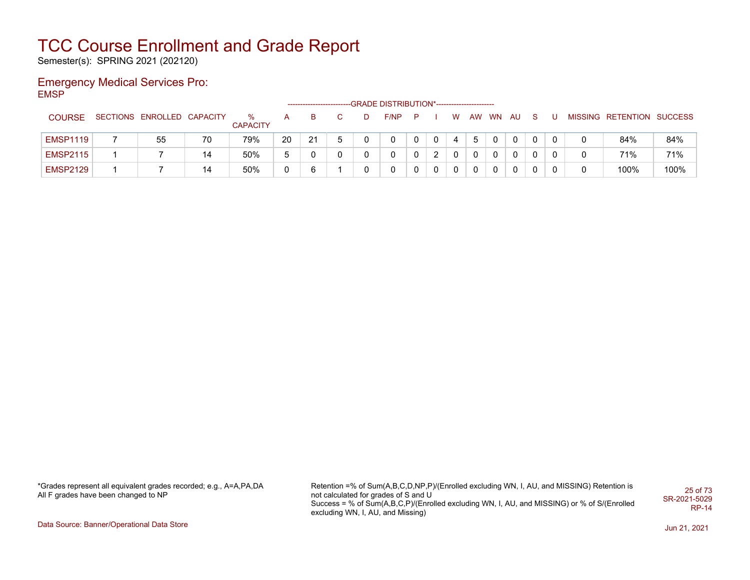# TCC Course Enrollment and Grade Report

Semester(s): SPRING 2021 (202120)

## Emergency Medical Services Pro:

EMSP

| COURSE | SECTIONS | ENROLLED | CAPACITY | % CAPACITY | A | B | C | D | F/NP | P | I | W | AW | WN | AU | S | U | MISSING | RETENTION | SUCCESS |
|---|---|---|---|---|---|---|---|---|---|---|---|---|---|---|---|---|---|---|---|---|
| | | | | | GRADE DISTRIBUTION* | | | | | | | | | | | | | | | |
| EMSP1119 | 7 | 55 | 70 | 79% | 20 | 21 | 5 | 0 | 0 | 0 | 0 | 4 | 5 | 0 | 0 | 0 | 0 | 0 | 84% | 84% |
| EMSP2115 | 1 | 7 | 14 | 50% | 5 | 0 | 0 | 0 | 0 | 0 | 2 | 0 | 0 | 0 | 0 | 0 | 0 | 0 | 71% | 71% |
| EMSP2129 | 1 | 7 | 14 | 50% | 0 | 6 | 1 | 0 | 0 | 0 | 0 | 0 | 0 | 0 | 0 | 0 | 0 | 0 | 100% | 100% |

*Grades represent all equivalent grades recorded; e.g., A=A,PA,DA
All F grades have been changed to NP

Retention =% of Sum(A,B,C,D,NP,P)/(Enrolled excluding WN, I, AU, and MISSING) Retention is not calculated for grades of S and U
Success = % of Sum(A,B,C,P)/(Enrolled excluding WN, I, AU, and MISSING) or % of S/(Enrolled excluding WN, I, AU, and Missing)

SR-2021-5029
RP-14

Data Source: Banner/Operational Data Store

Jun 21, 2021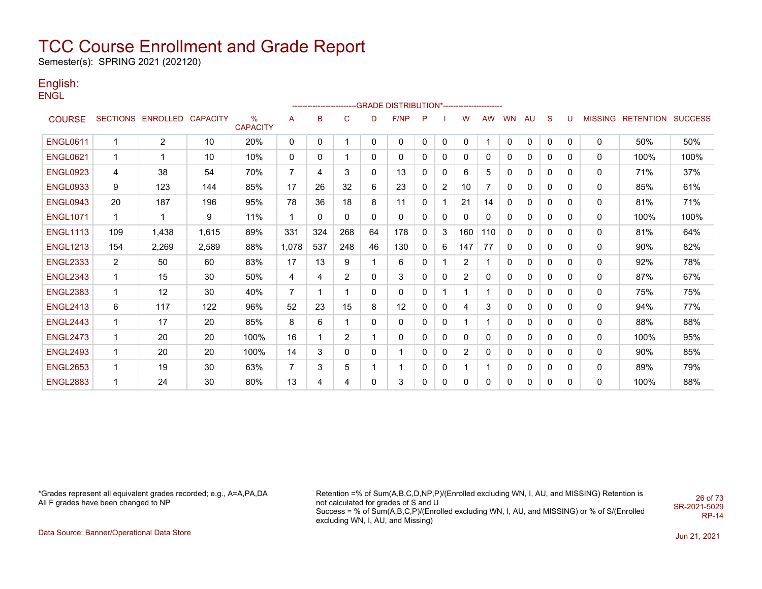# TCC Course Enrollment and Grade Report

Semester(s): SPRING 2021 (202120)

## English:

ENGL

| COURSE | SECTIONS | ENROLLED | CAPACITY | % CAPACITY | A | B | C | D | F/NP | P | I | W | AW | WN | AU | S | U | MISSING | RETENTION | SUCCESS |
|---|---|---|---|---|---|---|---|---|---|---|---|---|---|---|---|---|---|---|---|---|
| | | | | | GRADE DISTRIBUTION* | | | | | | | | | | | | | | | |
| ENGL0611 | 1 | 2 | 10 | 20% | 0 | 0 | 1 | 0 | 0 | 0 | 0 | 0 | 1 | 0 | 0 | 0 | 0 | 0 | 50% | 50% |
| ENGL0621 | 1 | 1 | 10 | 10% | 0 | 0 | 1 | 0 | 0 | 0 | 0 | 0 | 0 | 0 | 0 | 0 | 0 | 0 | 100% | 100% |
| ENGL0923 | 4 | 38 | 54 | 70% | 7 | 4 | 3 | 0 | 13 | 0 | 0 | 6 | 5 | 0 | 0 | 0 | 0 | 0 | 71% | 37% |
| ENGL0933 | 9 | 123 | 144 | 85% | 17 | 26 | 32 | 6 | 23 | 0 | 2 | 10 | 7 | 0 | 0 | 0 | 0 | 0 | 85% | 61% |
| ENGL0943 | 20 | 187 | 196 | 95% | 78 | 36 | 18 | 8 | 11 | 0 | 1 | 21 | 14 | 0 | 0 | 0 | 0 | 0 | 81% | 71% |
| ENGL1071 | 1 | 1 | 9 | 11% | 1 | 0 | 0 | 0 | 0 | 0 | 0 | 0 | 0 | 0 | 0 | 0 | 0 | 0 | 100% | 100% |
| ENGL1113 | 109 | 1,438 | 1,615 | 89% | 331 | 324 | 268 | 64 | 178 | 0 | 3 | 160 | 110 | 0 | 0 | 0 | 0 | 0 | 81% | 64% |
| ENGL1213 | 154 | 2,269 | 2,589 | 88% | 1,078 | 537 | 248 | 46 | 130 | 0 | 6 | 147 | 77 | 0 | 0 | 0 | 0 | 0 | 90% | 82% |
| ENGL2333 | 2 | 50 | 60 | 83% | 17 | 13 | 9 | 1 | 6 | 0 | 1 | 2 | 1 | 0 | 0 | 0 | 0 | 0 | 92% | 78% |
| ENGL2343 | 1 | 15 | 30 | 50% | 4 | 4 | 2 | 0 | 3 | 0 | 0 | 2 | 0 | 0 | 0 | 0 | 0 | 0 | 87% | 67% |
| ENGL2383 | 1 | 12 | 30 | 40% | 7 | 1 | 1 | 0 | 0 | 0 | 1 | 1 | 1 | 0 | 0 | 0 | 0 | 0 | 75% | 75% |
| ENGL2413 | 6 | 117 | 122 | 96% | 52 | 23 | 15 | 8 | 12 | 0 | 0 | 4 | 3 | 0 | 0 | 0 | 0 | 0 | 94% | 77% |
| ENGL2443 | 1 | 17 | 20 | 85% | 8 | 6 | 1 | 0 | 0 | 0 | 0 | 1 | 1 | 0 | 0 | 0 | 0 | 0 | 88% | 88% |
| ENGL2473 | 1 | 20 | 20 | 100% | 16 | 1 | 2 | 1 | 0 | 0 | 0 | 0 | 0 | 0 | 0 | 0 | 0 | 0 | 100% | 95% |
| ENGL2493 | 1 | 20 | 20 | 100% | 14 | 3 | 0 | 0 | 1 | 0 | 0 | 2 | 0 | 0 | 0 | 0 | 0 | 0 | 90% | 85% |
| ENGL2653 | 1 | 19 | 30 | 63% | 7 | 3 | 5 | 1 | 1 | 0 | 0 | 1 | 1 | 0 | 0 | 0 | 0 | 0 | 89% | 79% |
| ENGL2883 | 1 | 24 | 30 | 80% | 13 | 4 | 4 | 0 | 3 | 0 | 0 | 0 | 0 | 0 | 0 | 0 | 0 | 0 | 100% | 88% |

*Grades represent all equivalent grades recorded; e.g., A=A,PA,DA
All F grades have been changed to NP

Retention =% of Sum(A,B,C,D,NP,P)/(Enrolled excluding WN, I, AU, and MISSING) Retention is not calculated for grades of S and U
Success = % of Sum(A,B,C,P)/(Enrolled excluding WN, I, AU, and MISSING) or % of S/(Enrolled excluding WN, I, AU, and Missing)

SR-2021-5029
RP-14

Data Source: Banner/Operational Data Store

Jun 21, 2021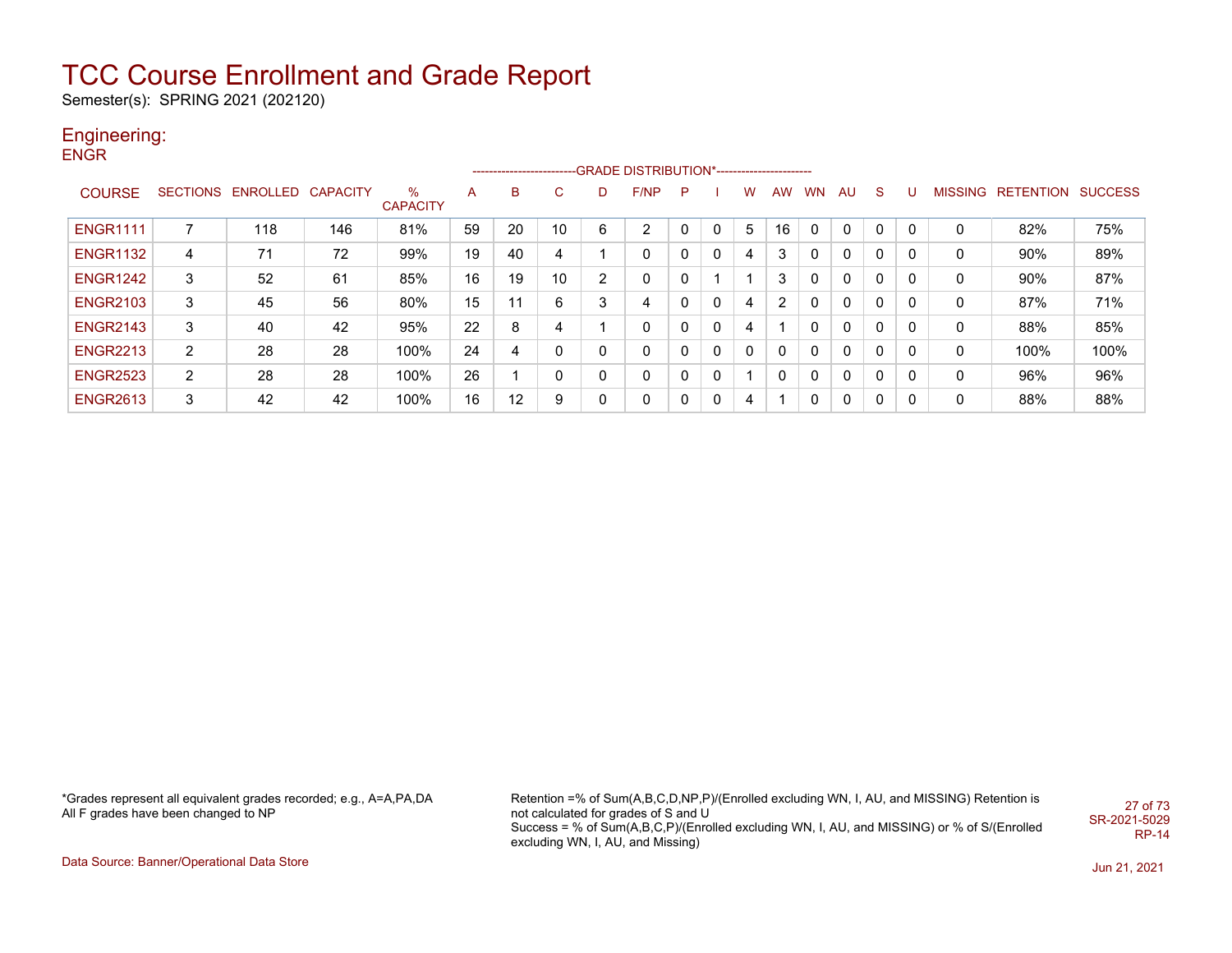# TCC Course Enrollment and Grade Report

Semester(s): SPRING 2021 (202120)

## Engineering:

ENGR

| COURSE | SECTIONS | ENROLLED | CAPACITY | % CAPACITY | A | B | C | D | F/NP | P | I | W | AW | WN | AU | S | U | MISSING | RETENTION | SUCCESS |
|---|---|---|---|---|---|---|---|---|---|---|---|---|---|---|---|---|---|---|---|---|
| | | | | | GRADE DISTRIBUTION* | | | | | | | | | | | | | | | |
| ENGR1111 | 7 | 118 | 146 | 81% | 59 | 20 | 10 | 6 | 2 | 0 | 0 | 5 | 16 | 0 | 0 | 0 | 0 | 0 | 82% | 75% |
| ENGR1132 | 4 | 71 | 72 | 99% | 19 | 40 | 4 | 1 | 0 | 0 | 0 | 4 | 3 | 0 | 0 | 0 | 0 | 0 | 90% | 89% |
| ENGR1242 | 3 | 52 | 61 | 85% | 16 | 19 | 10 | 2 | 0 | 0 | 1 | 1 | 3 | 0 | 0 | 0 | 0 | 0 | 90% | 87% |
| ENGR2103 | 3 | 45 | 56 | 80% | 15 | 11 | 6 | 3 | 4 | 0 | 0 | 4 | 2 | 0 | 0 | 0 | 0 | 0 | 87% | 71% |
| ENGR2143 | 3 | 40 | 42 | 95% | 22 | 8 | 4 | 1 | 0 | 0 | 0 | 4 | 1 | 0 | 0 | 0 | 0 | 0 | 88% | 85% |
| ENGR2213 | 2 | 28 | 28 | 100% | 24 | 4 | 0 | 0 | 0 | 0 | 0 | 0 | 0 | 0 | 0 | 0 | 0 | 0 | 100% | 100% |
| ENGR2523 | 2 | 28 | 28 | 100% | 26 | 1 | 0 | 0 | 0 | 0 | 0 | 1 | 0 | 0 | 0 | 0 | 0 | 0 | 96% | 96% |
| ENGR2613 | 3 | 42 | 42 | 100% | 16 | 12 | 9 | 0 | 0 | 0 | 0 | 4 | 1 | 0 | 0 | 0 | 0 | 0 | 88% | 88% |

*Grades represent all equivalent grades recorded; e.g., A=A,PA,DA
All F grades have been changed to NP

Retention =% of Sum(A,B,C,D,NP,P)/(Enrolled excluding WN, I, AU, and MISSING) Retention is not calculated for grades of S and U
Success = % of Sum(A,B,C,P)/(Enrolled excluding WN, I, AU, and MISSING) or % of S/(Enrolled excluding WN, I, AU, and Missing)

SR-2021-5029
RP-14

Data Source: Banner/Operational Data Store

Jun 21, 2021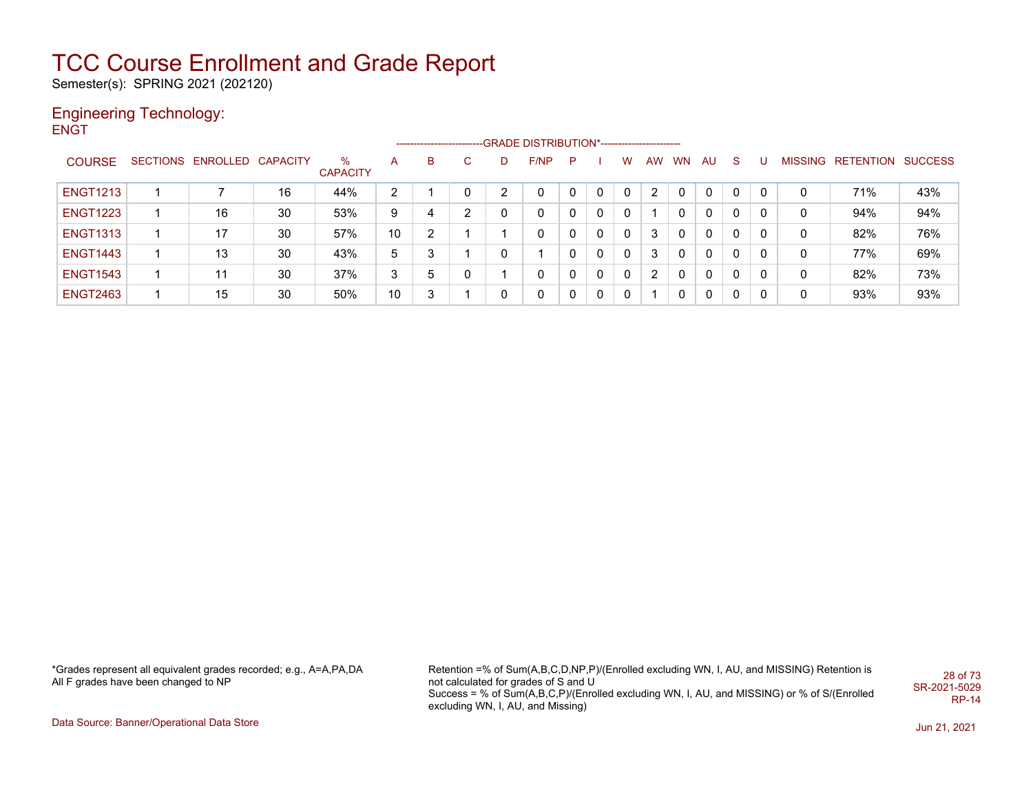# TCC Course Enrollment and Grade Report

Semester(s): SPRING 2021 (202120)

## Engineering Technology:

ENGT

| COURSE | SECTIONS | ENROLLED | CAPACITY | % CAPACITY | A | B | C | D | F/NP | P | I | W | AW | WN | AU | S | U | MISSING | RETENTION | SUCCESS |
|---|---|---|---|---|---|---|---|---|---|---|---|---|---|---|---|---|---|---|---|---|
| | | | | | GRADE DISTRIBUTION* | | | | | | | | | | | | | | | |
| ENGT1213 | 1 | 7 | 16 | 44% | 2 | 1 | 0 | 2 | 0 | 0 | 0 | 0 | 2 | 0 | 0 | 0 | 0 | 0 | 71% | 43% |
| ENGT1223 | 1 | 16 | 30 | 53% | 9 | 4 | 2 | 0 | 0 | 0 | 0 | 0 | 1 | 0 | 0 | 0 | 0 | 0 | 94% | 94% |
| ENGT1313 | 1 | 17 | 30 | 57% | 10 | 2 | 1 | 1 | 0 | 0 | 0 | 0 | 3 | 0 | 0 | 0 | 0 | 0 | 82% | 76% |
| ENGT1443 | 1 | 13 | 30 | 43% | 5 | 3 | 1 | 0 | 1 | 0 | 0 | 0 | 3 | 0 | 0 | 0 | 0 | 0 | 77% | 69% |
| ENGT1543 | 1 | 11 | 30 | 37% | 3 | 5 | 0 | 1 | 0 | 0 | 0 | 0 | 2 | 0 | 0 | 0 | 0 | 0 | 82% | 73% |
| ENGT2463 | 1 | 15 | 30 | 50% | 10 | 3 | 1 | 0 | 0 | 0 | 0 | 0 | 1 | 0 | 0 | 0 | 0 | 0 | 93% | 93% |

*Grades represent all equivalent grades recorded; e.g., A=A,PA,DA
All F grades have been changed to NP

Retention =% of Sum(A,B,C,D,NP,P)/(Enrolled excluding WN, I, AU, and MISSING) Retention is not calculated for grades of S and U
Success = % of Sum(A,B,C,P)/(Enrolled excluding WN, I, AU, and MISSING) or % of S/(Enrolled excluding WN, I, AU, and Missing)

SR-2021-5029
RP-14

Data Source: Banner/Operational Data Store

Jun 21, 2021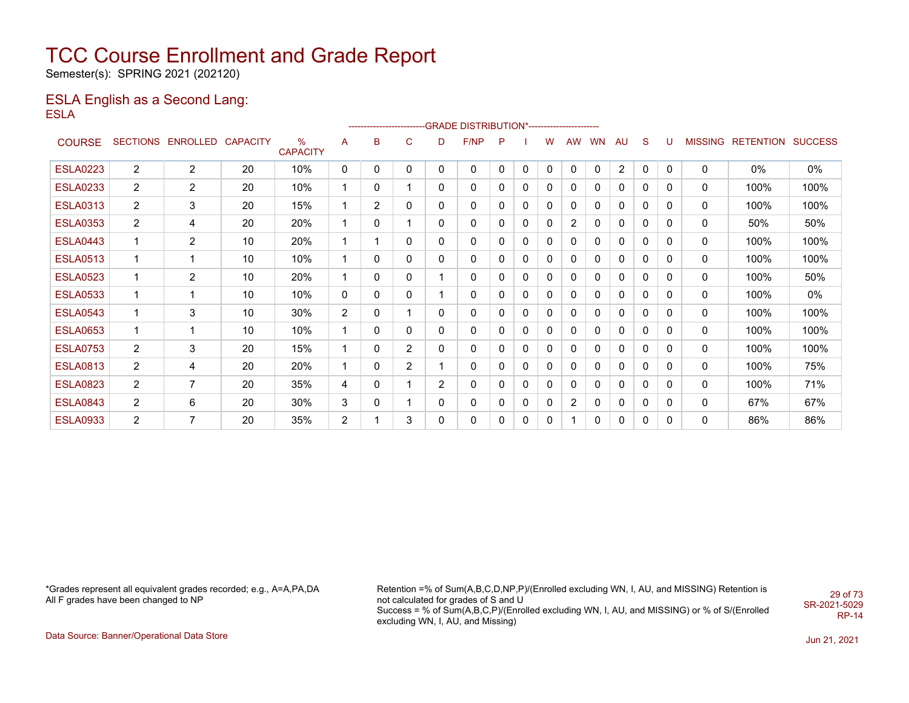# TCC Course Enrollment and Grade Report

Semester(s): SPRING 2021 (202120)

## ESLA English as a Second Lang:

ESLA

| COURSE | SECTIONS | ENROLLED | CAPACITY | % CAPACITY | A | B | C | D | F/NP | P | I | W | AW | WN | AU | S | U | MISSING | RETENTION | SUCCESS |
|---|---|---|---|---|---|---|---|---|---|---|---|---|---|---|---|---|---|---|---|---|
| ESLA0223 | 2 | 2 | 20 | 10% | 0 | 0 | 0 | 0 | 0 | 0 | 0 | 0 | 0 | 0 | 2 | 0 | 0 | 0 | 0% | 0% |
| ESLA0233 | 2 | 2 | 20 | 10% | 1 | 0 | 1 | 0 | 0 | 0 | 0 | 0 | 0 | 0 | 0 | 0 | 0 | 0 | 100% | 100% |
| ESLA0313 | 2 | 3 | 20 | 15% | 1 | 2 | 0 | 0 | 0 | 0 | 0 | 0 | 0 | 0 | 0 | 0 | 0 | 0 | 100% | 100% |
| ESLA0353 | 2 | 4 | 20 | 20% | 1 | 0 | 1 | 0 | 0 | 0 | 0 | 0 | 2 | 0 | 0 | 0 | 0 | 0 | 50% | 50% |
| ESLA0443 | 1 | 2 | 10 | 20% | 1 | 1 | 0 | 0 | 0 | 0 | 0 | 0 | 0 | 0 | 0 | 0 | 0 | 0 | 100% | 100% |
| ESLA0513 | 1 | 1 | 10 | 10% | 1 | 0 | 0 | 0 | 0 | 0 | 0 | 0 | 0 | 0 | 0 | 0 | 0 | 0 | 100% | 100% |
| ESLA0523 | 1 | 2 | 10 | 20% | 1 | 0 | 0 | 1 | 0 | 0 | 0 | 0 | 0 | 0 | 0 | 0 | 0 | 0 | 100% | 50% |
| ESLA0533 | 1 | 1 | 10 | 10% | 0 | 0 | 0 | 1 | 0 | 0 | 0 | 0 | 0 | 0 | 0 | 0 | 0 | 0 | 100% | 0% |
| ESLA0543 | 1 | 3 | 10 | 30% | 2 | 0 | 1 | 0 | 0 | 0 | 0 | 0 | 0 | 0 | 0 | 0 | 0 | 0 | 100% | 100% |
| ESLA0653 | 1 | 1 | 10 | 10% | 1 | 0 | 0 | 0 | 0 | 0 | 0 | 0 | 0 | 0 | 0 | 0 | 0 | 0 | 100% | 100% |
| ESLA0753 | 2 | 3 | 20 | 15% | 1 | 0 | 2 | 0 | 0 | 0 | 0 | 0 | 0 | 0 | 0 | 0 | 0 | 0 | 100% | 100% |
| ESLA0813 | 2 | 4 | 20 | 20% | 1 | 0 | 2 | 1 | 0 | 0 | 0 | 0 | 0 | 0 | 0 | 0 | 0 | 0 | 100% | 75% |
| ESLA0823 | 2 | 7 | 20 | 35% | 4 | 0 | 1 | 2 | 0 | 0 | 0 | 0 | 0 | 0 | 0 | 0 | 0 | 0 | 100% | 71% |
| ESLA0843 | 2 | 6 | 20 | 30% | 3 | 0 | 1 | 0 | 0 | 0 | 0 | 0 | 2 | 0 | 0 | 0 | 0 | 0 | 67% | 67% |
| ESLA0933 | 2 | 7 | 20 | 35% | 2 | 1 | 3 | 0 | 0 | 0 | 0 | 0 | 1 | 0 | 0 | 0 | 0 | 0 | 86% | 86% |

*Grades represent all equivalent grades recorded; e.g., A=A,PA,DA
All F grades have been changed to NP

Retention =% of Sum(A,B,C,D,NP,P)/(Enrolled excluding WN, I, AU, and MISSING) Retention is not calculated for grades of S and U
Success = % of Sum(A,B,C,P)/(Enrolled excluding WN, I, AU, and MISSING) or % of S/(Enrolled excluding WN, I, AU, and Missing)

SR-2021-5029
RP-14

Data Source: Banner/Operational Data Store

Jun 21, 2021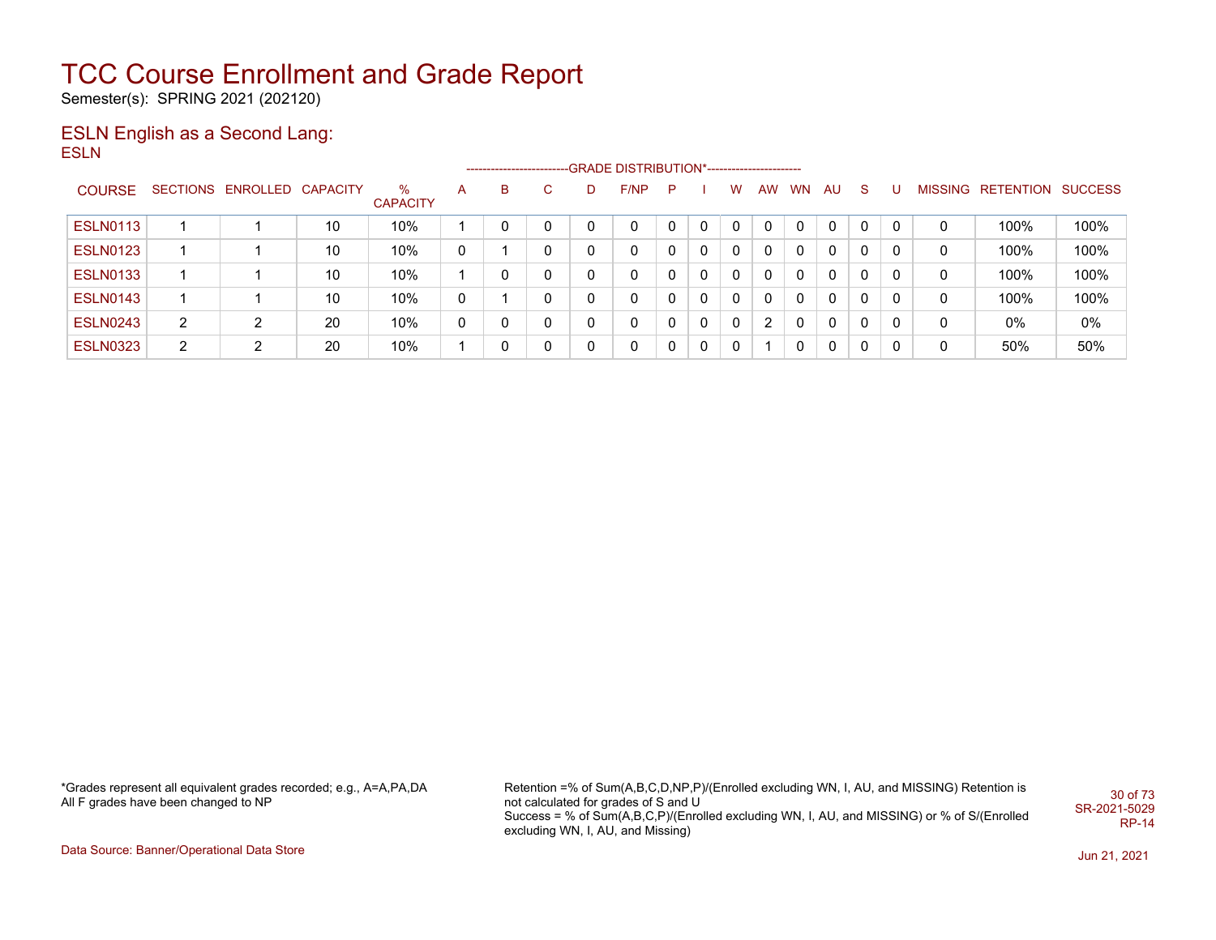# TCC Course Enrollment and Grade Report

Semester(s): SPRING 2021 (202120)

## ESLN English as a Second Lang:

ESLN

| COURSE | SECTIONS | ENROLLED | CAPACITY | % CAPACITY | A | B | C | D | F/NP | P | I | W | AW | WN | AU | S | U | MISSING | RETENTION | SUCCESS |
|---|---|---|---|---|---|---|---|---|---|---|---|---|---|---|---|---|---|---|---|---|
| | | | | | GRADE DISTRIBUTION* | | | | | | | | | | | | | | | |
| ESLN0113 | 1 | 1 | 10 | 10% | 1 | 0 | 0 | 0 | 0 | 0 | 0 | 0 | 0 | 0 | 0 | 0 | 0 | 0 | 100% | 100% |
| ESLN0123 | 1 | 1 | 10 | 10% | 0 | 1 | 0 | 0 | 0 | 0 | 0 | 0 | 0 | 0 | 0 | 0 | 0 | 0 | 100% | 100% |
| ESLN0133 | 1 | 1 | 10 | 10% | 1 | 0 | 0 | 0 | 0 | 0 | 0 | 0 | 0 | 0 | 0 | 0 | 0 | 0 | 100% | 100% |
| ESLN0143 | 1 | 1 | 10 | 10% | 0 | 1 | 0 | 0 | 0 | 0 | 0 | 0 | 0 | 0 | 0 | 0 | 0 | 0 | 100% | 100% |
| ESLN0243 | 2 | 2 | 20 | 10% | 0 | 0 | 0 | 0 | 0 | 0 | 0 | 0 | 2 | 0 | 0 | 0 | 0 | 0 | 0% | 0% |
| ESLN0323 | 2 | 2 | 20 | 10% | 1 | 0 | 0 | 0 | 0 | 0 | 0 | 0 | 1 | 0 | 0 | 0 | 0 | 0 | 50% | 50% |

*Grades represent all equivalent grades recorded; e.g., A=A,PA,DA
All F grades have been changed to NP

Retention =% of Sum(A,B,C,D,NP,P)/(Enrolled excluding WN, I, AU, and MISSING) Retention is not calculated for grades of S and U
Success = % of Sum(A,B,C,P)/(Enrolled excluding WN, I, AU, and MISSING) or % of S/(Enrolled excluding WN, I, AU, and Missing)

SR-2021-5029
RP-14

Data Source: Banner/Operational Data Store

Jun 21, 2021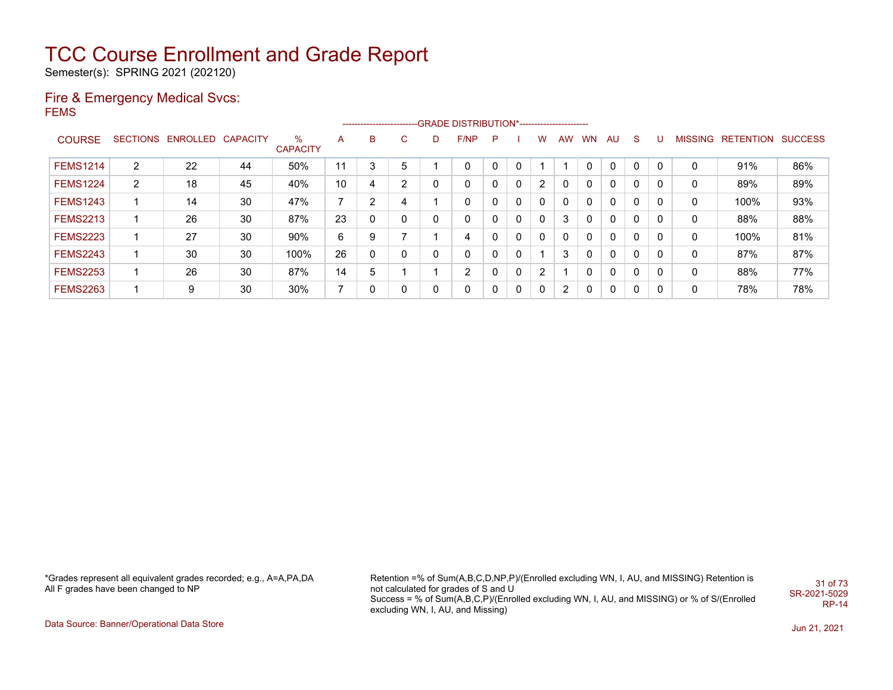# TCC Course Enrollment and Grade Report

Semester(s): SPRING 2021 (202120)

## Fire & Emergency Medical Svcs:

FEMS

| COURSE | SECTIONS | ENROLLED | CAPACITY | % CAPACITY | A | B | C | D | F/NP | P | I | W | AW | WN | AU | S | U | MISSING | RETENTION | SUCCESS |
|---|---|---|---|---|---|---|---|---|---|---|---|---|---|---|---|---|---|---|---|---|
| | | | | | GRADE DISTRIBUTION* | | | | | | | | | | | | | | | |
| FEMS1214 | 2 | 22 | 44 | 50% | 11 | 3 | 5 | 1 | 0 | 0 | 0 | 1 | 1 | 0 | 0 | 0 | 0 | 0 | 91% | 86% |
| FEMS1224 | 2 | 18 | 45 | 40% | 10 | 4 | 2 | 0 | 0 | 0 | 0 | 2 | 0 | 0 | 0 | 0 | 0 | 0 | 89% | 89% |
| FEMS1243 | 1 | 14 | 30 | 47% | 7 | 2 | 4 | 1 | 0 | 0 | 0 | 0 | 0 | 0 | 0 | 0 | 0 | 0 | 100% | 93% |
| FEMS2213 | 1 | 26 | 30 | 87% | 23 | 0 | 0 | 0 | 0 | 0 | 0 | 0 | 3 | 0 | 0 | 0 | 0 | 0 | 88% | 88% |
| FEMS2223 | 1 | 27 | 30 | 90% | 6 | 9 | 7 | 1 | 4 | 0 | 0 | 0 | 0 | 0 | 0 | 0 | 0 | 0 | 100% | 81% |
| FEMS2243 | 1 | 30 | 30 | 100% | 26 | 0 | 0 | 0 | 0 | 0 | 0 | 1 | 3 | 0 | 0 | 0 | 0 | 0 | 87% | 87% |
| FEMS2253 | 1 | 26 | 30 | 87% | 14 | 5 | 1 | 1 | 2 | 0 | 0 | 2 | 1 | 0 | 0 | 0 | 0 | 0 | 88% | 77% |
| FEMS2263 | 1 | 9 | 30 | 30% | 7 | 0 | 0 | 0 | 0 | 0 | 0 | 0 | 2 | 0 | 0 | 0 | 0 | 0 | 78% | 78% |

*Grades represent all equivalent grades recorded; e.g., A=A,PA,DA
All F grades have been changed to NP

Retention =% of Sum(A,B,C,D,NP,P)/(Enrolled excluding WN, I, AU, and MISSING) Retention is not calculated for grades of S and U
Success = % of Sum(A,B,C,P)/(Enrolled excluding WN, I, AU, and MISSING) or % of S/(Enrolled excluding WN, I, AU, and Missing)

SR-2021-5029
RP-14

Data Source: Banner/Operational Data Store

Jun 21, 2021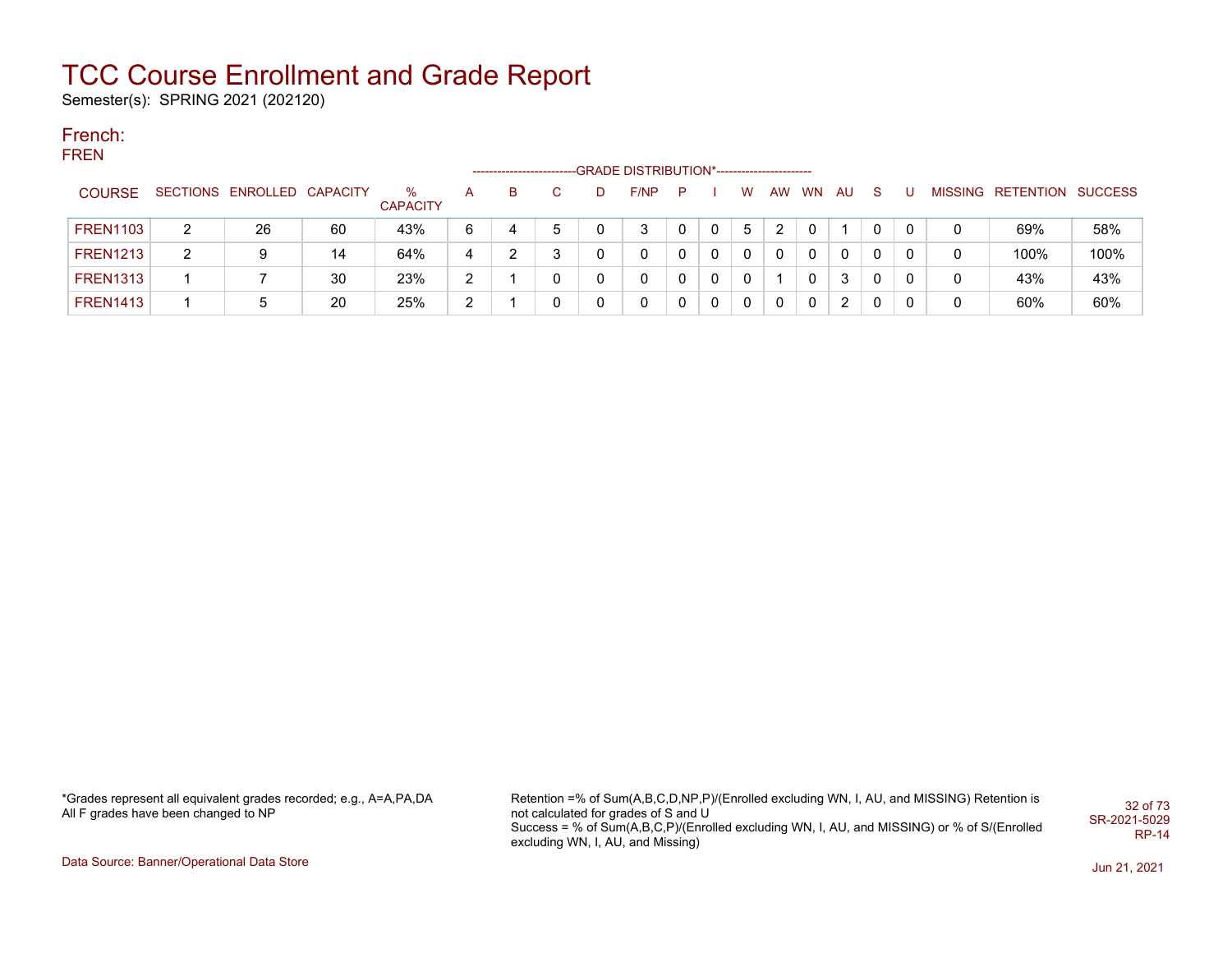# TCC Course Enrollment and Grade Report

Semester(s): SPRING 2021 (202120)

## French:

FREN

| COURSE | SECTIONS | ENROLLED | CAPACITY | % CAPACITY | A | B | C | D | F/NP | P | I | W | AW | WN | AU | S | U | MISSING | RETENTION | SUCCESS |
|---|---|---|---|---|---|---|---|---|---|---|---|---|---|---|---|---|---|---|---|---|
| | | | | | GRADE DISTRIBUTION* | | | | | | | | | | | | | | | |
| FREN1103 | 2 | 26 | 60 | 43% | 6 | 4 | 5 | 0 | 3 | 0 | 0 | 5 | 2 | 0 | 1 | 0 | 0 | 0 | 69% | 58% |
| FREN1213 | 2 | 9 | 14 | 64% | 4 | 2 | 3 | 0 | 0 | 0 | 0 | 0 | 0 | 0 | 0 | 0 | 0 | 0 | 100% | 100% |
| FREN1313 | 1 | 7 | 30 | 23% | 2 | 1 | 0 | 0 | 0 | 0 | 0 | 0 | 1 | 0 | 3 | 0 | 0 | 0 | 43% | 43% |
| FREN1413 | 1 | 5 | 20 | 25% | 2 | 1 | 0 | 0 | 0 | 0 | 0 | 0 | 0 | 0 | 2 | 0 | 0 | 0 | 60% | 60% |

*Grades represent all equivalent grades recorded; e.g., A=A,PA,DA
All F grades have been changed to NP

Retention =% of Sum(A,B,C,D,NP,P)/(Enrolled excluding WN, I, AU, and MISSING) Retention is not calculated for grades of S and U
Success = % of Sum(A,B,C,P)/(Enrolled excluding WN, I, AU, and MISSING) or % of S/(Enrolled excluding WN, I, AU, and Missing)

SR-2021-5029
RP-14

Data Source: Banner/Operational Data Store

Jun 21, 2021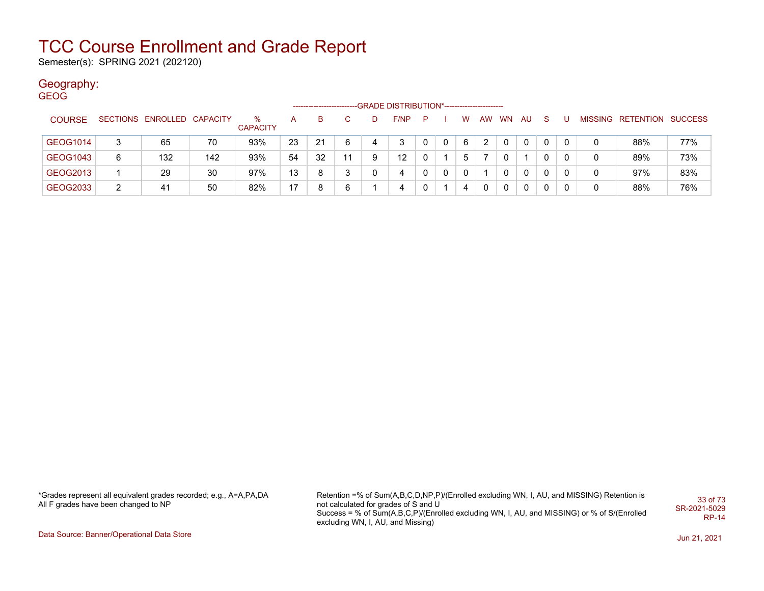# TCC Course Enrollment and Grade Report

Semester(s): SPRING 2021 (202120)

## Geography:

### GEOG

| COURSE | SECTIONS | ENROLLED | CAPACITY | % CAPACITY | A | B | C | D | F/NP | P | I | W | AW | WN | AU | S | U | MISSING | RETENTION | SUCCESS |
|---|---|---|---|---|---|---|---|---|---|---|---|---|---|---|---|---|---|---|---|---|
| | | | | | GRADE DISTRIBUTION* | | | | | | | | | | | | | | | |
| GEOG1014 | 3 | 65 | 70 | 93% | 23 | 21 | 6 | 4 | 3 | 0 | 0 | 6 | 2 | 0 | 0 | 0 | 0 | 0 | 88% | 77% |
| GEOG1043 | 6 | 132 | 142 | 93% | 54 | 32 | 11 | 9 | 12 | 0 | 1 | 5 | 7 | 0 | 1 | 0 | 0 | 0 | 89% | 73% |
| GEOG2013 | 1 | 29 | 30 | 97% | 13 | 8 | 3 | 0 | 4 | 0 | 0 | 0 | 1 | 0 | 0 | 0 | 0 | 0 | 97% | 83% |
| GEOG2033 | 2 | 41 | 50 | 82% | 17 | 8 | 6 | 1 | 4 | 0 | 1 | 4 | 0 | 0 | 0 | 0 | 0 | 0 | 88% | 76% |

*Grades represent all equivalent grades recorded; e.g., A=A,PA,DA
All F grades have been changed to NP

Retention =% of Sum(A,B,C,D,NP,P)/(Enrolled excluding WN, I, AU, and MISSING) Retention is not calculated for grades of S and U
Success = % of Sum(A,B,C,P)/(Enrolled excluding WN, I, AU, and MISSING) or % of S/(Enrolled excluding WN, I, AU, and Missing)

SR-2021-5029
RP-14

Data Source: Banner/Operational Data Store

Jun 21, 2021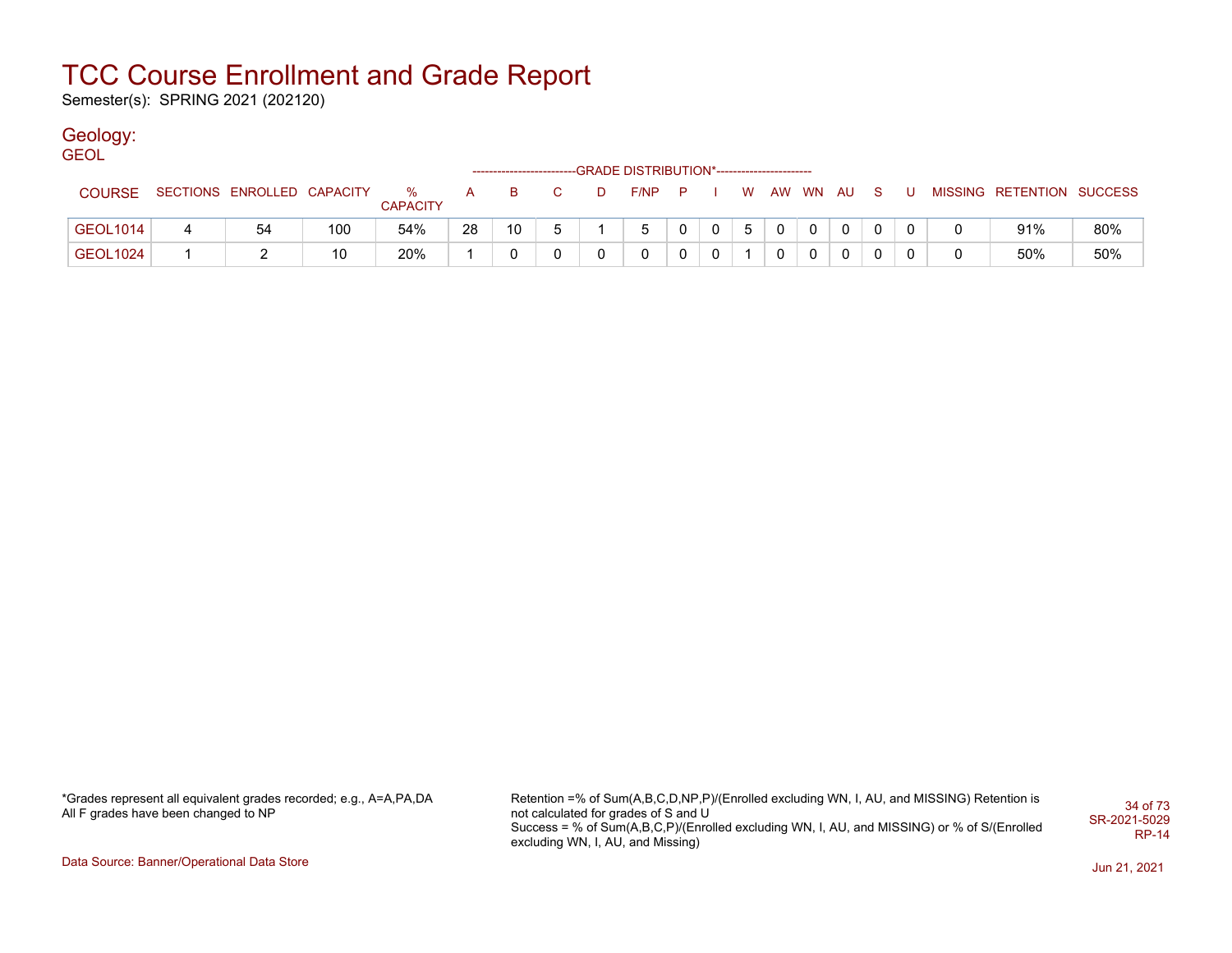# TCC Course Enrollment and Grade Report

Semester(s): SPRING 2021 (202120)

## Geology:

### GEOL

| COURSE | SECTIONS | ENROLLED | CAPACITY | % CAPACITY | A | B | C | D | F/NP | P | I | W | AW | WN | AU | S | U | MISSING | RETENTION | SUCCESS |
|---|---|---|---|---|---|---|---|---|---|---|---|---|---|---|---|---|---|---|---|---|
| | | | | | GRADE DISTRIBUTION* | | | | | | | | | | | | | | | |
| GEOL1014 | 4 | 54 | 100 | 54% | 28 | 10 | 5 | 1 | 5 | 0 | 0 | 5 | 0 | 0 | 0 | 0 | 0 | 0 | 91% | 80% |
| GEOL1024 | 1 | 2 | 10 | 20% | 1 | 0 | 0 | 0 | 0 | 0 | 0 | 1 | 0 | 0 | 0 | 0 | 0 | 0 | 50% | 50% |

*Grades represent all equivalent grades recorded; e.g., A=A,PA,DA
All F grades have been changed to NP

Retention =% of Sum(A,B,C,D,NP,P)/(Enrolled excluding WN, I, AU, and MISSING) Retention is not calculated for grades of S and U
Success = % of Sum(A,B,C,P)/(Enrolled excluding WN, I, AU, and MISSING) or % of S/(Enrolled excluding WN, I, AU, and Missing)

SR-2021-5029
RP-14

Data Source: Banner/Operational Data Store

Jun 21, 2021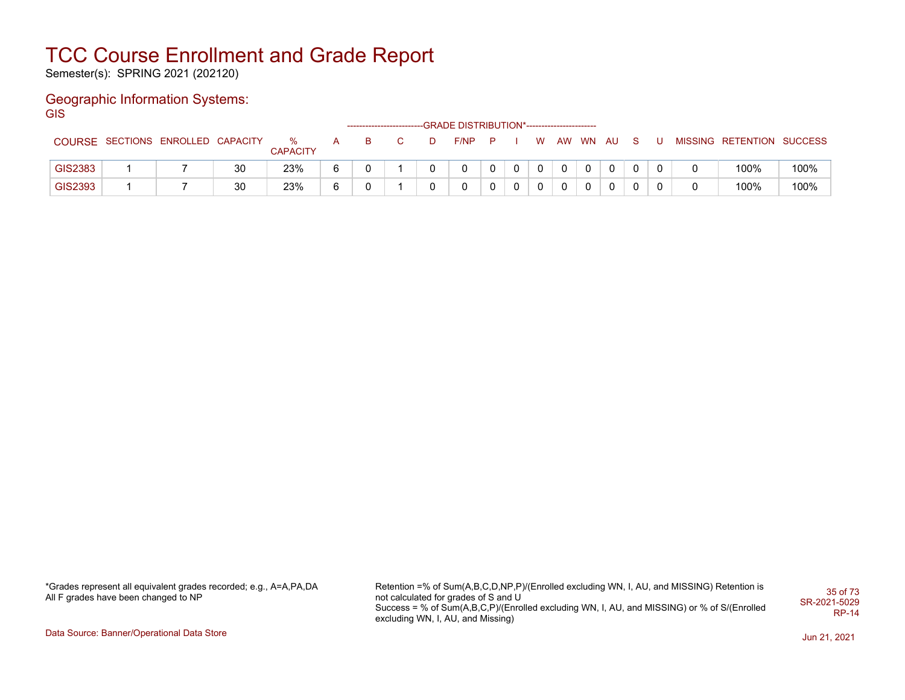# TCC Course Enrollment and Grade Report

Semester(s): SPRING 2021 (202120)

## Geographic Information Systems:

### GIS

| COURSE | SECTIONS | ENROLLED | CAPACITY | % CAPACITY | A | B | C | D | F/NP | P | I | W | AW | WN | AU | S | U | MISSING | RETENTION | SUCCESS |
|---|---|---|---|---|---|---|---|---|---|---|---|---|---|---|---|---|---|---|---|---|
| | | | | | GRADE DISTRIBUTION* | | | | | | | | | | | | | | | |
| GIS2383 | 1 | 7 | 30 | 23% | 6 | 0 | 1 | 0 | 0 | 0 | 0 | 0 | 0 | 0 | 0 | 0 | 0 | 0 | 100% | 100% |
| GIS2393 | 1 | 7 | 30 | 23% | 6 | 0 | 1 | 0 | 0 | 0 | 0 | 0 | 0 | 0 | 0 | 0 | 0 | 0 | 100% | 100% |

*Grades represent all equivalent grades recorded; e.g., A=A,PA,DA
All F grades have been changed to NP

Retention =% of Sum(A,B,C,D,NP,P)/(Enrolled excluding WN, I, AU, and MISSING) Retention is not calculated for grades of S and U
Success = % of Sum(A,B,C,P)/(Enrolled excluding WN, I, AU, and MISSING) or % of S/(Enrolled excluding WN, I, AU, and Missing)

SR-2021-5029
RP-14

Data Source: Banner/Operational Data Store

Jun 21, 2021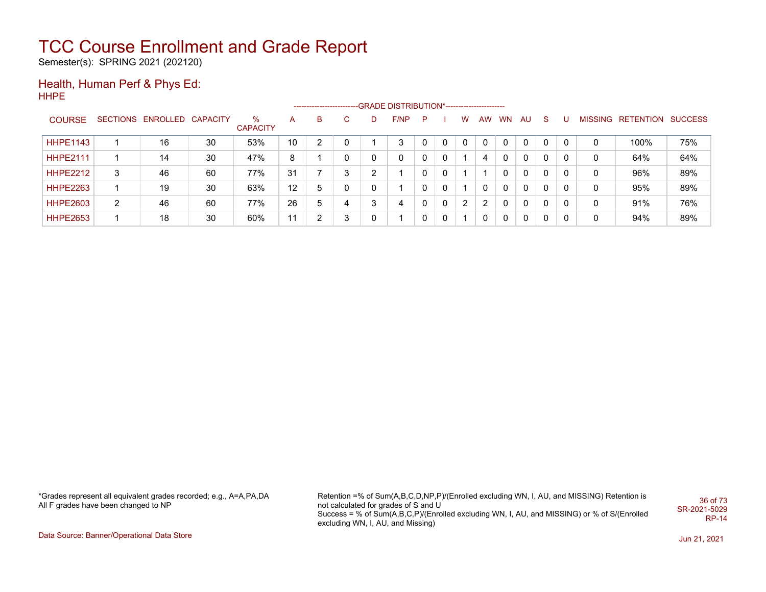# TCC Course Enrollment and Grade Report

Semester(s): SPRING 2021 (202120)

## Health, Human Perf & Phys Ed:

HHPE

| COURSE | SECTIONS | ENROLLED | CAPACITY | % CAPACITY | A | B | C | D | F/NP | P | I | W | AW | WN | AU | S | U | MISSING | RETENTION | SUCCESS |
|---|---|---|---|---|---|---|---|---|---|---|---|---|---|---|---|---|---|---|---|---|
| | | | | | GRADE DISTRIBUTION* | | | | | | | | | | | | | | | |
| HHPE1143 | 1 | 16 | 30 | 53% | 10 | 2 | 0 | 1 | 3 | 0 | 0 | 0 | 0 | 0 | 0 | 0 | 0 | 0 | 100% | 75% |
| HHPE2111 | 1 | 14 | 30 | 47% | 8 | 1 | 0 | 0 | 0 | 0 | 0 | 1 | 4 | 0 | 0 | 0 | 0 | 0 | 64% | 64% |
| HHPE2212 | 3 | 46 | 60 | 77% | 31 | 7 | 3 | 2 | 1 | 0 | 0 | 1 | 1 | 0 | 0 | 0 | 0 | 0 | 96% | 89% |
| HHPE2263 | 1 | 19 | 30 | 63% | 12 | 5 | 0 | 0 | 1 | 0 | 0 | 1 | 0 | 0 | 0 | 0 | 0 | 0 | 95% | 89% |
| HHPE2603 | 2 | 46 | 60 | 77% | 26 | 5 | 4 | 3 | 4 | 0 | 0 | 2 | 2 | 0 | 0 | 0 | 0 | 0 | 91% | 76% |
| HHPE2653 | 1 | 18 | 30 | 60% | 11 | 2 | 3 | 0 | 1 | 0 | 0 | 1 | 0 | 0 | 0 | 0 | 0 | 0 | 94% | 89% |

*Grades represent all equivalent grades recorded; e.g., A=A,PA,DA
All F grades have been changed to NP

Retention =% of Sum(A,B,C,D,NP,P)/(Enrolled excluding WN, I, AU, and MISSING) Retention is not calculated for grades of S and U
Success = % of Sum(A,B,C,P)/(Enrolled excluding WN, I, AU, and MISSING) or % of S/(Enrolled excluding WN, I, AU, and Missing)

SR-2021-5029
RP-14

Data Source: Banner/Operational Data Store

Jun 21, 2021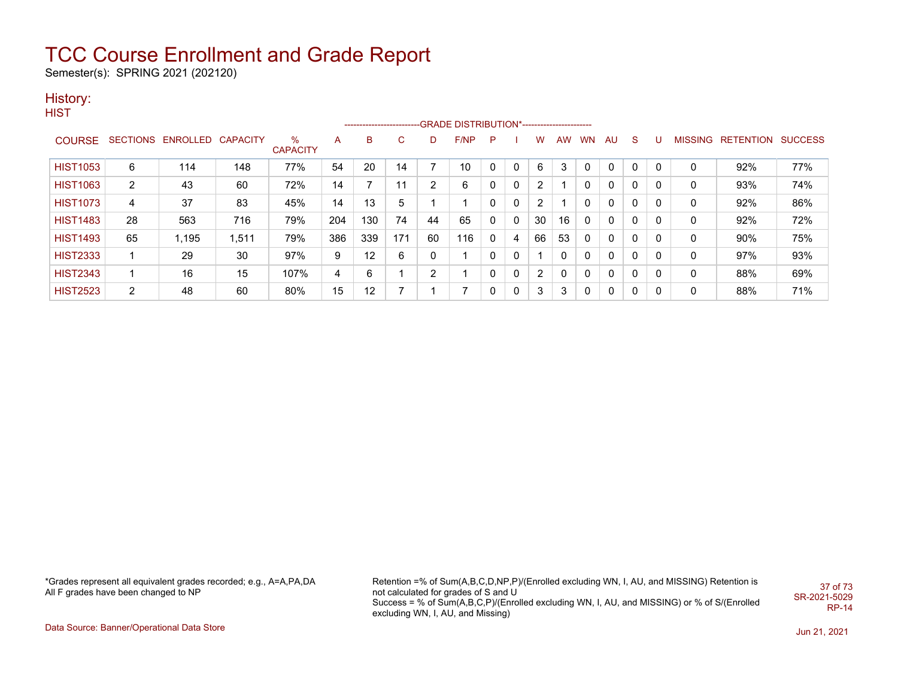# TCC Course Enrollment and Grade Report

Semester(s): SPRING 2021 (202120)

## History:

HIST

| COURSE | SECTIONS | ENROLLED | CAPACITY | % CAPACITY | A | B | C | D | F/NP | P | I | W | AW | WN | AU | S | U | MISSING | RETENTION | SUCCESS |
|---|---|---|---|---|---|---|---|---|---|---|---|---|---|---|---|---|---|---|---|---|
| | | | | | GRADE DISTRIBUTION* | | | | | | | | | | | | | | | |
| HIST1053 | 6 | 114 | 148 | 77% | 54 | 20 | 14 | 7 | 10 | 0 | 0 | 6 | 3 | 0 | 0 | 0 | 0 | 0 | 92% | 77% |
| HIST1063 | 2 | 43 | 60 | 72% | 14 | 7 | 11 | 2 | 6 | 0 | 0 | 2 | 1 | 0 | 0 | 0 | 0 | 0 | 93% | 74% |
| HIST1073 | 4 | 37 | 83 | 45% | 14 | 13 | 5 | 1 | 1 | 0 | 0 | 2 | 1 | 0 | 0 | 0 | 0 | 0 | 92% | 86% |
| HIST1483 | 28 | 563 | 716 | 79% | 204 | 130 | 74 | 44 | 65 | 0 | 0 | 30 | 16 | 0 | 0 | 0 | 0 | 0 | 92% | 72% |
| HIST1493 | 65 | 1,195 | 1,511 | 79% | 386 | 339 | 171 | 60 | 116 | 0 | 4 | 66 | 53 | 0 | 0 | 0 | 0 | 0 | 90% | 75% |
| HIST2333 | 1 | 29 | 30 | 97% | 9 | 12 | 6 | 0 | 1 | 0 | 0 | 1 | 0 | 0 | 0 | 0 | 0 | 0 | 97% | 93% |
| HIST2343 | 1 | 16 | 15 | 107% | 4 | 6 | 1 | 2 | 1 | 0 | 0 | 2 | 0 | 0 | 0 | 0 | 0 | 0 | 88% | 69% |
| HIST2523 | 2 | 48 | 60 | 80% | 15 | 12 | 7 | 1 | 7 | 0 | 0 | 3 | 3 | 0 | 0 | 0 | 0 | 0 | 88% | 71% |

*Grades represent all equivalent grades recorded; e.g., A=A,PA,DA
All F grades have been changed to NP

Retention =% of Sum(A,B,C,D,NP,P)/(Enrolled excluding WN, I, AU, and MISSING) Retention is not calculated for grades of S and U
Success = % of Sum(A,B,C,P)/(Enrolled excluding WN, I, AU, and MISSING) or % of S/(Enrolled excluding WN, I, AU, and Missing)

SR-2021-5029
RP-14

Data Source: Banner/Operational Data Store

Jun 21, 2021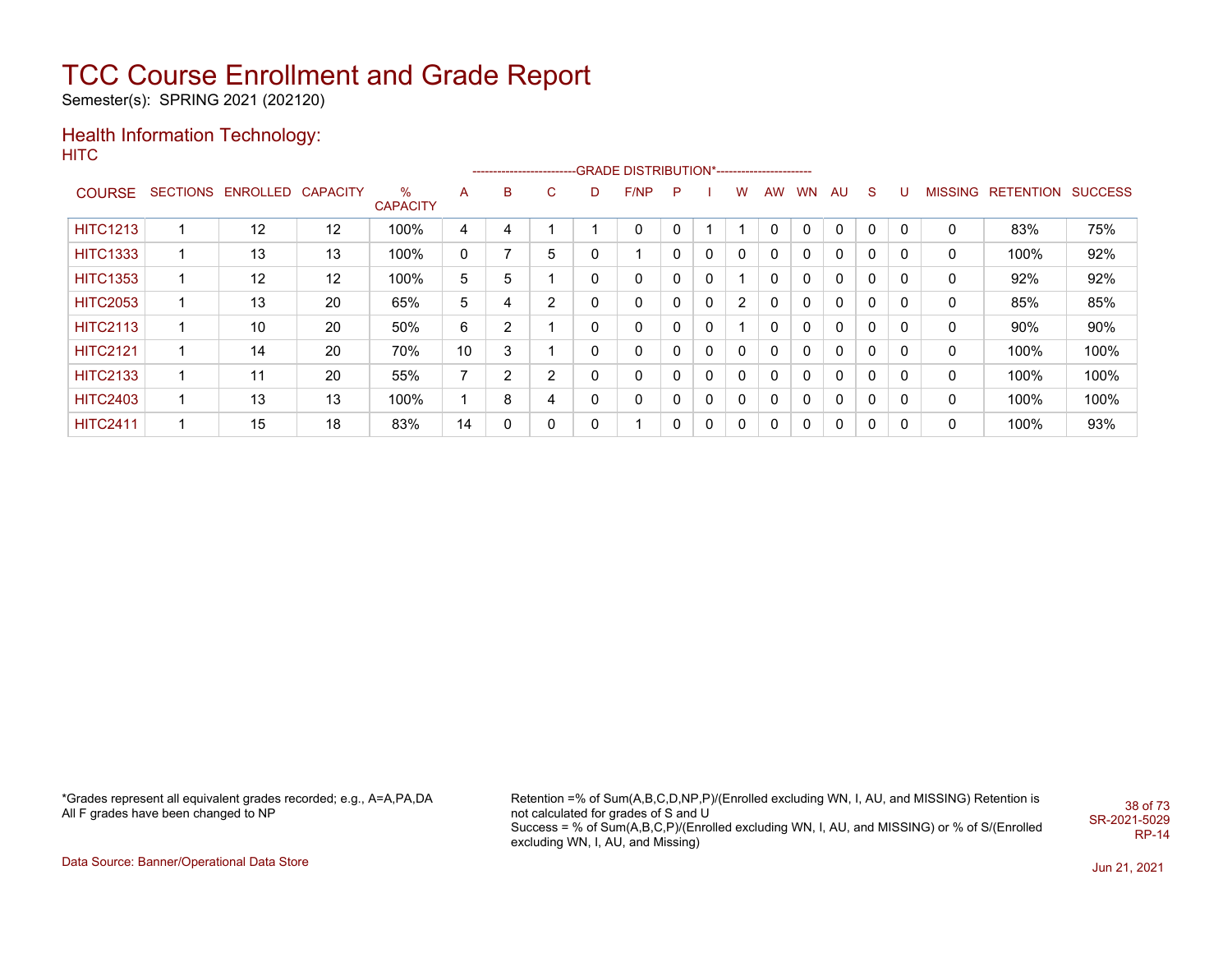# TCC Course Enrollment and Grade Report

Semester(s): SPRING 2021 (202120)

## Health Information Technology:

HITC

| COURSE | SECTIONS | ENROLLED | CAPACITY | % CAPACITY | A | B | C | D | F/NP | P | I | W | AW | WN | AU | S | U | MISSING | RETENTION | SUCCESS |
|---|---|---|---|---|---|---|---|---|---|---|---|---|---|---|---|---|---|---|---|---|
| | | | | | GRADE DISTRIBUTION* | | | | | | | | | | | | | | | |
| HITC1213 | 1 | 12 | 12 | 100% | 4 | 4 | 1 | 1 | 0 | 0 | 1 | 1 | 0 | 0 | 0 | 0 | 0 | 0 | 83% | 75% |
| HITC1333 | 1 | 13 | 13 | 100% | 0 | 7 | 5 | 0 | 1 | 0 | 0 | 0 | 0 | 0 | 0 | 0 | 0 | 0 | 100% | 92% |
| HITC1353 | 1 | 12 | 12 | 100% | 5 | 5 | 1 | 0 | 0 | 0 | 0 | 1 | 0 | 0 | 0 | 0 | 0 | 0 | 92% | 92% |
| HITC2053 | 1 | 13 | 20 | 65% | 5 | 4 | 2 | 0 | 0 | 0 | 0 | 2 | 0 | 0 | 0 | 0 | 0 | 0 | 85% | 85% |
| HITC2113 | 1 | 10 | 20 | 50% | 6 | 2 | 1 | 0 | 0 | 0 | 0 | 1 | 0 | 0 | 0 | 0 | 0 | 0 | 90% | 90% |
| HITC2121 | 1 | 14 | 20 | 70% | 10 | 3 | 1 | 0 | 0 | 0 | 0 | 0 | 0 | 0 | 0 | 0 | 0 | 0 | 100% | 100% |
| HITC2133 | 1 | 11 | 20 | 55% | 7 | 2 | 2 | 0 | 0 | 0 | 0 | 0 | 0 | 0 | 0 | 0 | 0 | 0 | 100% | 100% |
| HITC2403 | 1 | 13 | 13 | 100% | 1 | 8 | 4 | 0 | 0 | 0 | 0 | 0 | 0 | 0 | 0 | 0 | 0 | 0 | 100% | 100% |
| HITC2411 | 1 | 15 | 18 | 83% | 14 | 0 | 0 | 0 | 1 | 0 | 0 | 0 | 0 | 0 | 0 | 0 | 0 | 0 | 100% | 93% |

*Grades represent all equivalent grades recorded; e.g., A=A,PA,DA
All F grades have been changed to NP

Retention =% of Sum(A,B,C,D,NP,P)/(Enrolled excluding WN, I, AU, and MISSING) Retention is not calculated for grades of S and U
Success = % of Sum(A,B,C,P)/(Enrolled excluding WN, I, AU, and MISSING) or % of S/(Enrolled excluding WN, I, AU, and Missing)

SR-2021-5029
RP-14

Data Source: Banner/Operational Data Store

Jun 21, 2021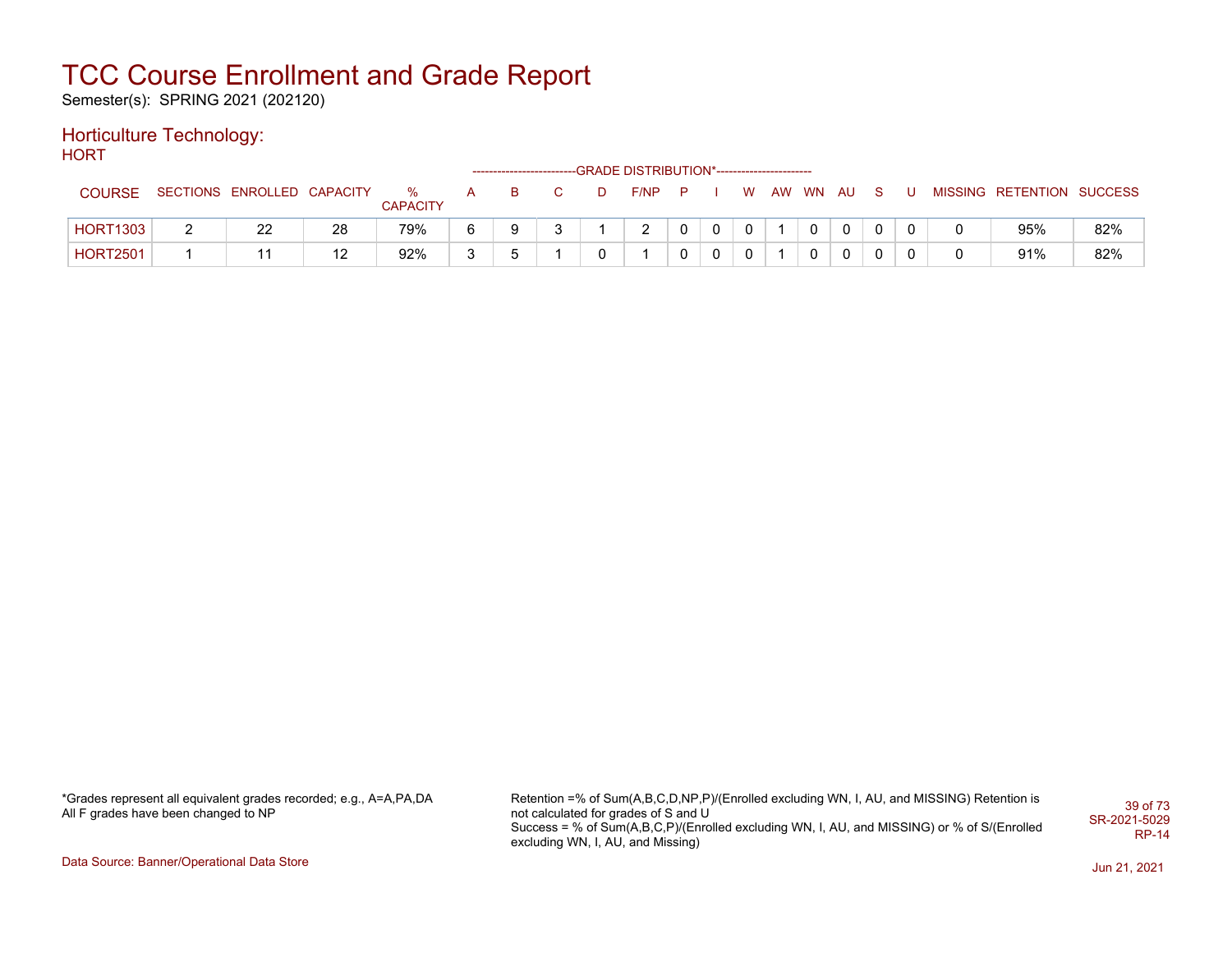# TCC Course Enrollment and Grade Report

Semester(s): SPRING 2021 (202120)

## Horticulture Technology:

HORT

| COURSE | SECTIONS | ENROLLED | CAPACITY | % CAPACITY | A | B | C | D | F/NP | P | I | W | AW | WN | AU | S | U | MISSING | RETENTION | SUCCESS |
|---|---|---|---|---|---|---|---|---|---|---|---|---|---|---|---|---|---|---|---|---|
| | | | | | -------------------------GRADE DISTRIBUTION*----------------------- | | | | | | | | | | | | | | | |
| HORT1303 | 2 | 22 | 28 | 79% | 6 | 9 | 3 | 1 | 2 | 0 | 0 | 0 | 1 | 0 | 0 | 0 | 0 | 0 | 95% | 82% |
| HORT2501 | 1 | 11 | 12 | 92% | 3 | 5 | 1 | 0 | 1 | 0 | 0 | 0 | 1 | 0 | 0 | 0 | 0 | 0 | 91% | 82% |

*Grades represent all equivalent grades recorded; e.g., A=A,PA,DA
All F grades have been changed to NP

Retention =% of Sum(A,B,C,D,NP,P)/(Enrolled excluding WN, I, AU, and MISSING) Retention is not calculated for grades of S and U
Success = % of Sum(A,B,C,P)/(Enrolled excluding WN, I, AU, and MISSING) or % of S/(Enrolled excluding WN, I, AU, and Missing)

SR-2021-5029
RP-14

Data Source: Banner/Operational Data Store

Jun 21, 2021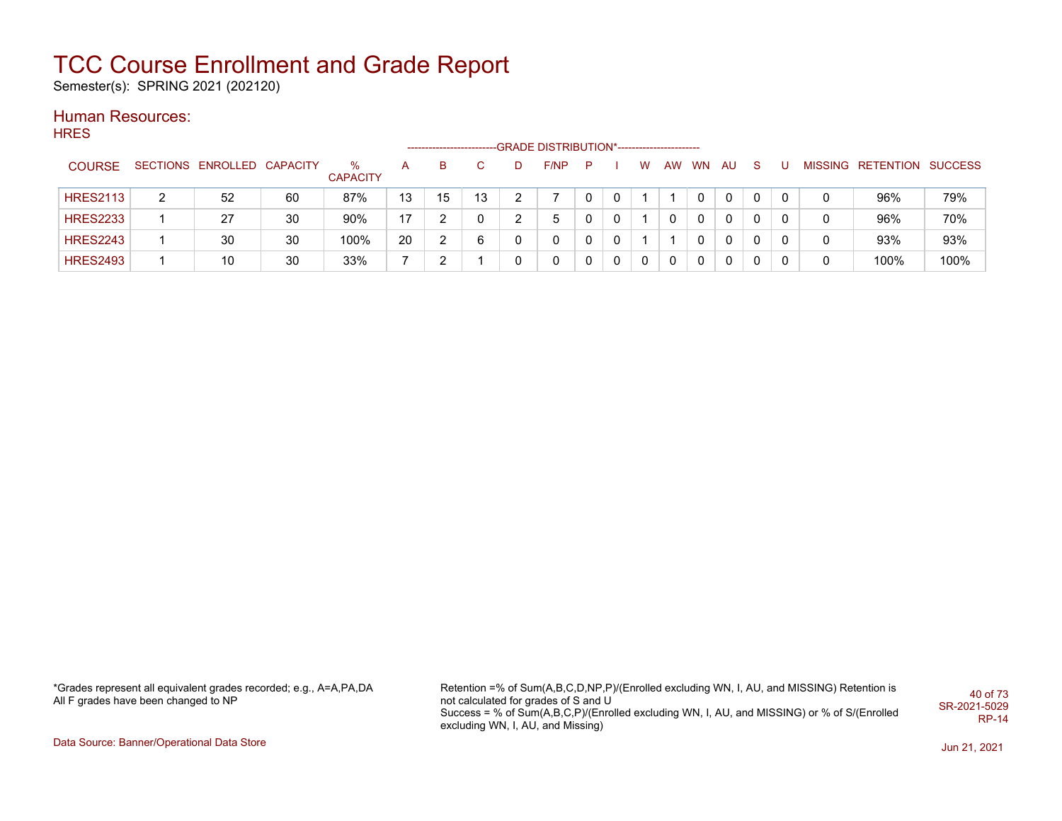# TCC Course Enrollment and Grade Report

Semester(s): SPRING 2021 (202120)

## Human Resources:

### HRES

| COURSE | SECTIONS | ENROLLED | CAPACITY | % CAPACITY | A | B | C | D | F/NP | P | I | W | AW | WN | AU | S | U | MISSING | RETENTION | SUCCESS |
|---|---|---|---|---|---|---|---|---|---|---|---|---|---|---|---|---|---|---|---|---|
| | | | | | GRADE DISTRIBUTION* | | | | | | | | | | | | | | | |
| HRES2113 | 2 | 52 | 60 | 87% | 13 | 15 | 13 | 2 | 7 | 0 | 0 | 1 | 1 | 0 | 0 | 0 | 0 | 0 | 96% | 79% |
| HRES2233 | 1 | 27 | 30 | 90% | 17 | 2 | 0 | 2 | 5 | 0 | 0 | 1 | 0 | 0 | 0 | 0 | 0 | 0 | 96% | 70% |
| HRES2243 | 1 | 30 | 30 | 100% | 20 | 2 | 6 | 0 | 0 | 0 | 0 | 1 | 1 | 0 | 0 | 0 | 0 | 0 | 93% | 93% |
| HRES2493 | 1 | 10 | 30 | 33% | 7 | 2 | 1 | 0 | 0 | 0 | 0 | 0 | 0 | 0 | 0 | 0 | 0 | 0 | 100% | 100% |

*Grades represent all equivalent grades recorded; e.g., A=A,PA,DA
All F grades have been changed to NP

Retention =% of Sum(A,B,C,D,NP,P)/(Enrolled excluding WN, I, AU, and MISSING) Retention is not calculated for grades of S and U
Success = % of Sum(A,B,C,P)/(Enrolled excluding WN, I, AU, and MISSING) or % of S/(Enrolled excluding WN, I, AU, and Missing)

SR-2021-5029
RP-14

Data Source: Banner/Operational Data Store

Jun 21, 2021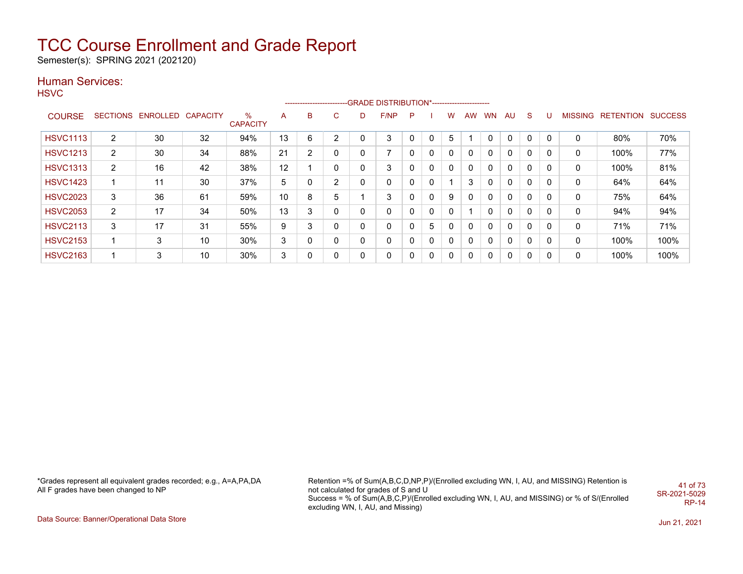# TCC Course Enrollment and Grade Report

Semester(s): SPRING 2021 (202120)

## Human Services:

### HSVC

| COURSE | SECTIONS | ENROLLED | CAPACITY | % CAPACITY | A | B | C | D | F/NP | P | I | W | AW | WN | AU | S | U | MISSING | RETENTION | SUCCESS |
|---|---|---|---|---|---|---|---|---|---|---|---|---|---|---|---|---|---|---|---|---|
| | | | | | -------------------------GRADE DISTRIBUTION*----------------------- | | | | | | | | | | | | | | | |
| HSVC1113 | 2 | 30 | 32 | 94% | 13 | 6 | 2 | 0 | 3 | 0 | 0 | 5 | 1 | 0 | 0 | 0 | 0 | 0 | 80% | 70% |
| HSVC1213 | 2 | 30 | 34 | 88% | 21 | 2 | 0 | 0 | 7 | 0 | 0 | 0 | 0 | 0 | 0 | 0 | 0 | 0 | 100% | 77% |
| HSVC1313 | 2 | 16 | 42 | 38% | 12 | 1 | 0 | 0 | 3 | 0 | 0 | 0 | 0 | 0 | 0 | 0 | 0 | 0 | 100% | 81% |
| HSVC1423 | 1 | 11 | 30 | 37% | 5 | 0 | 2 | 0 | 0 | 0 | 0 | 1 | 3 | 0 | 0 | 0 | 0 | 0 | 64% | 64% |
| HSVC2023 | 3 | 36 | 61 | 59% | 10 | 8 | 5 | 1 | 3 | 0 | 0 | 9 | 0 | 0 | 0 | 0 | 0 | 0 | 75% | 64% |
| HSVC2053 | 2 | 17 | 34 | 50% | 13 | 3 | 0 | 0 | 0 | 0 | 0 | 0 | 1 | 0 | 0 | 0 | 0 | 0 | 94% | 94% |
| HSVC2113 | 3 | 17 | 31 | 55% | 9 | 3 | 0 | 0 | 0 | 0 | 5 | 0 | 0 | 0 | 0 | 0 | 0 | 0 | 71% | 71% |
| HSVC2153 | 1 | 3 | 10 | 30% | 3 | 0 | 0 | 0 | 0 | 0 | 0 | 0 | 0 | 0 | 0 | 0 | 0 | 0 | 100% | 100% |
| HSVC2163 | 1 | 3 | 10 | 30% | 3 | 0 | 0 | 0 | 0 | 0 | 0 | 0 | 0 | 0 | 0 | 0 | 0 | 0 | 100% | 100% |

*Grades represent all equivalent grades recorded; e.g., A=A,PA,DA
All F grades have been changed to NP

Retention =% of Sum(A,B,C,D,NP,P)/(Enrolled excluding WN, I, AU, and MISSING) Retention is not calculated for grades of S and U
Success = % of Sum(A,B,C,P)/(Enrolled excluding WN, I, AU, and MISSING) or % of S/(Enrolled excluding WN, I, AU, and Missing)

SR-2021-5029
RP-14

Data Source: Banner/Operational Data Store

Jun 21, 2021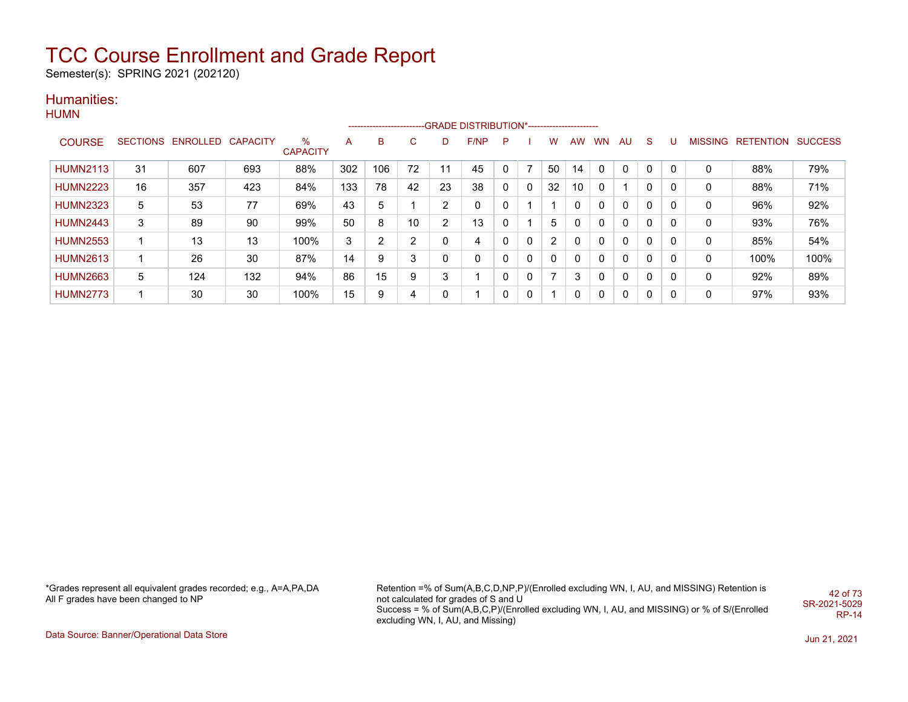# TCC Course Enrollment and Grade Report

Semester(s): SPRING 2021 (202120)

## Humanities:

### HUMN

| COURSE | SECTIONS | ENROLLED | CAPACITY | % CAPACITY | A | B | C | D | F/NP | P | I | W | AW | WN | AU | S | U | MISSING | RETENTION | SUCCESS |
|---|---|---|---|---|---|---|---|---|---|---|---|---|---|---|---|---|---|---|---|---|
| | | | | | GRADE DISTRIBUTION* | | | | | | | | | | | | | | | |
| HUMN2113 | 31 | 607 | 693 | 88% | 302 | 106 | 72 | 11 | 45 | 0 | 7 | 50 | 14 | 0 | 0 | 0 | 0 | 0 | 88% | 79% |
| HUMN2223 | 16 | 357 | 423 | 84% | 133 | 78 | 42 | 23 | 38 | 0 | 0 | 32 | 10 | 0 | 1 | 0 | 0 | 0 | 88% | 71% |
| HUMN2323 | 5 | 53 | 77 | 69% | 43 | 5 | 1 | 2 | 0 | 0 | 1 | 1 | 0 | 0 | 0 | 0 | 0 | 0 | 96% | 92% |
| HUMN2443 | 3 | 89 | 90 | 99% | 50 | 8 | 10 | 2 | 13 | 0 | 1 | 5 | 0 | 0 | 0 | 0 | 0 | 0 | 93% | 76% |
| HUMN2553 | 1 | 13 | 13 | 100% | 3 | 2 | 2 | 0 | 4 | 0 | 0 | 2 | 0 | 0 | 0 | 0 | 0 | 0 | 85% | 54% |
| HUMN2613 | 1 | 26 | 30 | 87% | 14 | 9 | 3 | 0 | 0 | 0 | 0 | 0 | 0 | 0 | 0 | 0 | 0 | 0 | 100% | 100% |
| HUMN2663 | 5 | 124 | 132 | 94% | 86 | 15 | 9 | 3 | 1 | 0 | 0 | 7 | 3 | 0 | 0 | 0 | 0 | 0 | 92% | 89% |
| HUMN2773 | 1 | 30 | 30 | 100% | 15 | 9 | 4 | 0 | 1 | 0 | 0 | 1 | 0 | 0 | 0 | 0 | 0 | 0 | 97% | 93% |

*Grades represent all equivalent grades recorded; e.g., A=A,PA,DA
All F grades have been changed to NP

Retention =% of Sum(A,B,C,D,NP,P)/(Enrolled excluding WN, I, AU, and MISSING) Retention is not calculated for grades of S and U
Success = % of Sum(A,B,C,P)/(Enrolled excluding WN, I, AU, and MISSING) or % of S/(Enrolled excluding WN, I, AU, and Missing)

SR-2021-5029
RP-14

Data Source: Banner/Operational Data Store

Jun 21, 2021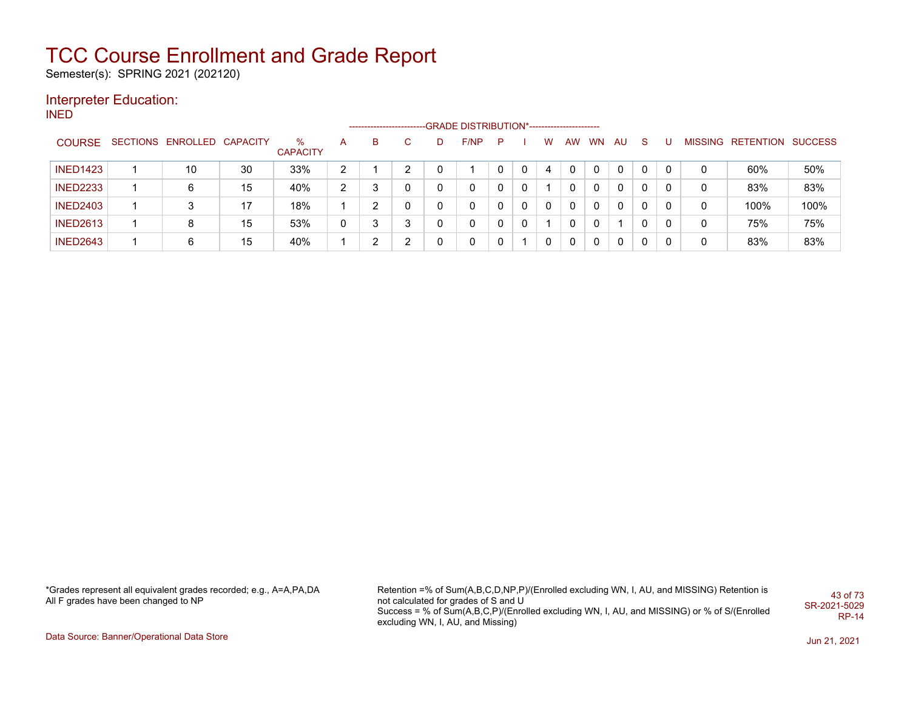# TCC Course Enrollment and Grade Report

Semester(s): SPRING 2021 (202120)

## Interpreter Education:

### INED

| COURSE | SECTIONS | ENROLLED | CAPACITY | % CAPACITY | A | B | C | D | F/NP | P | I | W | AW | WN | AU | S | U | MISSING | RETENTION | SUCCESS |
|---|---|---|---|---|---|---|---|---|---|---|---|---|---|---|---|---|---|---|---|---|
| | | | | | GRADE DISTRIBUTION* | | | | | | | | | | | | | | | |
| INED1423 | 1 | 10 | 30 | 33% | 2 | 1 | 2 | 0 | 1 | 0 | 0 | 4 | 0 | 0 | 0 | 0 | 0 | 0 | 60% | 50% |
| INED2233 | 1 | 6 | 15 | 40% | 2 | 3 | 0 | 0 | 0 | 0 | 0 | 1 | 0 | 0 | 0 | 0 | 0 | 0 | 83% | 83% |
| INED2403 | 1 | 3 | 17 | 18% | 1 | 2 | 0 | 0 | 0 | 0 | 0 | 0 | 0 | 0 | 0 | 0 | 0 | 0 | 100% | 100% |
| INED2613 | 1 | 8 | 15 | 53% | 0 | 3 | 3 | 0 | 0 | 0 | 0 | 1 | 0 | 0 | 1 | 0 | 0 | 0 | 75% | 75% |
| INED2643 | 1 | 6 | 15 | 40% | 1 | 2 | 2 | 0 | 0 | 0 | 1 | 0 | 0 | 0 | 0 | 0 | 0 | 0 | 83% | 83% |

*Grades represent all equivalent grades recorded; e.g., A=A,PA,DA
All F grades have been changed to NP

Retention =% of Sum(A,B,C,D,NP,P)/(Enrolled excluding WN, I, AU, and MISSING) Retention is not calculated for grades of S and U
Success = % of Sum(A,B,C,P)/(Enrolled excluding WN, I, AU, and MISSING) or % of S/(Enrolled excluding WN, I, AU, and Missing)

SR-2021-5029
RP-14

Data Source: Banner/Operational Data Store

Jun 21, 2021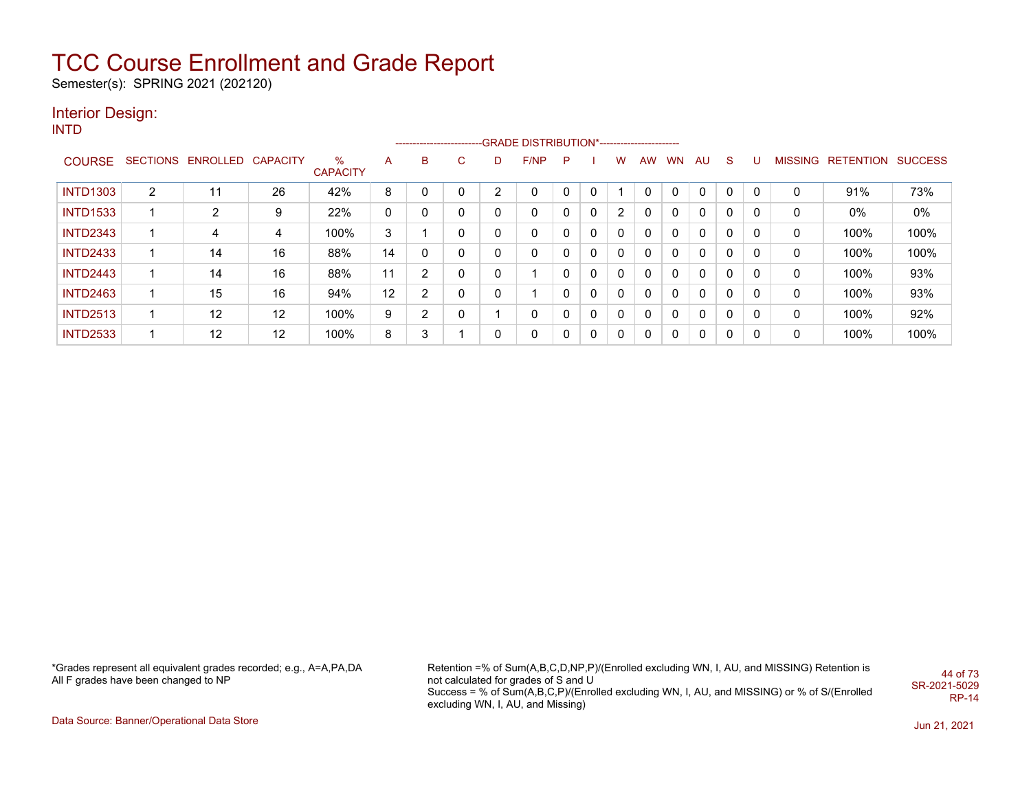# TCC Course Enrollment and Grade Report

Semester(s): SPRING 2021 (202120)

## Interior Design:

### INTD

| COURSE | SECTIONS | ENROLLED | CAPACITY | % CAPACITY | A | B | C | D | F/NP | P | I | W | AW | WN | AU | S | U | MISSING | RETENTION | SUCCESS |
|---|---|---|---|---|---|---|---|---|---|---|---|---|---|---|---|---|---|---|---|---|
| INTD1303 | 2 | 11 | 26 | 42% | 8 | 0 | 0 | 2 | 0 | 0 | 0 | 1 | 0 | 0 | 0 | 0 | 0 | 0 | 91% | 73% |
| INTD1533 | 1 | 2 | 9 | 22% | 0 | 0 | 0 | 0 | 0 | 0 | 0 | 2 | 0 | 0 | 0 | 0 | 0 | 0 | 0% | 0% |
| INTD2343 | 1 | 4 | 4 | 100% | 3 | 1 | 0 | 0 | 0 | 0 | 0 | 0 | 0 | 0 | 0 | 0 | 0 | 0 | 100% | 100% |
| INTD2433 | 1 | 14 | 16 | 88% | 14 | 0 | 0 | 0 | 0 | 0 | 0 | 0 | 0 | 0 | 0 | 0 | 0 | 0 | 100% | 100% |
| INTD2443 | 1 | 14 | 16 | 88% | 11 | 2 | 0 | 0 | 1 | 0 | 0 | 0 | 0 | 0 | 0 | 0 | 0 | 0 | 100% | 93% |
| INTD2463 | 1 | 15 | 16 | 94% | 12 | 2 | 0 | 0 | 1 | 0 | 0 | 0 | 0 | 0 | 0 | 0 | 0 | 0 | 100% | 93% |
| INTD2513 | 1 | 12 | 12 | 100% | 9 | 2 | 0 | 1 | 0 | 0 | 0 | 0 | 0 | 0 | 0 | 0 | 0 | 0 | 100% | 92% |
| INTD2533 | 1 | 12 | 12 | 100% | 8 | 3 | 1 | 0 | 0 | 0 | 0 | 0 | 0 | 0 | 0 | 0 | 0 | 0 | 100% | 100% |

*Grades represent all equivalent grades recorded; e.g., A=A,PA,DA
All F grades have been changed to NP

Retention =% of Sum(A,B,C,D,NP,P)/(Enrolled excluding WN, I, AU, and MISSING) Retention is not calculated for grades of S and U
Success = % of Sum(A,B,C,P)/(Enrolled excluding WN, I, AU, and MISSING) or % of S/(Enrolled excluding WN, I, AU, and Missing)

SR-2021-5029
RP-14

Data Source: Banner/Operational Data Store

Jun 21, 2021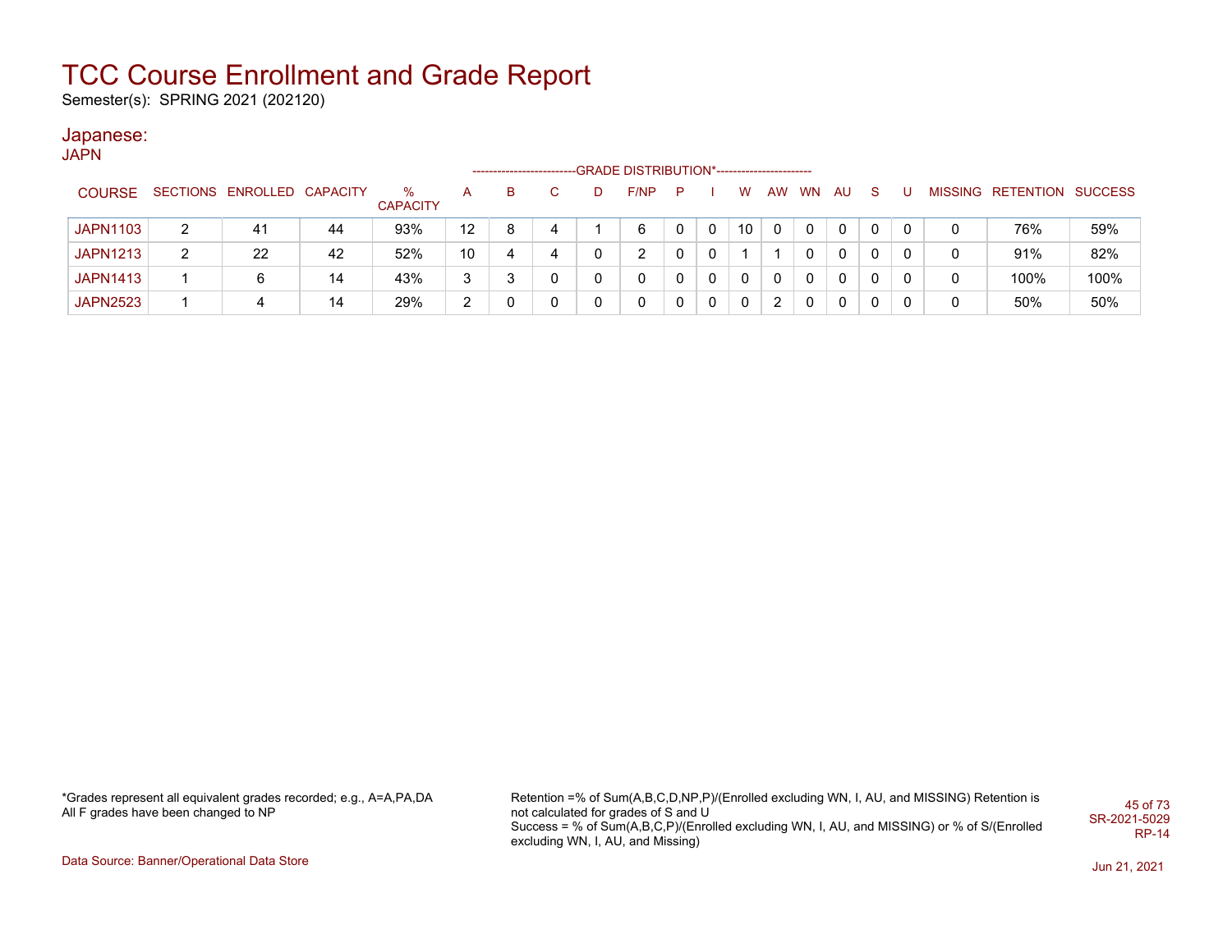# TCC Course Enrollment and Grade Report

Semester(s): SPRING 2021 (202120)

## Japanese:

### JAPN

| COURSE | SECTIONS | ENROLLED | CAPACITY | % CAPACITY | A | B | C | D | F/NP | P | I | W | AW | WN | AU | S | U | MISSING | RETENTION | SUCCESS |
|---|---|---|---|---|---|---|---|---|---|---|---|---|---|---|---|---|---|---|---|---|
| | | | | | GRADE DISTRIBUTION* | | | | | | | | | | | | | | | |
| JAPN1103 | 2 | 41 | 44 | 93% | 12 | 8 | 4 | 1 | 6 | 0 | 0 | 10 | 0 | 0 | 0 | 0 | 0 | 0 | 76% | 59% |
| JAPN1213 | 2 | 22 | 42 | 52% | 10 | 4 | 4 | 0 | 2 | 0 | 0 | 1 | 1 | 0 | 0 | 0 | 0 | 0 | 91% | 82% |
| JAPN1413 | 1 | 6 | 14 | 43% | 3 | 3 | 0 | 0 | 0 | 0 | 0 | 0 | 0 | 0 | 0 | 0 | 0 | 0 | 100% | 100% |
| JAPN2523 | 1 | 4 | 14 | 29% | 2 | 0 | 0 | 0 | 0 | 0 | 0 | 0 | 2 | 0 | 0 | 0 | 0 | 0 | 50% | 50% |

*Grades represent all equivalent grades recorded; e.g., A=A,PA,DA
All F grades have been changed to NP

Retention =% of Sum(A,B,C,D,NP,P)/(Enrolled excluding WN, I, AU, and MISSING) Retention is not calculated for grades of S and U
Success = % of Sum(A,B,C,P)/(Enrolled excluding WN, I, AU, and MISSING) or % of S/(Enrolled excluding WN, I, AU, and Missing)

SR-2021-5029
RP-14

Data Source: Banner/Operational Data Store

Jun 21, 2021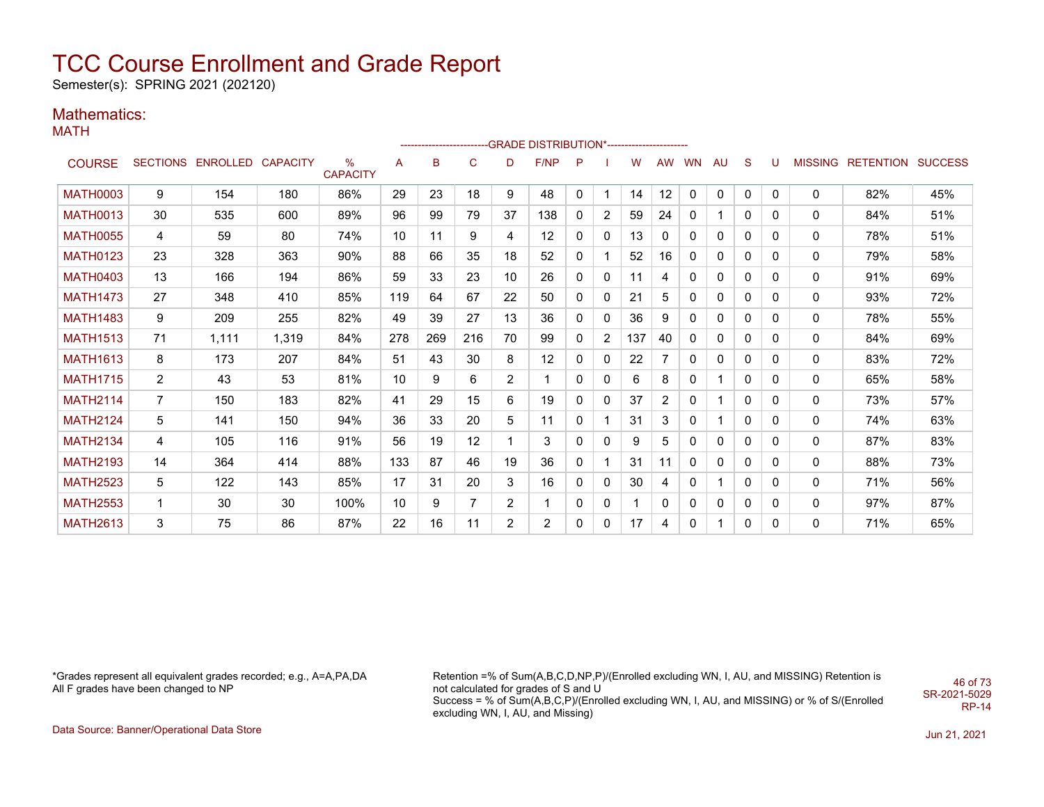# TCC Course Enrollment and Grade Report

Semester(s): SPRING 2021 (202120)

## Mathematics:

### MATH

| COURSE | SECTIONS | ENROLLED | CAPACITY | % CAPACITY | A | B | C | D | F/NP | P | I | W | AW | WN | AU | S | U | MISSING | RETENTION | SUCCESS |
|---|---|---|---|---|---|---|---|---|---|---|---|---|---|---|---|---|---|---|---|---|
| | | | | | GRADE DISTRIBUTION* | | | | | | | | | | | | | | | |
| MATH0003 | 9 | 154 | 180 | 86% | 29 | 23 | 18 | 9 | 48 | 0 | 1 | 14 | 12 | 0 | 0 | 0 | 0 | 0 | 82% | 45% |
| MATH0013 | 30 | 535 | 600 | 89% | 96 | 99 | 79 | 37 | 138 | 0 | 2 | 59 | 24 | 0 | 1 | 0 | 0 | 0 | 84% | 51% |
| MATH0055 | 4 | 59 | 80 | 74% | 10 | 11 | 9 | 4 | 12 | 0 | 0 | 13 | 0 | 0 | 0 | 0 | 0 | 0 | 78% | 51% |
| MATH0123 | 23 | 328 | 363 | 90% | 88 | 66 | 35 | 18 | 52 | 0 | 1 | 52 | 16 | 0 | 0 | 0 | 0 | 0 | 79% | 58% |
| MATH0403 | 13 | 166 | 194 | 86% | 59 | 33 | 23 | 10 | 26 | 0 | 0 | 11 | 4 | 0 | 0 | 0 | 0 | 0 | 91% | 69% |
| MATH1473 | 27 | 348 | 410 | 85% | 119 | 64 | 67 | 22 | 50 | 0 | 0 | 21 | 5 | 0 | 0 | 0 | 0 | 0 | 93% | 72% |
| MATH1483 | 9 | 209 | 255 | 82% | 49 | 39 | 27 | 13 | 36 | 0 | 0 | 36 | 9 | 0 | 0 | 0 | 0 | 0 | 78% | 55% |
| MATH1513 | 71 | 1,111 | 1,319 | 84% | 278 | 269 | 216 | 70 | 99 | 0 | 2 | 137 | 40 | 0 | 0 | 0 | 0 | 0 | 84% | 69% |
| MATH1613 | 8 | 173 | 207 | 84% | 51 | 43 | 30 | 8 | 12 | 0 | 0 | 22 | 7 | 0 | 0 | 0 | 0 | 0 | 83% | 72% |
| MATH1715 | 2 | 43 | 53 | 81% | 10 | 9 | 6 | 2 | 1 | 0 | 0 | 6 | 8 | 0 | 1 | 0 | 0 | 0 | 65% | 58% |
| MATH2114 | 7 | 150 | 183 | 82% | 41 | 29 | 15 | 6 | 19 | 0 | 0 | 37 | 2 | 0 | 1 | 0 | 0 | 0 | 73% | 57% |
| MATH2124 | 5 | 141 | 150 | 94% | 36 | 33 | 20 | 5 | 11 | 0 | 1 | 31 | 3 | 0 | 1 | 0 | 0 | 0 | 74% | 63% |
| MATH2134 | 4 | 105 | 116 | 91% | 56 | 19 | 12 | 1 | 3 | 0 | 0 | 9 | 5 | 0 | 0 | 0 | 0 | 0 | 87% | 83% |
| MATH2193 | 14 | 364 | 414 | 88% | 133 | 87 | 46 | 19 | 36 | 0 | 1 | 31 | 11 | 0 | 0 | 0 | 0 | 0 | 88% | 73% |
| MATH2523 | 5 | 122 | 143 | 85% | 17 | 31 | 20 | 3 | 16 | 0 | 0 | 30 | 4 | 0 | 1 | 0 | 0 | 0 | 71% | 56% |
| MATH2553 | 1 | 30 | 30 | 100% | 10 | 9 | 7 | 2 | 1 | 0 | 0 | 1 | 0 | 0 | 0 | 0 | 0 | 0 | 97% | 87% |
| MATH2613 | 3 | 75 | 86 | 87% | 22 | 16 | 11 | 2 | 2 | 0 | 0 | 17 | 4 | 0 | 1 | 0 | 0 | 0 | 71% | 65% |

*Grades represent all equivalent grades recorded; e.g., A=A,PA,DA
All F grades have been changed to NP

Retention =% of Sum(A,B,C,D,NP,P)/(Enrolled excluding WN, I, AU, and MISSING) Retention is not calculated for grades of S and U
Success = % of Sum(A,B,C,P)/(Enrolled excluding WN, I, AU, and MISSING) or % of S/(Enrolled excluding WN, I, AU, and Missing)

SR-2021-5029
RP-14

Data Source: Banner/Operational Data Store

Jun 21, 2021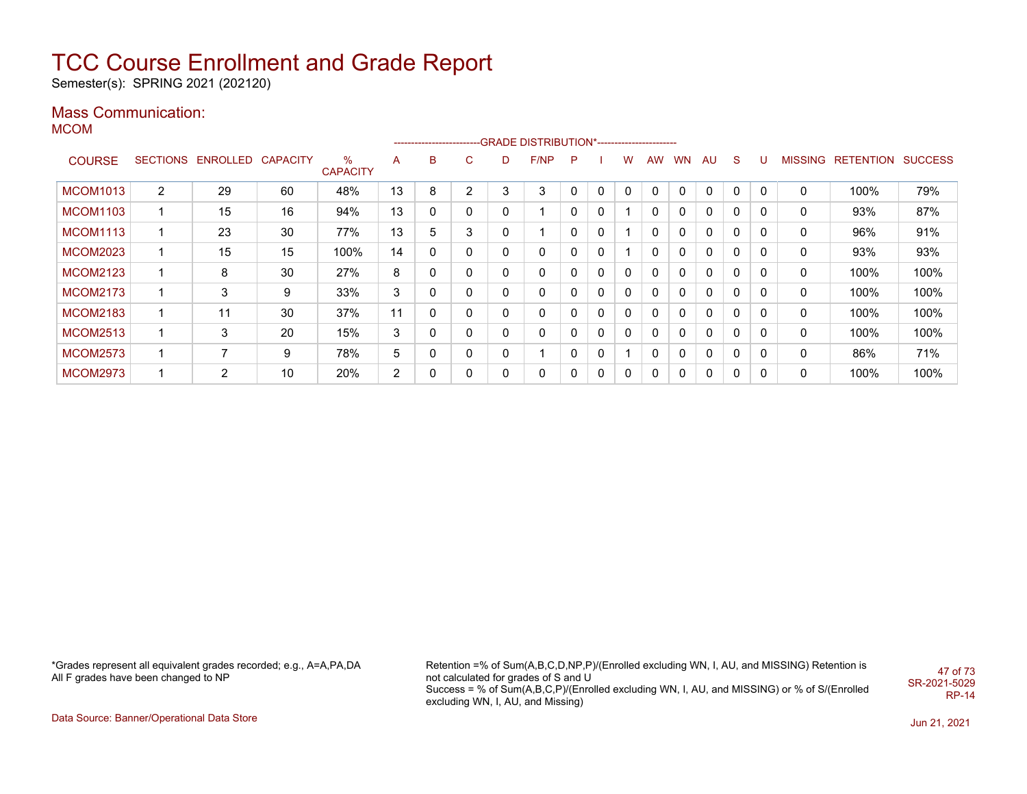# TCC Course Enrollment and Grade Report

Semester(s): SPRING 2021 (202120)

## Mass Communication:

### MCOM

| COURSE | SECTIONS | ENROLLED | CAPACITY | % CAPACITY | A | B | C | D | F/NP | P | I | W | AW | WN | AU | S | U | MISSING | RETENTION | SUCCESS |
|---|---|---|---|---|---|---|---|---|---|---|---|---|---|---|---|---|---|---|---|---|
| MCOM1013 | 2 | 29 | 60 | 48% | 13 | 8 | 2 | 3 | 3 | 0 | 0 | 0 | 0 | 0 | 0 | 0 | 0 | 0 | 100% | 79% |
| MCOM1103 | 1 | 15 | 16 | 94% | 13 | 0 | 0 | 0 | 1 | 0 | 0 | 1 | 0 | 0 | 0 | 0 | 0 | 0 | 93% | 87% |
| MCOM1113 | 1 | 23 | 30 | 77% | 13 | 5 | 3 | 0 | 1 | 0 | 0 | 1 | 0 | 0 | 0 | 0 | 0 | 0 | 96% | 91% |
| MCOM2023 | 1 | 15 | 15 | 100% | 14 | 0 | 0 | 0 | 0 | 0 | 0 | 1 | 0 | 0 | 0 | 0 | 0 | 0 | 93% | 93% |
| MCOM2123 | 1 | 8 | 30 | 27% | 8 | 0 | 0 | 0 | 0 | 0 | 0 | 0 | 0 | 0 | 0 | 0 | 0 | 0 | 100% | 100% |
| MCOM2173 | 1 | 3 | 9 | 33% | 3 | 0 | 0 | 0 | 0 | 0 | 0 | 0 | 0 | 0 | 0 | 0 | 0 | 0 | 100% | 100% |
| MCOM2183 | 1 | 11 | 30 | 37% | 11 | 0 | 0 | 0 | 0 | 0 | 0 | 0 | 0 | 0 | 0 | 0 | 0 | 0 | 100% | 100% |
| MCOM2513 | 1 | 3 | 20 | 15% | 3 | 0 | 0 | 0 | 0 | 0 | 0 | 0 | 0 | 0 | 0 | 0 | 0 | 0 | 100% | 100% |
| MCOM2573 | 1 | 7 | 9 | 78% | 5 | 0 | 0 | 0 | 1 | 0 | 0 | 1 | 0 | 0 | 0 | 0 | 0 | 0 | 86% | 71% |
| MCOM2973 | 1 | 2 | 10 | 20% | 2 | 0 | 0 | 0 | 0 | 0 | 0 | 0 | 0 | 0 | 0 | 0 | 0 | 0 | 100% | 100% |

*Grades represent all equivalent grades recorded; e.g., A=A,PA,DA
All F grades have been changed to NP

Retention =% of Sum(A,B,C,D,NP,P)/(Enrolled excluding WN, I, AU, and MISSING) Retention is not calculated for grades of S and U
Success = % of Sum(A,B,C,P)/(Enrolled excluding WN, I, AU, and MISSING) or % of S/(Enrolled excluding WN, I, AU, and Missing)

SR-2021-5029
RP-14

Data Source: Banner/Operational Data Store

Jun 21, 2021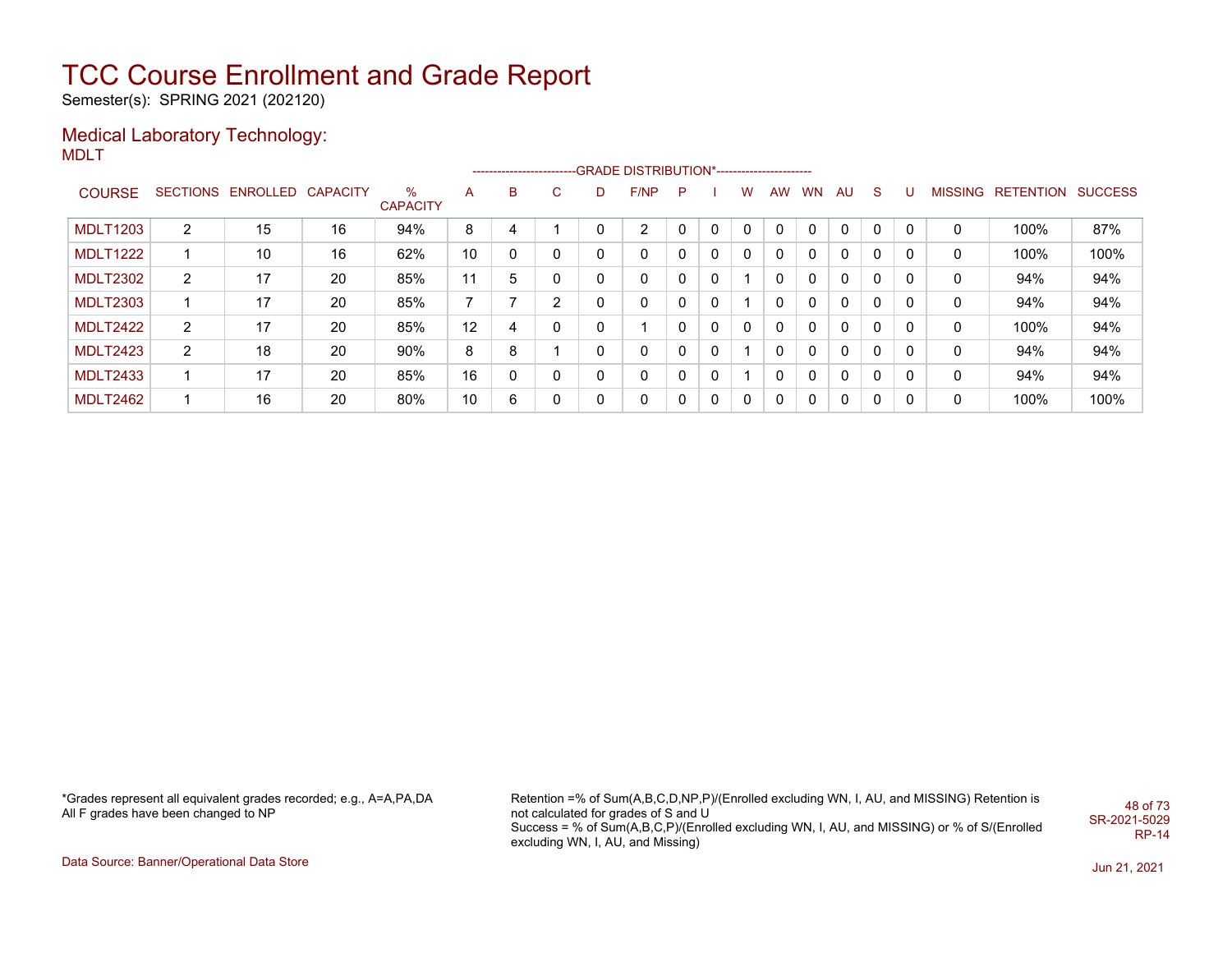# TCC Course Enrollment and Grade Report

Semester(s): SPRING 2021 (202120)

## Medical Laboratory Technology:

MDLT

| COURSE | SECTIONS | ENROLLED | CAPACITY | % CAPACITY | A | B | C | D | F/NP | P | I | W | AW | WN | AU | S | U | MISSING | RETENTION | SUCCESS |
|---|---|---|---|---|---|---|---|---|---|---|---|---|---|---|---|---|---|---|---|---|
| | | | | | GRADE DISTRIBUTION* | | | | | | | | | | | | | | | |
| MDLT1203 | 2 | 15 | 16 | 94% | 8 | 4 | 1 | 0 | 2 | 0 | 0 | 0 | 0 | 0 | 0 | 0 | 0 | 0 | 100% | 87% |
| MDLT1222 | 1 | 10 | 16 | 62% | 10 | 0 | 0 | 0 | 0 | 0 | 0 | 0 | 0 | 0 | 0 | 0 | 0 | 0 | 100% | 100% |
| MDLT2302 | 2 | 17 | 20 | 85% | 11 | 5 | 0 | 0 | 0 | 0 | 0 | 1 | 0 | 0 | 0 | 0 | 0 | 0 | 94% | 94% |
| MDLT2303 | 1 | 17 | 20 | 85% | 7 | 7 | 2 | 0 | 0 | 0 | 0 | 1 | 0 | 0 | 0 | 0 | 0 | 0 | 94% | 94% |
| MDLT2422 | 2 | 17 | 20 | 85% | 12 | 4 | 0 | 0 | 1 | 0 | 0 | 0 | 0 | 0 | 0 | 0 | 0 | 0 | 100% | 94% |
| MDLT2423 | 2 | 18 | 20 | 90% | 8 | 8 | 1 | 0 | 0 | 0 | 0 | 1 | 0 | 0 | 0 | 0 | 0 | 0 | 94% | 94% |
| MDLT2433 | 1 | 17 | 20 | 85% | 16 | 0 | 0 | 0 | 0 | 0 | 0 | 1 | 0 | 0 | 0 | 0 | 0 | 0 | 94% | 94% |
| MDLT2462 | 1 | 16 | 20 | 80% | 10 | 6 | 0 | 0 | 0 | 0 | 0 | 0 | 0 | 0 | 0 | 0 | 0 | 0 | 100% | 100% |

*Grades represent all equivalent grades recorded; e.g., A=A,PA,DA
All F grades have been changed to NP

Retention =% of Sum(A,B,C,D,NP,P)/(Enrolled excluding WN, I, AU, and MISSING) Retention is not calculated for grades of S and U
Success = % of Sum(A,B,C,P)/(Enrolled excluding WN, I, AU, and MISSING) or % of S/(Enrolled excluding WN, I, AU, and Missing)

SR-2021-5029
RP-14

Data Source: Banner/Operational Data Store

Jun 21, 2021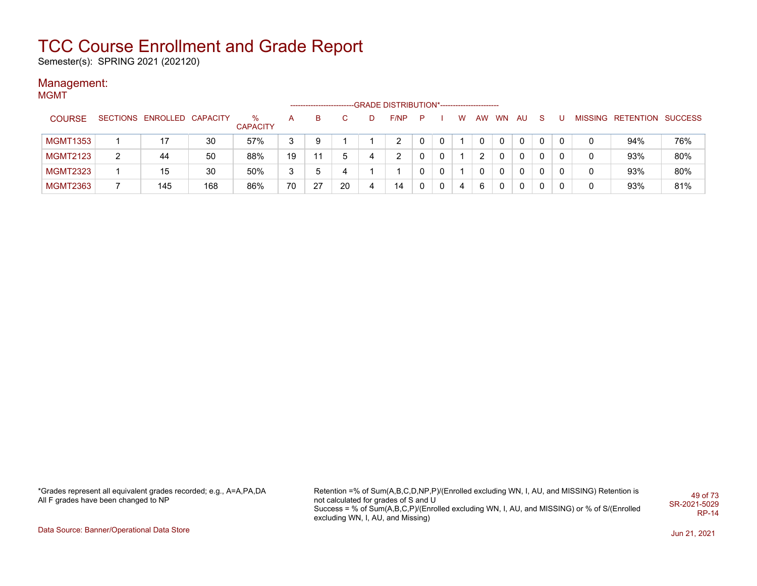# TCC Course Enrollment and Grade Report

Semester(s): SPRING 2021 (202120)

## Management:

### MGMT

| COURSE | SECTIONS | ENROLLED | CAPACITY | % CAPACITY | A | B | C | D | F/NP | P | I | W | AW | WN | AU | S | U | MISSING | RETENTION | SUCCESS |
|---|---|---|---|---|---|---|---|---|---|---|---|---|---|---|---|---|---|---|---|---|
| | | | | | GRADE DISTRIBUTION* | | | | | | | | | | | | | | | |
| MGMT1353 | 1 | 17 | 30 | 57% | 3 | 9 | 1 | 1 | 2 | 0 | 0 | 1 | 0 | 0 | 0 | 0 | 0 | 0 | 94% | 76% |
| MGMT2123 | 2 | 44 | 50 | 88% | 19 | 11 | 5 | 4 | 2 | 0 | 0 | 1 | 2 | 0 | 0 | 0 | 0 | 0 | 93% | 80% |
| MGMT2323 | 1 | 15 | 30 | 50% | 3 | 5 | 4 | 1 | 1 | 0 | 0 | 1 | 0 | 0 | 0 | 0 | 0 | 0 | 93% | 80% |
| MGMT2363 | 7 | 145 | 168 | 86% | 70 | 27 | 20 | 4 | 14 | 0 | 0 | 4 | 6 | 0 | 0 | 0 | 0 | 0 | 93% | 81% |

*Grades represent all equivalent grades recorded; e.g., A=A,PA,DA
All F grades have been changed to NP

Retention =% of Sum(A,B,C,D,NP,P)/(Enrolled excluding WN, I, AU, and MISSING) Retention is not calculated for grades of S and U
Success = % of Sum(A,B,C,P)/(Enrolled excluding WN, I, AU, and MISSING) or % of S/(Enrolled excluding WN, I, AU, and Missing)

SR-2021-5029
RP-14

Data Source: Banner/Operational Data Store

Jun 21, 2021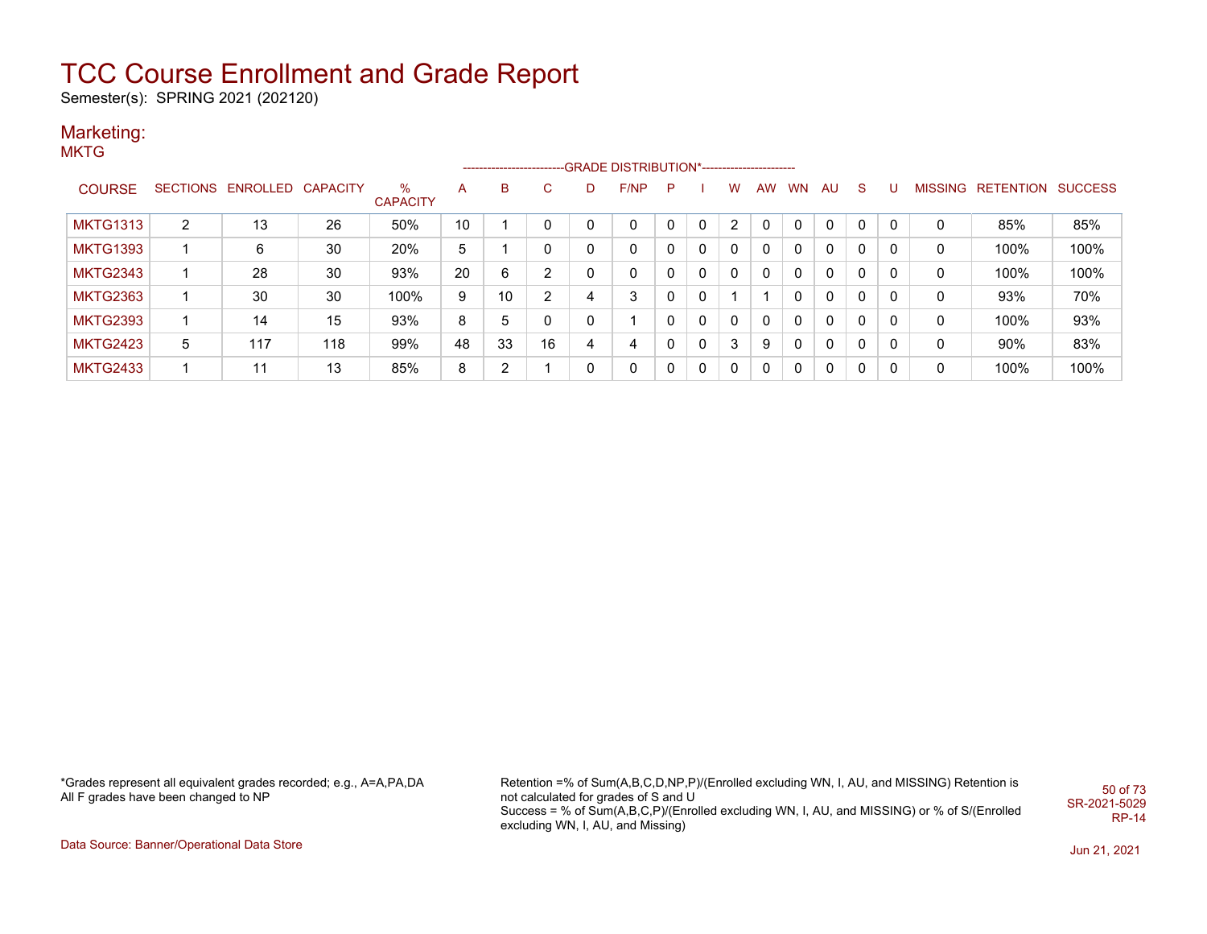# TCC Course Enrollment and Grade Report

Semester(s): SPRING 2021 (202120)

## Marketing:

MKTG

| COURSE | SECTIONS | ENROLLED | CAPACITY | % CAPACITY | A | B | C | D | F/NP | P | I | W | AW | WN | AU | S | U | MISSING | RETENTION | SUCCESS |
|---|---|---|---|---|---|---|---|---|---|---|---|---|---|---|---|---|---|---|---|---|
| | | | | | GRADE DISTRIBUTION* | | | | | | | | | | | | | | | |
| MKTG1313 | 2 | 13 | 26 | 50% | 10 | 1 | 0 | 0 | 0 | 0 | 0 | 2 | 0 | 0 | 0 | 0 | 0 | 0 | 85% | 85% |
| MKTG1393 | 1 | 6 | 30 | 20% | 5 | 1 | 0 | 0 | 0 | 0 | 0 | 0 | 0 | 0 | 0 | 0 | 0 | 0 | 100% | 100% |
| MKTG2343 | 1 | 28 | 30 | 93% | 20 | 6 | 2 | 0 | 0 | 0 | 0 | 0 | 0 | 0 | 0 | 0 | 0 | 0 | 100% | 100% |
| MKTG2363 | 1 | 30 | 30 | 100% | 9 | 10 | 2 | 4 | 3 | 0 | 0 | 1 | 1 | 0 | 0 | 0 | 0 | 0 | 93% | 70% |
| MKTG2393 | 1 | 14 | 15 | 93% | 8 | 5 | 0 | 0 | 1 | 0 | 0 | 0 | 0 | 0 | 0 | 0 | 0 | 0 | 100% | 93% |
| MKTG2423 | 5 | 117 | 118 | 99% | 48 | 33 | 16 | 4 | 4 | 0 | 0 | 3 | 9 | 0 | 0 | 0 | 0 | 0 | 90% | 83% |
| MKTG2433 | 1 | 11 | 13 | 85% | 8 | 2 | 1 | 0 | 0 | 0 | 0 | 0 | 0 | 0 | 0 | 0 | 0 | 0 | 100% | 100% |

*Grades represent all equivalent grades recorded; e.g., A=A,PA,DA
All F grades have been changed to NP

Retention =% of Sum(A,B,C,D,NP,P)/(Enrolled excluding WN, I, AU, and MISSING) Retention is not calculated for grades of S and U
Success = % of Sum(A,B,C,P)/(Enrolled excluding WN, I, AU, and MISSING) or % of S/(Enrolled excluding WN, I, AU, and Missing)

SR-2021-5029
RP-14

Data Source: Banner/Operational Data Store

Jun 21, 2021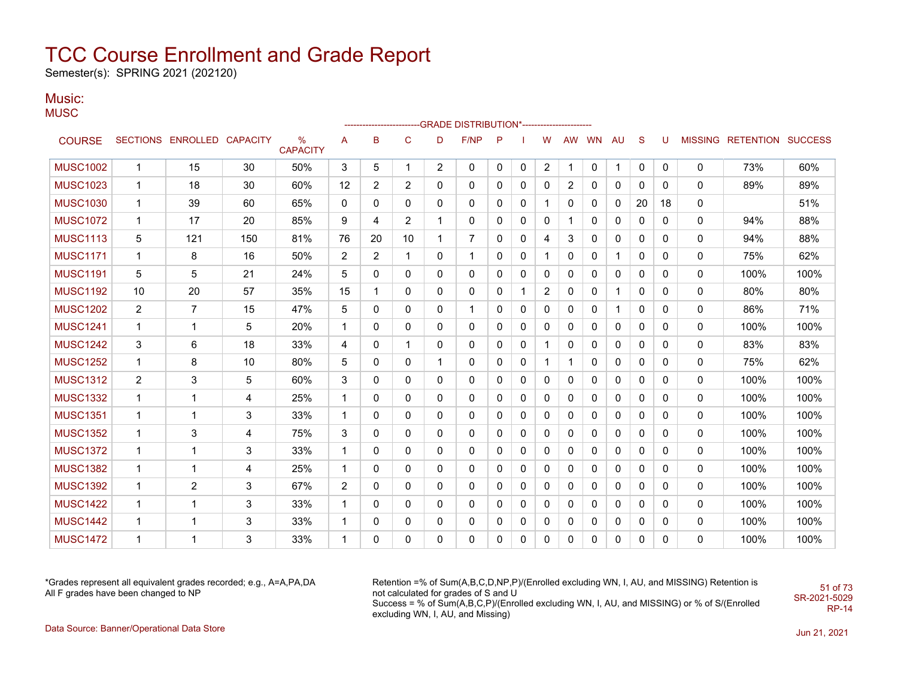# TCC Course Enrollment and Grade Report

Semester(s): SPRING 2021 (202120)

## Music:

MUSC

| COURSE | SECTIONS | ENROLLED | CAPACITY | % CAPACITY | GRADE DISTRIBUTION* | | | | | | | | | | | | | | MISSING | RETENTION | SUCCESS |
|---|---|---|---|---|---|---|---|---|---|---|---|---|---|---|---|---|---|---|---|---|---|
| | | | | | A | B | C | D | F/NP | P | I | W | AW | WN | AU | S | U | | | | |
| MUSC1002 | 1 | 15 | 30 | 50% | 3 | 5 | 1 | 2 | 0 | 0 | 0 | 2 | 1 | 0 | 1 | 0 | 0 | | 0 | 73% | 60% |
| MUSC1023 | 1 | 18 | 30 | 60% | 12 | 2 | 2 | 0 | 0 | 0 | 0 | 0 | 2 | 0 | 0 | 0 | 0 | | 0 | 89% | 89% |
| MUSC1030 | 1 | 39 | 60 | 65% | 0 | 0 | 0 | 0 | 0 | 0 | 0 | 1 | 0 | 0 | 0 | 20 | 18 | | 0 | | 51% |
| MUSC1072 | 1 | 17 | 20 | 85% | 9 | 4 | 2 | 1 | 0 | 0 | 0 | 0 | 1 | 0 | 0 | 0 | 0 | | 0 | 94% | 88% |
| MUSC1113 | 5 | 121 | 150 | 81% | 76 | 20 | 10 | 1 | 7 | 0 | 0 | 4 | 3 | 0 | 0 | 0 | 0 | | 0 | 94% | 88% |
| MUSC1171 | 1 | 8 | 16 | 50% | 2 | 2 | 1 | 0 | 1 | 0 | 0 | 1 | 0 | 0 | 1 | 0 | 0 | | 0 | 75% | 62% |
| MUSC1191 | 5 | 5 | 21 | 24% | 5 | 0 | 0 | 0 | 0 | 0 | 0 | 0 | 0 | 0 | 0 | 0 | 0 | | 0 | 100% | 100% |
| MUSC1192 | 10 | 20 | 57 | 35% | 15 | 1 | 0 | 0 | 0 | 0 | 1 | 2 | 0 | 0 | 1 | 0 | 0 | | 0 | 80% | 80% |
| MUSC1202 | 2 | 7 | 15 | 47% | 5 | 0 | 0 | 0 | 1 | 0 | 0 | 0 | 0 | 0 | 1 | 0 | 0 | | 0 | 86% | 71% |
| MUSC1241 | 1 | 1 | 5 | 20% | 1 | 0 | 0 | 0 | 0 | 0 | 0 | 0 | 0 | 0 | 0 | 0 | 0 | | 0 | 100% | 100% |
| MUSC1242 | 3 | 6 | 18 | 33% | 4 | 0 | 1 | 0 | 0 | 0 | 0 | 1 | 0 | 0 | 0 | 0 | 0 | | 0 | 83% | 83% |
| MUSC1252 | 1 | 8 | 10 | 80% | 5 | 0 | 0 | 1 | 0 | 0 | 0 | 1 | 1 | 0 | 0 | 0 | 0 | | 0 | 75% | 62% |
| MUSC1312 | 2 | 3 | 5 | 60% | 3 | 0 | 0 | 0 | 0 | 0 | 0 | 0 | 0 | 0 | 0 | 0 | 0 | | 0 | 100% | 100% |
| MUSC1332 | 1 | 1 | 4 | 25% | 1 | 0 | 0 | 0 | 0 | 0 | 0 | 0 | 0 | 0 | 0 | 0 | 0 | | 0 | 100% | 100% |
| MUSC1351 | 1 | 1 | 3 | 33% | 1 | 0 | 0 | 0 | 0 | 0 | 0 | 0 | 0 | 0 | 0 | 0 | 0 | | 0 | 100% | 100% |
| MUSC1352 | 1 | 3 | 4 | 75% | 3 | 0 | 0 | 0 | 0 | 0 | 0 | 0 | 0 | 0 | 0 | 0 | 0 | | 0 | 100% | 100% |
| MUSC1372 | 1 | 1 | 3 | 33% | 1 | 0 | 0 | 0 | 0 | 0 | 0 | 0 | 0 | 0 | 0 | 0 | 0 | | 0 | 100% | 100% |
| MUSC1382 | 1 | 1 | 4 | 25% | 1 | 0 | 0 | 0 | 0 | 0 | 0 | 0 | 0 | 0 | 0 | 0 | 0 | | 0 | 100% | 100% |
| MUSC1392 | 1 | 2 | 3 | 67% | 2 | 0 | 0 | 0 | 0 | 0 | 0 | 0 | 0 | 0 | 0 | 0 | 0 | | 0 | 100% | 100% |
| MUSC1422 | 1 | 1 | 3 | 33% | 1 | 0 | 0 | 0 | 0 | 0 | 0 | 0 | 0 | 0 | 0 | 0 | 0 | | 0 | 100% | 100% |
| MUSC1442 | 1 | 1 | 3 | 33% | 1 | 0 | 0 | 0 | 0 | 0 | 0 | 0 | 0 | 0 | 0 | 0 | 0 | | 0 | 100% | 100% |
| MUSC1472 | 1 | 1 | 3 | 33% | 1 | 0 | 0 | 0 | 0 | 0 | 0 | 0 | 0 | 0 | 0 | 0 | 0 | | 0 | 100% | 100% |

*Grades represent all equivalent grades recorded; e.g., A=A,PA,DA
All F grades have been changed to NP

Retention =% of Sum(A,B,C,D,NP,P)/(Enrolled excluding WN, I, AU, and MISSING) Retention is not calculated for grades of S and U
Success = % of Sum(A,B,C,P)/(Enrolled excluding WN, I, AU, and MISSING) or % of S/(Enrolled excluding WN, I, AU, and Missing)

SR-2021-5029
RP-14

Data Source: Banner/Operational Data Store

Jun 21, 2021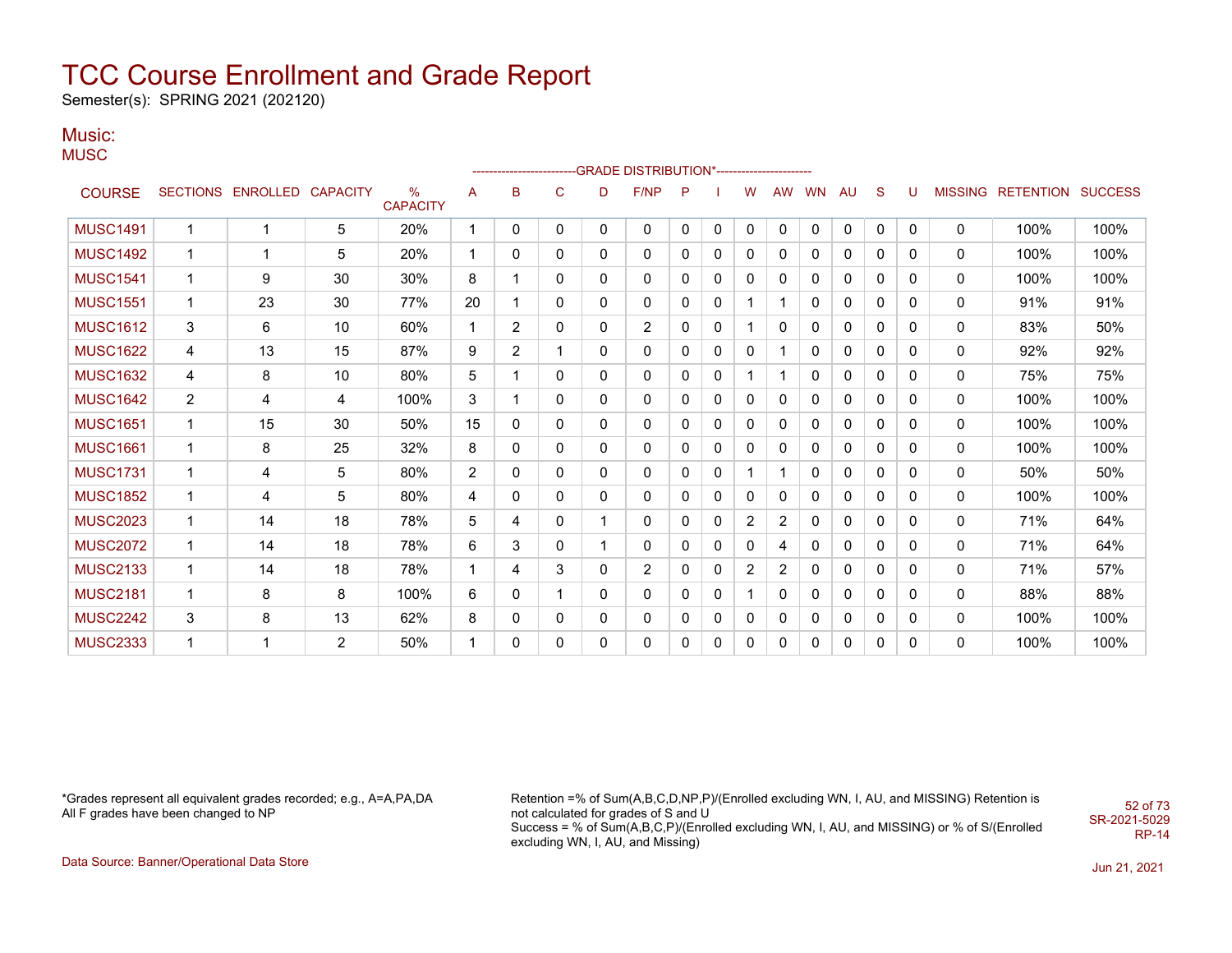# TCC Course Enrollment and Grade Report

Semester(s): SPRING 2021 (202120)

## Music:

MUSC

| COURSE | SECTIONS | ENROLLED | CAPACITY | % CAPACITY | A | B | C | D | F/NP | P | I | W | AW | WN | AU | S | U | MISSING | RETENTION | SUCCESS |
|---|---|---|---|---|---|---|---|---|---|---|---|---|---|---|---|---|---|---|---|---|
| | | | | | GRADE DISTRIBUTION* | | | | | | | | | | | | | | | |
| MUSC1491 | 1 | 1 | 5 | 20% | 1 | 0 | 0 | 0 | 0 | 0 | 0 | 0 | 0 | 0 | 0 | 0 | 0 | 0 | 100% | 100% |
| MUSC1492 | 1 | 1 | 5 | 20% | 1 | 0 | 0 | 0 | 0 | 0 | 0 | 0 | 0 | 0 | 0 | 0 | 0 | 0 | 100% | 100% |
| MUSC1541 | 1 | 9 | 30 | 30% | 8 | 1 | 0 | 0 | 0 | 0 | 0 | 0 | 0 | 0 | 0 | 0 | 0 | 0 | 100% | 100% |
| MUSC1551 | 1 | 23 | 30 | 77% | 20 | 1 | 0 | 0 | 0 | 0 | 0 | 1 | 1 | 0 | 0 | 0 | 0 | 0 | 91% | 91% |
| MUSC1612 | 3 | 6 | 10 | 60% | 1 | 2 | 0 | 0 | 2 | 0 | 0 | 1 | 0 | 0 | 0 | 0 | 0 | 0 | 83% | 50% |
| MUSC1622 | 4 | 13 | 15 | 87% | 9 | 2 | 1 | 0 | 0 | 0 | 0 | 0 | 1 | 0 | 0 | 0 | 0 | 0 | 92% | 92% |
| MUSC1632 | 4 | 8 | 10 | 80% | 5 | 1 | 0 | 0 | 0 | 0 | 0 | 1 | 1 | 0 | 0 | 0 | 0 | 0 | 75% | 75% |
| MUSC1642 | 2 | 4 | 4 | 100% | 3 | 1 | 0 | 0 | 0 | 0 | 0 | 0 | 0 | 0 | 0 | 0 | 0 | 0 | 100% | 100% |
| MUSC1651 | 1 | 15 | 30 | 50% | 15 | 0 | 0 | 0 | 0 | 0 | 0 | 0 | 0 | 0 | 0 | 0 | 0 | 0 | 100% | 100% |
| MUSC1661 | 1 | 8 | 25 | 32% | 8 | 0 | 0 | 0 | 0 | 0 | 0 | 0 | 0 | 0 | 0 | 0 | 0 | 0 | 100% | 100% |
| MUSC1731 | 1 | 4 | 5 | 80% | 2 | 0 | 0 | 0 | 0 | 0 | 0 | 1 | 1 | 0 | 0 | 0 | 0 | 0 | 50% | 50% |
| MUSC1852 | 1 | 4 | 5 | 80% | 4 | 0 | 0 | 0 | 0 | 0 | 0 | 0 | 0 | 0 | 0 | 0 | 0 | 0 | 100% | 100% |
| MUSC2023 | 1 | 14 | 18 | 78% | 5 | 4 | 0 | 1 | 0 | 0 | 0 | 2 | 2 | 0 | 0 | 0 | 0 | 0 | 71% | 64% |
| MUSC2072 | 1 | 14 | 18 | 78% | 6 | 3 | 0 | 1 | 0 | 0 | 0 | 0 | 4 | 0 | 0 | 0 | 0 | 0 | 71% | 64% |
| MUSC2133 | 1 | 14 | 18 | 78% | 1 | 4 | 3 | 0 | 2 | 0 | 0 | 2 | 2 | 0 | 0 | 0 | 0 | 0 | 71% | 57% |
| MUSC2181 | 1 | 8 | 8 | 100% | 6 | 0 | 1 | 0 | 0 | 0 | 0 | 1 | 0 | 0 | 0 | 0 | 0 | 0 | 88% | 88% |
| MUSC2242 | 3 | 8 | 13 | 62% | 8 | 0 | 0 | 0 | 0 | 0 | 0 | 0 | 0 | 0 | 0 | 0 | 0 | 0 | 100% | 100% |
| MUSC2333 | 1 | 1 | 2 | 50% | 1 | 0 | 0 | 0 | 0 | 0 | 0 | 0 | 0 | 0 | 0 | 0 | 0 | 0 | 100% | 100% |

*Grades represent all equivalent grades recorded; e.g., A=A,PA,DA
All F grades have been changed to NP

Retention =% of Sum(A,B,C,D,NP,P)/(Enrolled excluding WN, I, AU, and MISSING) Retention is not calculated for grades of S and U
Success = % of Sum(A,B,C,P)/(Enrolled excluding WN, I, AU, and MISSING) or % of S/(Enrolled excluding WN, I, AU, and Missing)

SR-2021-5029
RP-14

Data Source: Banner/Operational Data Store

Jun 21, 2021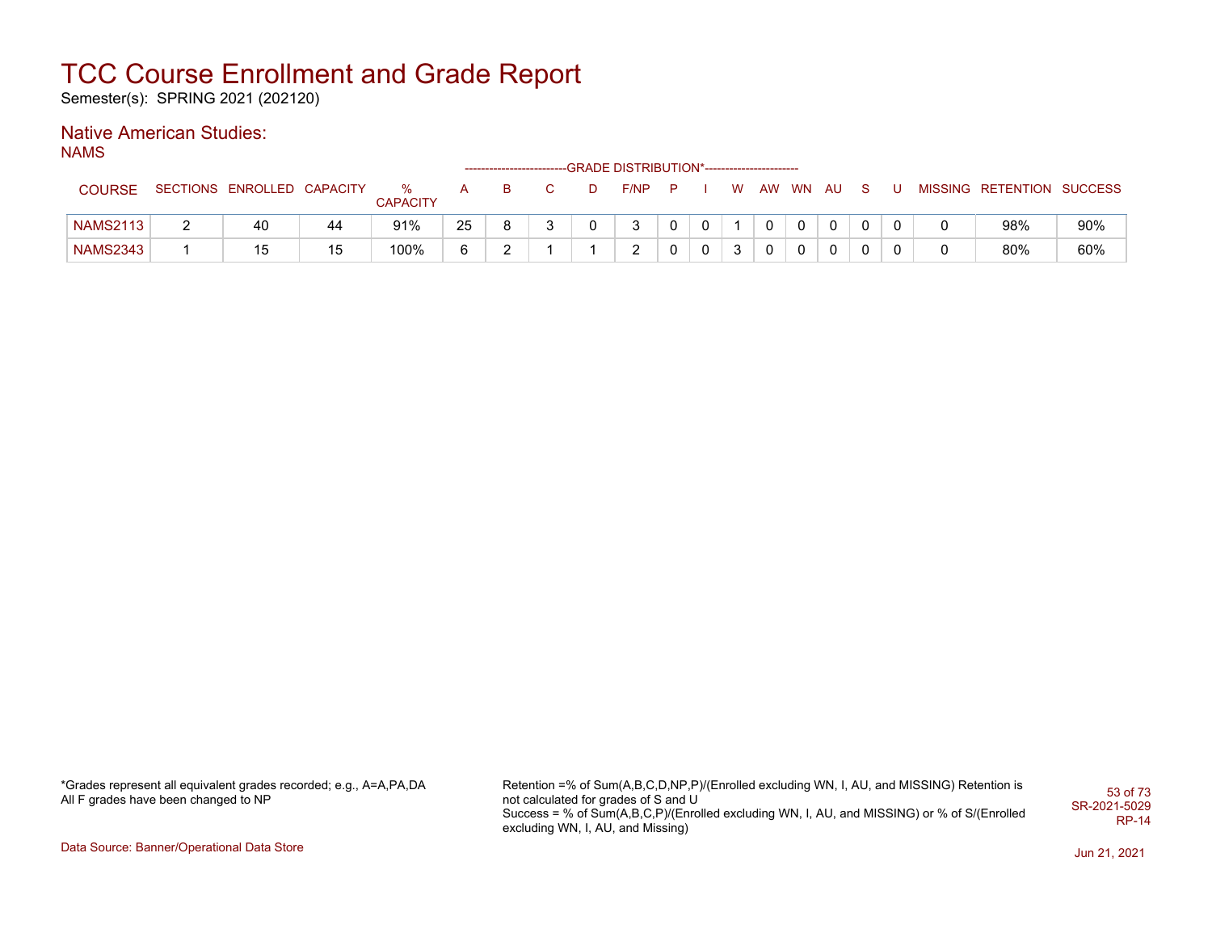# TCC Course Enrollment and Grade Report

Semester(s): SPRING 2021 (202120)

## Native American Studies:

NAMS

| COURSE | SECTIONS | ENROLLED | CAPACITY | % CAPACITY | A | B | C | D | F/NP | P | I | W | AW | WN | AU | S | U | MISSING | RETENTION | SUCCESS |
|---|---|---|---|---|---|---|---|---|---|---|---|---|---|---|---|---|---|---|---|---|
| | | | | | GRADE DISTRIBUTION* | | | | | | | | | | | | | | | |
| NAMS2113 | 2 | 40 | 44 | 91% | 25 | 8 | 3 | 0 | 3 | 0 | 0 | 1 | 0 | 0 | 0 | 0 | 0 | 0 | 98% | 90% |
| NAMS2343 | 1 | 15 | 15 | 100% | 6 | 2 | 1 | 1 | 2 | 0 | 0 | 3 | 0 | 0 | 0 | 0 | 0 | 0 | 80% | 60% |

*Grades represent all equivalent grades recorded; e.g., A=A,PA,DA
All F grades have been changed to NP

Retention =% of Sum(A,B,C,D,NP,P)/(Enrolled excluding WN, I, AU, and MISSING) Retention is not calculated for grades of S and U
Success = % of Sum(A,B,C,P)/(Enrolled excluding WN, I, AU, and MISSING) or % of S/(Enrolled excluding WN, I, AU, and Missing)

SR-2021-5029
RP-14

Data Source: Banner/Operational Data Store

Jun 21, 2021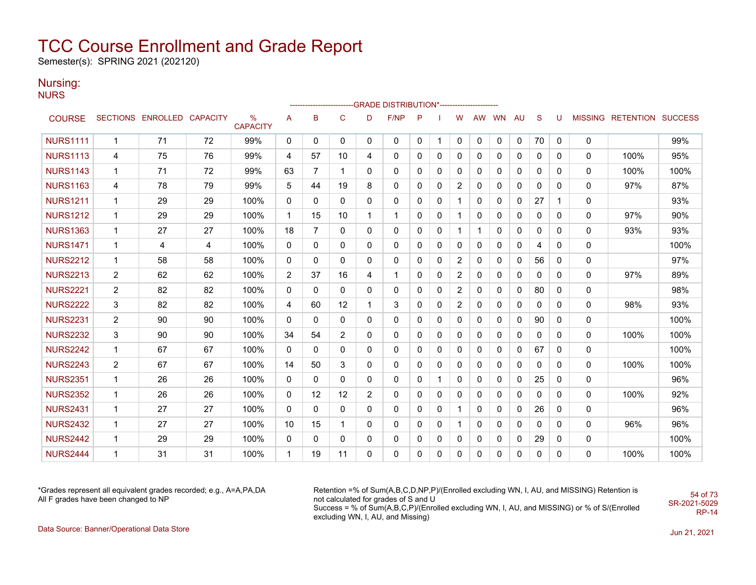# TCC Course Enrollment and Grade Report

Semester(s): SPRING 2021 (202120)

## Nursing:

NURS

| COURSE | SECTIONS | ENROLLED | CAPACITY | % CAPACITY | A | B | C | D | F/NP | P | I | W | AW | WN | AU | S | U | MISSING | RETENTION | SUCCESS |
|---|---|---|---|---|---|---|---|---|---|---|---|---|---|---|---|---|---|---|---|---|
| | | | | | GRADE DISTRIBUTION* | | | | | | | | | | | | | | | |
| NURS1111 | 1 | 71 | 72 | 99% | 0 | 0 | 0 | 0 | 0 | 0 | 1 | 0 | 0 | 0 | 0 | 70 | 0 | 0 | | 99% |
| NURS1113 | 4 | 75 | 76 | 99% | 4 | 57 | 10 | 4 | 0 | 0 | 0 | 0 | 0 | 0 | 0 | 0 | 0 | 0 | 100% | 95% |
| NURS1143 | 1 | 71 | 72 | 99% | 63 | 7 | 1 | 0 | 0 | 0 | 0 | 0 | 0 | 0 | 0 | 0 | 0 | 0 | 100% | 100% |
| NURS1163 | 4 | 78 | 79 | 99% | 5 | 44 | 19 | 8 | 0 | 0 | 0 | 2 | 0 | 0 | 0 | 0 | 0 | 0 | 97% | 87% |
| NURS1211 | 1 | 29 | 29 | 100% | 0 | 0 | 0 | 0 | 0 | 0 | 0 | 1 | 0 | 0 | 0 | 27 | 1 | 0 | | 93% |
| NURS1212 | 1 | 29 | 29 | 100% | 1 | 15 | 10 | 1 | 1 | 0 | 0 | 1 | 0 | 0 | 0 | 0 | 0 | 0 | 97% | 90% |
| NURS1363 | 1 | 27 | 27 | 100% | 18 | 7 | 0 | 0 | 0 | 0 | 0 | 1 | 1 | 0 | 0 | 0 | 0 | 0 | 93% | 93% |
| NURS1471 | 1 | 4 | 4 | 100% | 0 | 0 | 0 | 0 | 0 | 0 | 0 | 0 | 0 | 0 | 0 | 4 | 0 | 0 | | 100% |
| NURS2212 | 1 | 58 | 58 | 100% | 0 | 0 | 0 | 0 | 0 | 0 | 0 | 2 | 0 | 0 | 0 | 56 | 0 | 0 | | 97% |
| NURS2213 | 2 | 62 | 62 | 100% | 2 | 37 | 16 | 4 | 1 | 0 | 0 | 2 | 0 | 0 | 0 | 0 | 0 | 0 | 97% | 89% |
| NURS2221 | 2 | 82 | 82 | 100% | 0 | 0 | 0 | 0 | 0 | 0 | 0 | 2 | 0 | 0 | 0 | 80 | 0 | 0 | | 98% |
| NURS2222 | 3 | 82 | 82 | 100% | 4 | 60 | 12 | 1 | 3 | 0 | 0 | 2 | 0 | 0 | 0 | 0 | 0 | 0 | 98% | 93% |
| NURS2231 | 2 | 90 | 90 | 100% | 0 | 0 | 0 | 0 | 0 | 0 | 0 | 0 | 0 | 0 | 0 | 90 | 0 | 0 | | 100% |
| NURS2232 | 3 | 90 | 90 | 100% | 34 | 54 | 2 | 0 | 0 | 0 | 0 | 0 | 0 | 0 | 0 | 0 | 0 | 0 | 100% | 100% |
| NURS2242 | 1 | 67 | 67 | 100% | 0 | 0 | 0 | 0 | 0 | 0 | 0 | 0 | 0 | 0 | 0 | 67 | 0 | 0 | | 100% |
| NURS2243 | 2 | 67 | 67 | 100% | 14 | 50 | 3 | 0 | 0 | 0 | 0 | 0 | 0 | 0 | 0 | 0 | 0 | 0 | 100% | 100% |
| NURS2351 | 1 | 26 | 26 | 100% | 0 | 0 | 0 | 0 | 0 | 0 | 1 | 0 | 0 | 0 | 0 | 25 | 0 | 0 | | 96% |
| NURS2352 | 1 | 26 | 26 | 100% | 0 | 12 | 12 | 2 | 0 | 0 | 0 | 0 | 0 | 0 | 0 | 0 | 0 | 0 | 100% | 92% |
| NURS2431 | 1 | 27 | 27 | 100% | 0 | 0 | 0 | 0 | 0 | 0 | 0 | 1 | 0 | 0 | 0 | 26 | 0 | 0 | | 96% |
| NURS2432 | 1 | 27 | 27 | 100% | 10 | 15 | 1 | 0 | 0 | 0 | 0 | 1 | 0 | 0 | 0 | 0 | 0 | 0 | 96% | 96% |
| NURS2442 | 1 | 29 | 29 | 100% | 0 | 0 | 0 | 0 | 0 | 0 | 0 | 0 | 0 | 0 | 0 | 29 | 0 | 0 | | 100% |
| NURS2444 | 1 | 31 | 31 | 100% | 1 | 19 | 11 | 0 | 0 | 0 | 0 | 0 | 0 | 0 | 0 | 0 | 0 | 0 | 100% | 100% |

*Grades represent all equivalent grades recorded; e.g., A=A,PA,DA
All F grades have been changed to NP

Retention =% of Sum(A,B,C,D,NP,P)/(Enrolled excluding WN, I, AU, and MISSING) Retention is not calculated for grades of S and U
Success = % of Sum(A,B,C,P)/(Enrolled excluding WN, I, AU, and MISSING) or % of S/(Enrolled excluding WN, I, AU, and Missing)

SR-2021-5029
RP-14

Data Source: Banner/Operational Data Store

Jun 21, 2021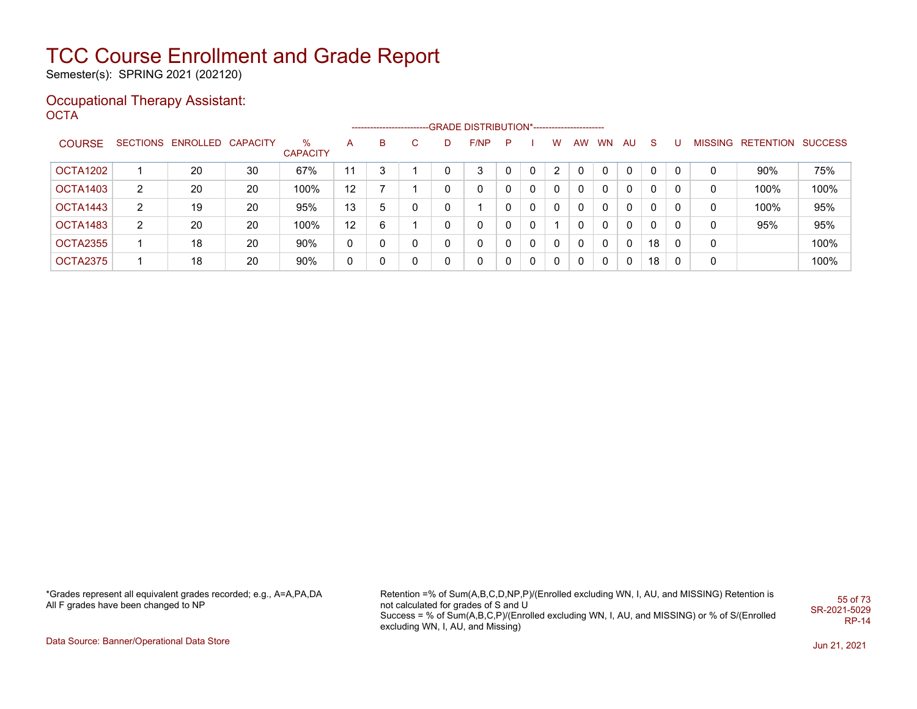# TCC Course Enrollment and Grade Report

Semester(s): SPRING 2021 (202120)

## Occupational Therapy Assistant:

OCTA

| COURSE | SECTIONS | ENROLLED | CAPACITY | % CAPACITY | A | B | C | D | F/NP | P | I | W | AW | WN | AU | S | U | MISSING | RETENTION | SUCCESS |
|---|---|---|---|---|---|---|---|---|---|---|---|---|---|---|---|---|---|---|---|---|
| | | | | | GRADE DISTRIBUTION* | | | | | | | | | | | | | | | |
| OCTA1202 | 1 | 20 | 30 | 67% | 11 | 3 | 1 | 0 | 3 | 0 | 0 | 2 | 0 | 0 | 0 | 0 | 0 | 0 | 90% | 75% |
| OCTA1403 | 2 | 20 | 20 | 100% | 12 | 7 | 1 | 0 | 0 | 0 | 0 | 0 | 0 | 0 | 0 | 0 | 0 | 0 | 100% | 100% |
| OCTA1443 | 2 | 19 | 20 | 95% | 13 | 5 | 0 | 0 | 1 | 0 | 0 | 0 | 0 | 0 | 0 | 0 | 0 | 0 | 100% | 95% |
| OCTA1483 | 2 | 20 | 20 | 100% | 12 | 6 | 1 | 0 | 0 | 0 | 0 | 1 | 0 | 0 | 0 | 0 | 0 | 0 | 95% | 95% |
| OCTA2355 | 1 | 18 | 20 | 90% | 0 | 0 | 0 | 0 | 0 | 0 | 0 | 0 | 0 | 0 | 0 | 18 | 0 | 0 | | 100% |
| OCTA2375 | 1 | 18 | 20 | 90% | 0 | 0 | 0 | 0 | 0 | 0 | 0 | 0 | 0 | 0 | 0 | 18 | 0 | 0 | | 100% |

*Grades represent all equivalent grades recorded; e.g., A=A,PA,DA
All F grades have been changed to NP

Retention =% of Sum(A,B,C,D,NP,P)/(Enrolled excluding WN, I, AU, and MISSING) Retention is not calculated for grades of S and U
Success = % of Sum(A,B,C,P)/(Enrolled excluding WN, I, AU, and MISSING) or % of S/(Enrolled excluding WN, I, AU, and Missing)

SR-2021-5029
RP-14

Data Source: Banner/Operational Data Store

Jun 21, 2021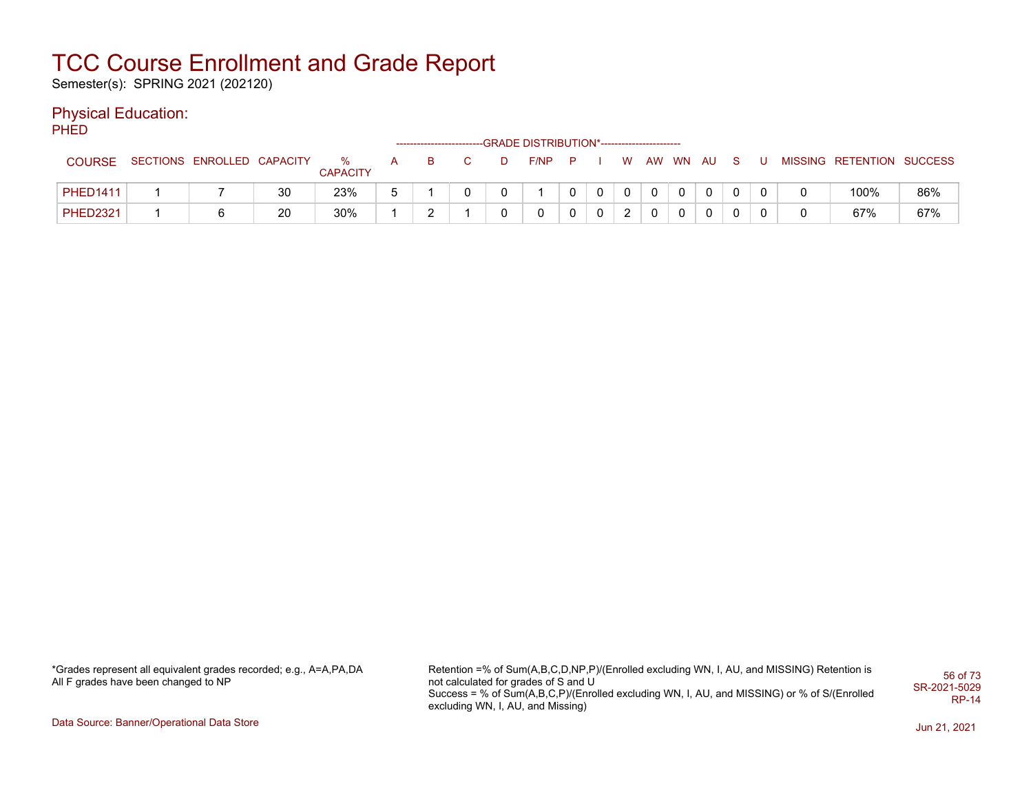# TCC Course Enrollment and Grade Report

Semester(s): SPRING 2021 (202120)

## Physical Education:

PHED

| COURSE | SECTIONS | ENROLLED | CAPACITY | % CAPACITY | A | B | C | D | F/NP | P | I | W | AW | WN | AU | S | U | MISSING | RETENTION | SUCCESS |
|---|---|---|---|---|---|---|---|---|---|---|---|---|---|---|---|---|---|---|---|---|
| | | | | | GRADE DISTRIBUTION* | | | | | | | | | | | | | | | |
| PHED1411 | 1 | 7 | 30 | 23% | 5 | 1 | 0 | 0 | 1 | 0 | 0 | 0 | 0 | 0 | 0 | 0 | 0 | 0 | 100% | 86% |
| PHED2321 | 1 | 6 | 20 | 30% | 1 | 2 | 1 | 0 | 0 | 0 | 0 | 2 | 0 | 0 | 0 | 0 | 0 | 0 | 67% | 67% |

*Grades represent all equivalent grades recorded; e.g., A=A,PA,DA
All F grades have been changed to NP

Retention =% of Sum(A,B,C,D,NP,P)/(Enrolled excluding WN, I, AU, and MISSING) Retention is not calculated for grades of S and U
Success = % of Sum(A,B,C,P)/(Enrolled excluding WN, I, AU, and MISSING) or % of S/(Enrolled excluding WN, I, AU, and Missing)

SR-2021-5029
RP-14

Data Source: Banner/Operational Data Store

Jun 21, 2021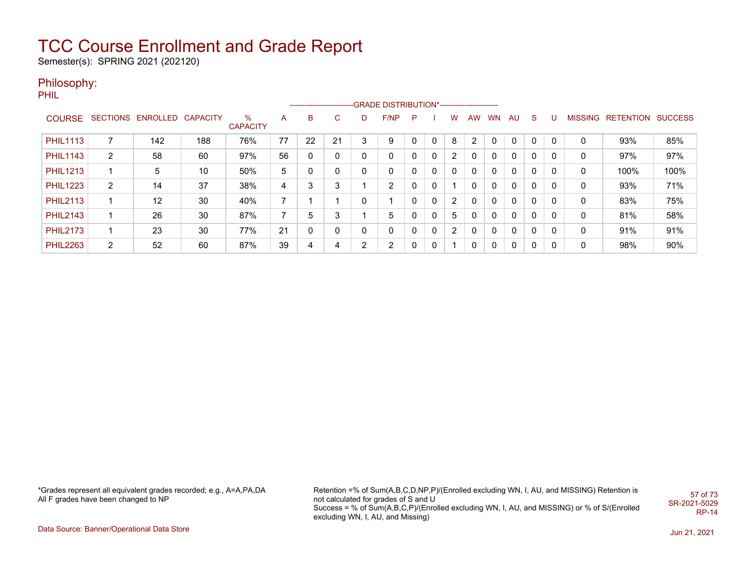# TCC Course Enrollment and Grade Report

Semester(s): SPRING 2021 (202120)

## Philosophy:

PHIL

| COURSE | SECTIONS | ENROLLED | CAPACITY | % CAPACITY | A | B | C | D | F/NP | P | I | W | AW | WN | AU | S | U | MISSING | RETENTION | SUCCESS |
|---|---|---|---|---|---|---|---|---|---|---|---|---|---|---|---|---|---|---|---|---|
| | | | | | GRADE DISTRIBUTION* | | | | | | | | | | | | | | | |
| PHIL1113 | 7 | 142 | 188 | 76% | 77 | 22 | 21 | 3 | 9 | 0 | 0 | 8 | 2 | 0 | 0 | 0 | 0 | 0 | 93% | 85% |
| PHIL1143 | 2 | 58 | 60 | 97% | 56 | 0 | 0 | 0 | 0 | 0 | 0 | 2 | 0 | 0 | 0 | 0 | 0 | 0 | 97% | 97% |
| PHIL1213 | 1 | 5 | 10 | 50% | 5 | 0 | 0 | 0 | 0 | 0 | 0 | 0 | 0 | 0 | 0 | 0 | 0 | 0 | 100% | 100% |
| PHIL1223 | 2 | 14 | 37 | 38% | 4 | 3 | 3 | 1 | 2 | 0 | 0 | 1 | 0 | 0 | 0 | 0 | 0 | 0 | 93% | 71% |
| PHIL2113 | 1 | 12 | 30 | 40% | 7 | 1 | 1 | 0 | 1 | 0 | 0 | 2 | 0 | 0 | 0 | 0 | 0 | 0 | 83% | 75% |
| PHIL2143 | 1 | 26 | 30 | 87% | 7 | 5 | 3 | 1 | 5 | 0 | 0 | 5 | 0 | 0 | 0 | 0 | 0 | 0 | 81% | 58% |
| PHIL2173 | 1 | 23 | 30 | 77% | 21 | 0 | 0 | 0 | 0 | 0 | 0 | 2 | 0 | 0 | 0 | 0 | 0 | 0 | 91% | 91% |
| PHIL2263 | 2 | 52 | 60 | 87% | 39 | 4 | 4 | 2 | 2 | 0 | 0 | 1 | 0 | 0 | 0 | 0 | 0 | 0 | 98% | 90% |

*Grades represent all equivalent grades recorded; e.g., A=A,PA,DA
All F grades have been changed to NP

Retention =% of Sum(A,B,C,D,NP,P)/(Enrolled excluding WN, I, AU, and MISSING) Retention is not calculated for grades of S and U
Success = % of Sum(A,B,C,P)/(Enrolled excluding WN, I, AU, and MISSING) or % of S/(Enrolled excluding WN, I, AU, and Missing)

SR-2021-5029
RP-14

Data Source: Banner/Operational Data Store

Jun 21, 2021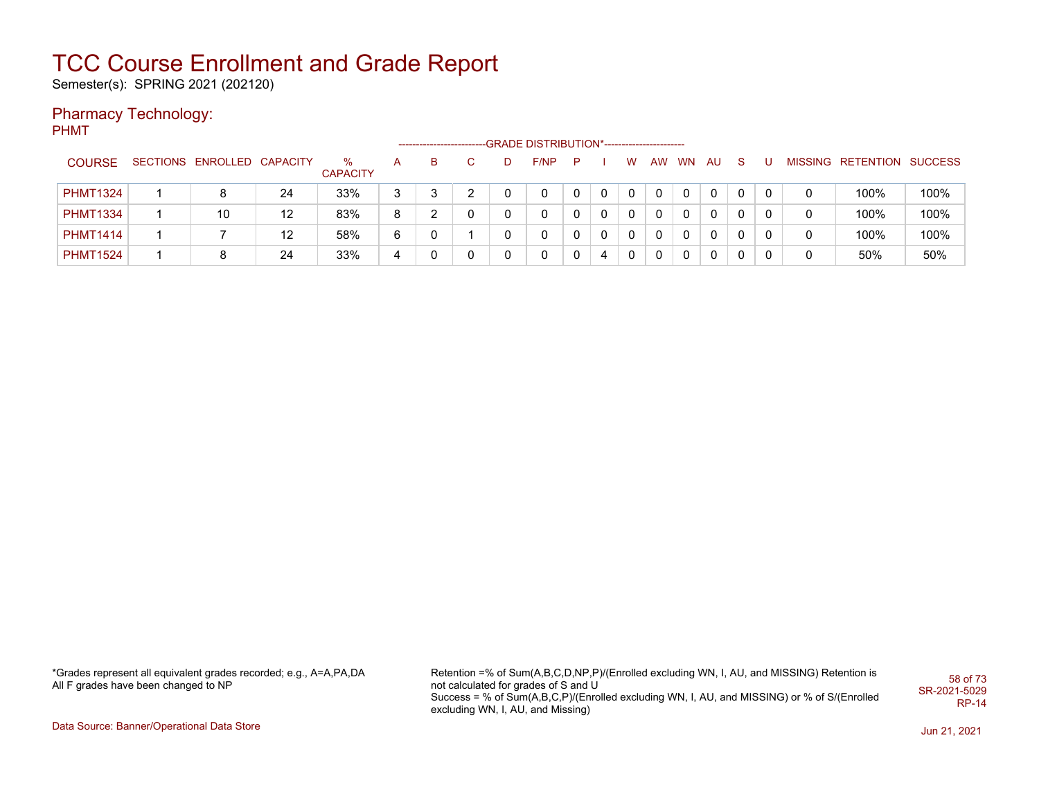# TCC Course Enrollment and Grade Report

Semester(s): SPRING 2021 (202120)

## Pharmacy Technology:

PHMT

| COURSE | SECTIONS | ENROLLED | CAPACITY | % CAPACITY | A | B | C | D | F/NP | P | I | W | AW | WN | AU | S | U | MISSING | RETENTION | SUCCESS |
|---|---|---|---|---|---|---|---|---|---|---|---|---|---|---|---|---|---|---|---|---|
| | | | | | GRADE DISTRIBUTION* | | | | | | | | | | | | | | | |
| PHMT1324 | 1 | 8 | 24 | 33% | 3 | 3 | 2 | 0 | 0 | 0 | 0 | 0 | 0 | 0 | 0 | 0 | 0 | 0 | 100% | 100% |
| PHMT1334 | 1 | 10 | 12 | 83% | 8 | 2 | 0 | 0 | 0 | 0 | 0 | 0 | 0 | 0 | 0 | 0 | 0 | 0 | 100% | 100% |
| PHMT1414 | 1 | 7 | 12 | 58% | 6 | 0 | 1 | 0 | 0 | 0 | 0 | 0 | 0 | 0 | 0 | 0 | 0 | 0 | 100% | 100% |
| PHMT1524 | 1 | 8 | 24 | 33% | 4 | 0 | 0 | 0 | 0 | 0 | 4 | 0 | 0 | 0 | 0 | 0 | 0 | 0 | 50% | 50% |

*Grades represent all equivalent grades recorded; e.g., A=A,PA,DA
All F grades have been changed to NP

Retention =% of Sum(A,B,C,D,NP,P)/(Enrolled excluding WN, I, AU, and MISSING) Retention is not calculated for grades of S and U
Success = % of Sum(A,B,C,P)/(Enrolled excluding WN, I, AU, and MISSING) or % of S/(Enrolled excluding WN, I, AU, and Missing)

SR-2021-5029
RP-14

Data Source: Banner/Operational Data Store

Jun 21, 2021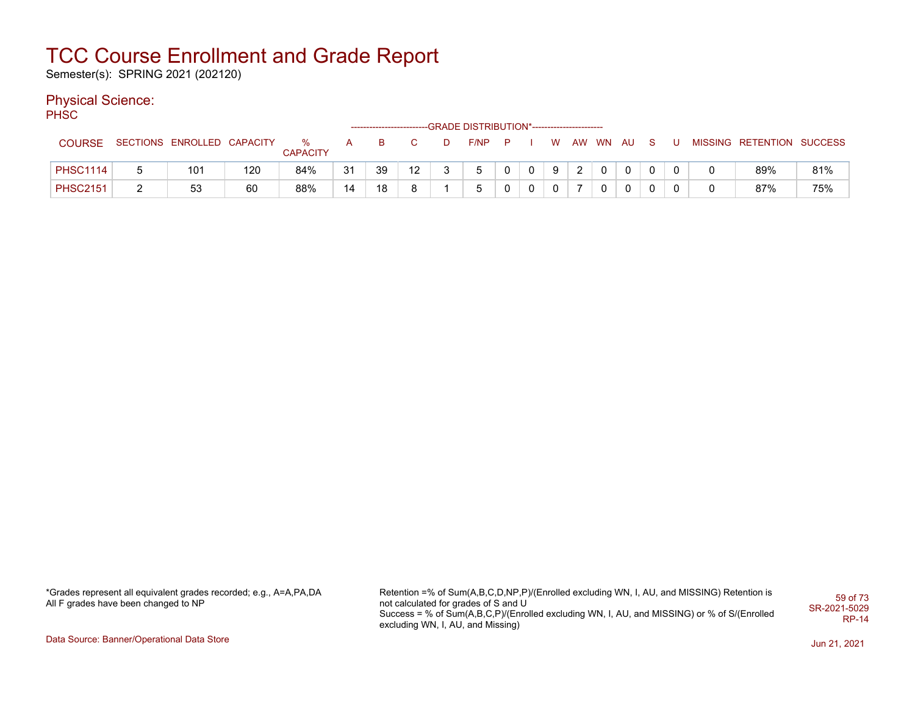# TCC Course Enrollment and Grade Report

Semester(s): SPRING 2021 (202120)

## Physical Science:

PHSC

| COURSE | SECTIONS | ENROLLED | CAPACITY | % CAPACITY | A | B | C | D | F/NP | P | I | W | AW | WN | AU | S | U | MISSING | RETENTION | SUCCESS |
|---|---|---|---|---|---|---|---|---|---|---|---|---|---|---|---|---|---|---|---|---|
| | | | | | GRADE DISTRIBUTION* | | | | | | | | | | | | | | | |
| PHSC1114 | 5 | 101 | 120 | 84% | 31 | 39 | 12 | 3 | 5 | 0 | 0 | 9 | 2 | 0 | 0 | 0 | 0 | 0 | 89% | 81% |
| PHSC2151 | 2 | 53 | 60 | 88% | 14 | 18 | 8 | 1 | 5 | 0 | 0 | 0 | 7 | 0 | 0 | 0 | 0 | 0 | 87% | 75% |

*Grades represent all equivalent grades recorded; e.g., A=A,PA,DA
All F grades have been changed to NP

Retention =% of Sum(A,B,C,D,NP,P)/(Enrolled excluding WN, I, AU, and MISSING) Retention is not calculated for grades of S and U
Success = % of Sum(A,B,C,P)/(Enrolled excluding WN, I, AU, and MISSING) or % of S/(Enrolled excluding WN, I, AU, and Missing)

SR-2021-5029
RP-14

Data Source: Banner/Operational Data Store

Jun 21, 2021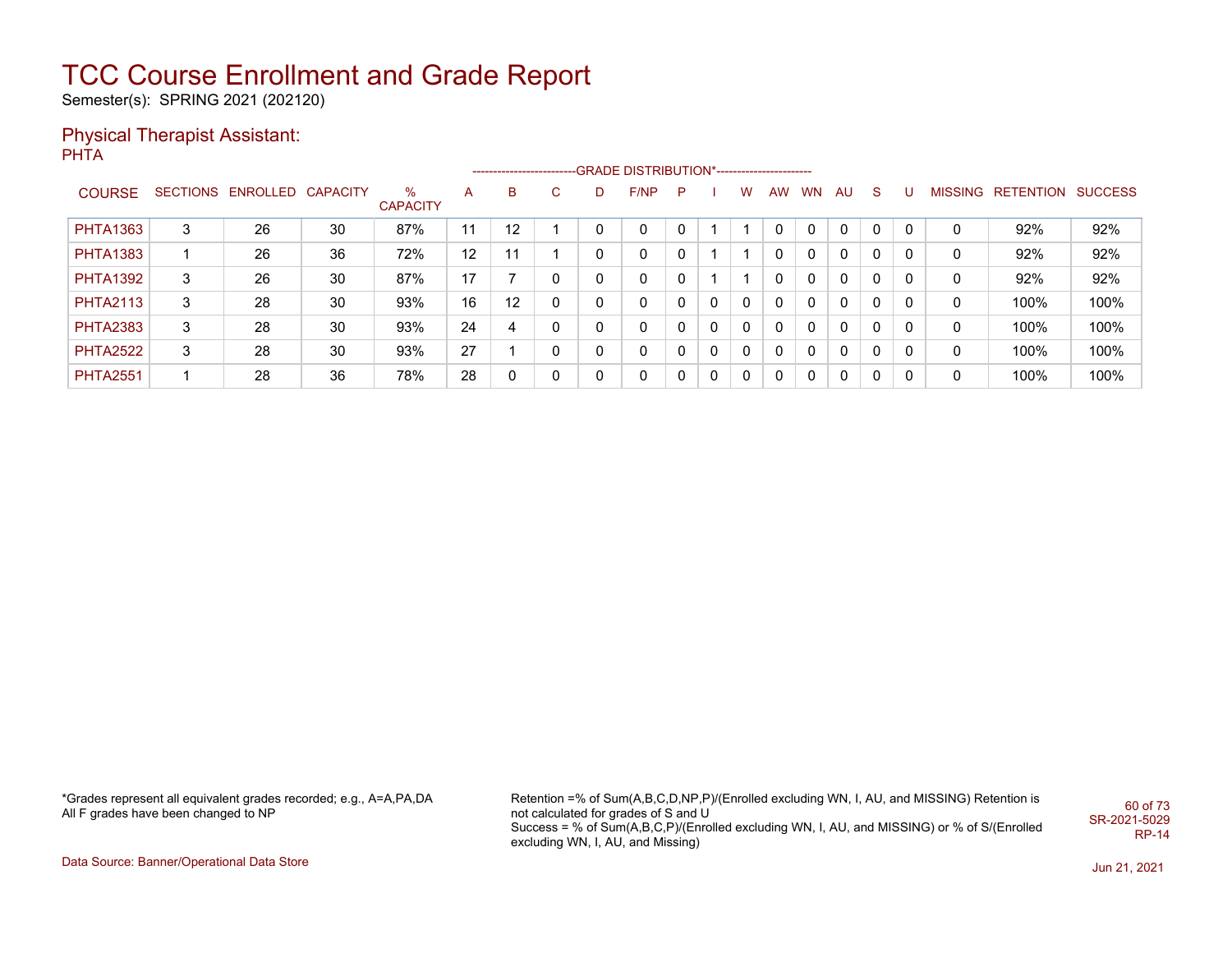# TCC Course Enrollment and Grade Report

Semester(s): SPRING 2021 (202120)

## Physical Therapist Assistant:

PHTA

| COURSE | SECTIONS | ENROLLED | CAPACITY | % CAPACITY | A | B | C | D | F/NP | P | I | W | AW | WN | AU | S | U | MISSING | RETENTION | SUCCESS |
|---|---|---|---|---|---|---|---|---|---|---|---|---|---|---|---|---|---|---|---|---|
| | | | | | GRADE DISTRIBUTION* | | | | | | | | | | | | | | | |
| PHTA1363 | 3 | 26 | 30 | 87% | 11 | 12 | 1 | 0 | 0 | 0 | 1 | 1 | 0 | 0 | 0 | 0 | 0 | 0 | 92% | 92% |
| PHTA1383 | 1 | 26 | 36 | 72% | 12 | 11 | 1 | 0 | 0 | 0 | 1 | 1 | 0 | 0 | 0 | 0 | 0 | 0 | 92% | 92% |
| PHTA1392 | 3 | 26 | 30 | 87% | 17 | 7 | 0 | 0 | 0 | 0 | 1 | 1 | 0 | 0 | 0 | 0 | 0 | 0 | 92% | 92% |
| PHTA2113 | 3 | 28 | 30 | 93% | 16 | 12 | 0 | 0 | 0 | 0 | 0 | 0 | 0 | 0 | 0 | 0 | 0 | 0 | 100% | 100% |
| PHTA2383 | 3 | 28 | 30 | 93% | 24 | 4 | 0 | 0 | 0 | 0 | 0 | 0 | 0 | 0 | 0 | 0 | 0 | 0 | 100% | 100% |
| PHTA2522 | 3 | 28 | 30 | 93% | 27 | 1 | 0 | 0 | 0 | 0 | 0 | 0 | 0 | 0 | 0 | 0 | 0 | 0 | 100% | 100% |
| PHTA2551 | 1 | 28 | 36 | 78% | 28 | 0 | 0 | 0 | 0 | 0 | 0 | 0 | 0 | 0 | 0 | 0 | 0 | 0 | 100% | 100% |

*Grades represent all equivalent grades recorded; e.g., A=A,PA,DA
All F grades have been changed to NP

Retention =% of Sum(A,B,C,D,NP,P)/(Enrolled excluding WN, I, AU, and MISSING) Retention is not calculated for grades of S and U
Success = % of Sum(A,B,C,P)/(Enrolled excluding WN, I, AU, and MISSING) or % of S/(Enrolled excluding WN, I, AU, and Missing)

SR-2021-5029
RP-14

Data Source: Banner/Operational Data Store

Jun 21, 2021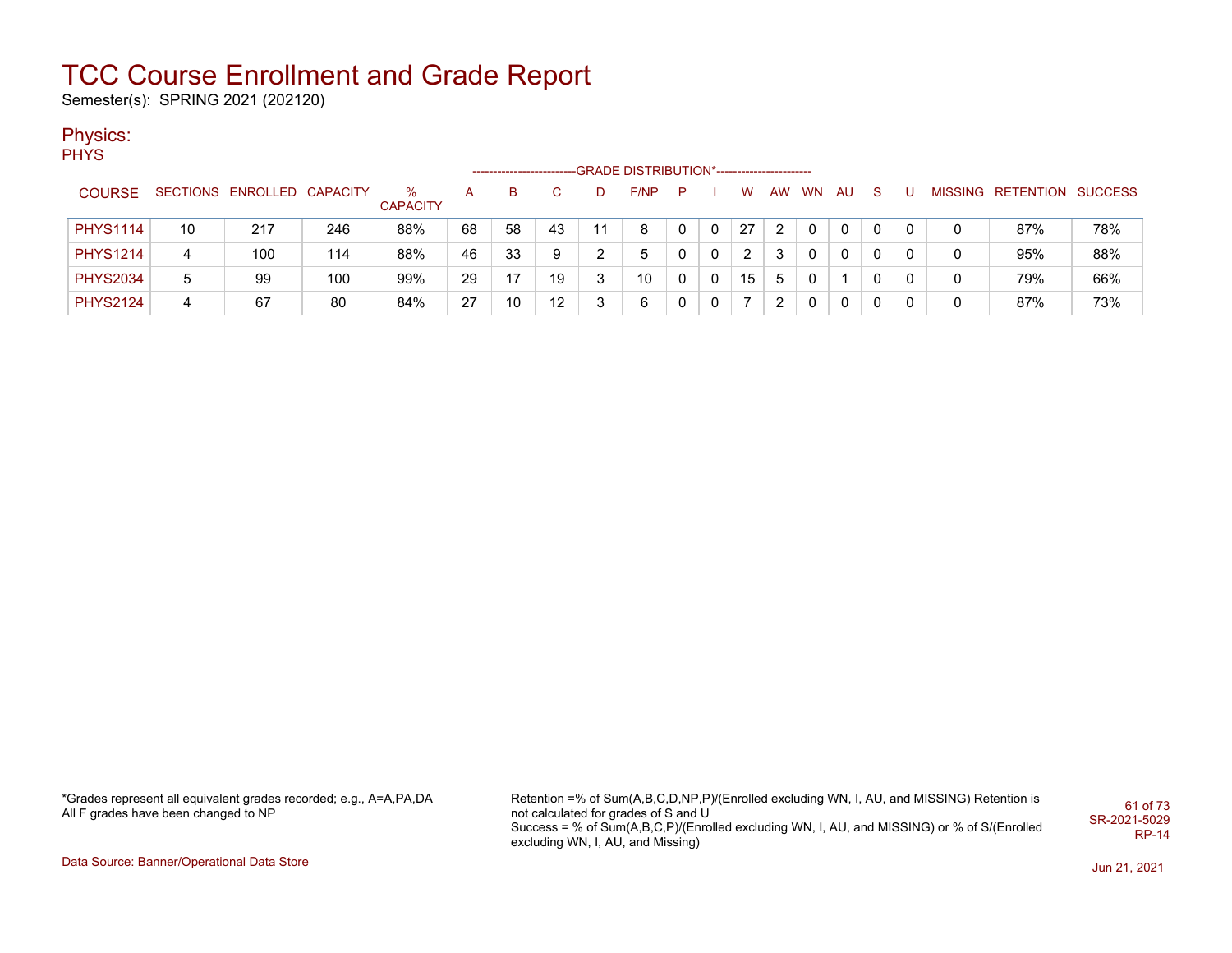# TCC Course Enrollment and Grade Report

Semester(s): SPRING 2021 (202120)

## Physics:

### PHYS

| COURSE | SECTIONS | ENROLLED | CAPACITY | % CAPACITY | A | B | C | D | F/NP | P | I | W | AW | WN | AU | S | U | MISSING | RETENTION | SUCCESS |
|---|---|---|---|---|---|---|---|---|---|---|---|---|---|---|---|---|---|---|---|---|
| | | | | | GRADE DISTRIBUTION* | | | | | | | | | | | | | | | |
| PHYS1114 | 10 | 217 | 246 | 88% | 68 | 58 | 43 | 11 | 8 | 0 | 0 | 27 | 2 | 0 | 0 | 0 | 0 | 0 | 87% | 78% |
| PHYS1214 | 4 | 100 | 114 | 88% | 46 | 33 | 9 | 2 | 5 | 0 | 0 | 2 | 3 | 0 | 0 | 0 | 0 | 0 | 95% | 88% |
| PHYS2034 | 5 | 99 | 100 | 99% | 29 | 17 | 19 | 3 | 10 | 0 | 0 | 15 | 5 | 0 | 1 | 0 | 0 | 0 | 79% | 66% |
| PHYS2124 | 4 | 67 | 80 | 84% | 27 | 10 | 12 | 3 | 6 | 0 | 0 | 7 | 2 | 0 | 0 | 0 | 0 | 0 | 87% | 73% |

*Grades represent all equivalent grades recorded; e.g., A=A,PA,DA
All F grades have been changed to NP

Retention =% of Sum(A,B,C,D,NP,P)/(Enrolled excluding WN, I, AU, and MISSING) Retention is not calculated for grades of S and U
Success = % of Sum(A,B,C,P)/(Enrolled excluding WN, I, AU, and MISSING) or % of S/(Enrolled excluding WN, I, AU, and Missing)

SR-2021-5029
RP-14

Data Source: Banner/Operational Data Store

Jun 21, 2021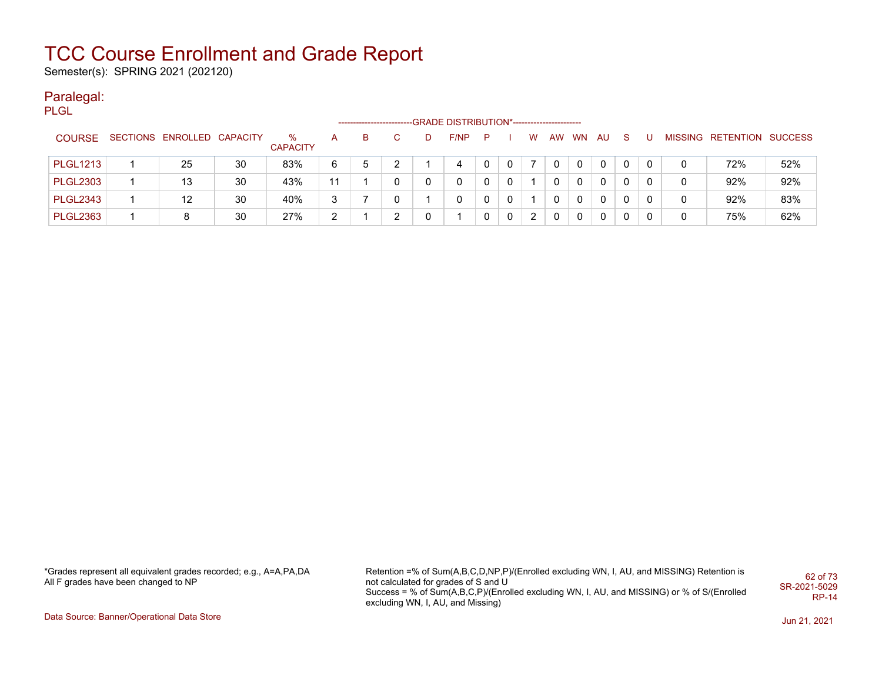# TCC Course Enrollment and Grade Report

Semester(s): SPRING 2021 (202120)

## Paralegal:

PLGL

| COURSE | SECTIONS | ENROLLED | CAPACITY | % CAPACITY | A | B | C | D | F/NP | P | I | W | AW | WN | AU | S | U | MISSING | RETENTION | SUCCESS |
|---|---|---|---|---|---|---|---|---|---|---|---|---|---|---|---|---|---|---|---|---|
| | | | | | GRADE DISTRIBUTION* | | | | | | | | | | | | | | | |
| PLGL1213 | 1 | 25 | 30 | 83% | 6 | 5 | 2 | 1 | 4 | 0 | 0 | 7 | 0 | 0 | 0 | 0 | 0 | 0 | 72% | 52% |
| PLGL2303 | 1 | 13 | 30 | 43% | 11 | 1 | 0 | 0 | 0 | 0 | 0 | 1 | 0 | 0 | 0 | 0 | 0 | 0 | 92% | 92% |
| PLGL2343 | 1 | 12 | 30 | 40% | 3 | 7 | 0 | 1 | 0 | 0 | 0 | 1 | 0 | 0 | 0 | 0 | 0 | 0 | 92% | 83% |
| PLGL2363 | 1 | 8 | 30 | 27% | 2 | 1 | 2 | 0 | 1 | 0 | 0 | 2 | 0 | 0 | 0 | 0 | 0 | 0 | 75% | 62% |

*Grades represent all equivalent grades recorded; e.g., A=A,PA,DA
All F grades have been changed to NP

Retention =% of Sum(A,B,C,D,NP,P)/(Enrolled excluding WN, I, AU, and MISSING) Retention is not calculated for grades of S and U
Success = % of Sum(A,B,C,P)/(Enrolled excluding WN, I, AU, and MISSING) or % of S/(Enrolled excluding WN, I, AU, and Missing)

SR-2021-5029
RP-14

Data Source: Banner/Operational Data Store

Jun 21, 2021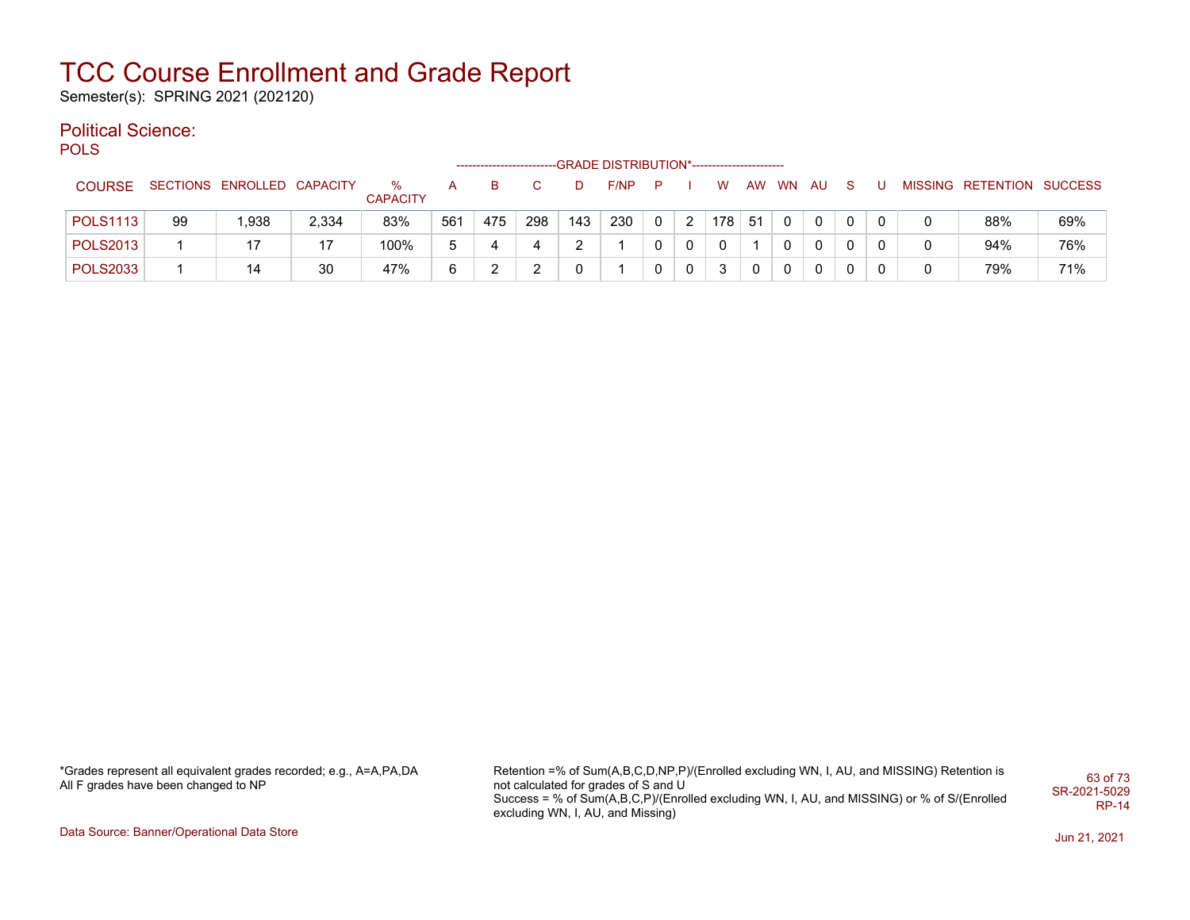# TCC Course Enrollment and Grade Report

Semester(s): SPRING 2021 (202120)

## Political Science:

POLS

| COURSE | SECTIONS | ENROLLED | CAPACITY | % CAPACITY | GRADE DISTRIBUTION* A | B | C | D | F/NP | P | I | W | AW | WN | AU | S | U | MISSING | RETENTION | SUCCESS |
|---|---|---|---|---|---|---|---|---|---|---|---|---|---|---|---|---|---|---|---|---|
| POLS1113 | 99 | 1,938 | 2,334 | 83% | 561 | 475 | 298 | 143 | 230 | 0 | 2 | 178 | 51 | 0 | 0 | 0 | 0 | 0 | 88% | 69% |
| POLS2013 | 1 | 17 | 17 | 100% | 5 | 4 | 4 | 2 | 1 | 0 | 0 | 0 | 1 | 0 | 0 | 0 | 0 | 0 | 94% | 76% |
| POLS2033 | 1 | 14 | 30 | 47% | 6 | 2 | 2 | 0 | 1 | 0 | 0 | 3 | 0 | 0 | 0 | 0 | 0 | 0 | 79% | 71% |

*Grades represent all equivalent grades recorded; e.g., A=A,PA,DA
All F grades have been changed to NP

Retention =% of Sum(A,B,C,D,NP,P)/(Enrolled excluding WN, I, AU, and MISSING) Retention is not calculated for grades of S and U
Success = % of Sum(A,B,C,P)/(Enrolled excluding WN, I, AU, and MISSING) or % of S/(Enrolled excluding WN, I, AU, and Missing)

SR-2021-5029
RP-14

Data Source: Banner/Operational Data Store

Jun 21, 2021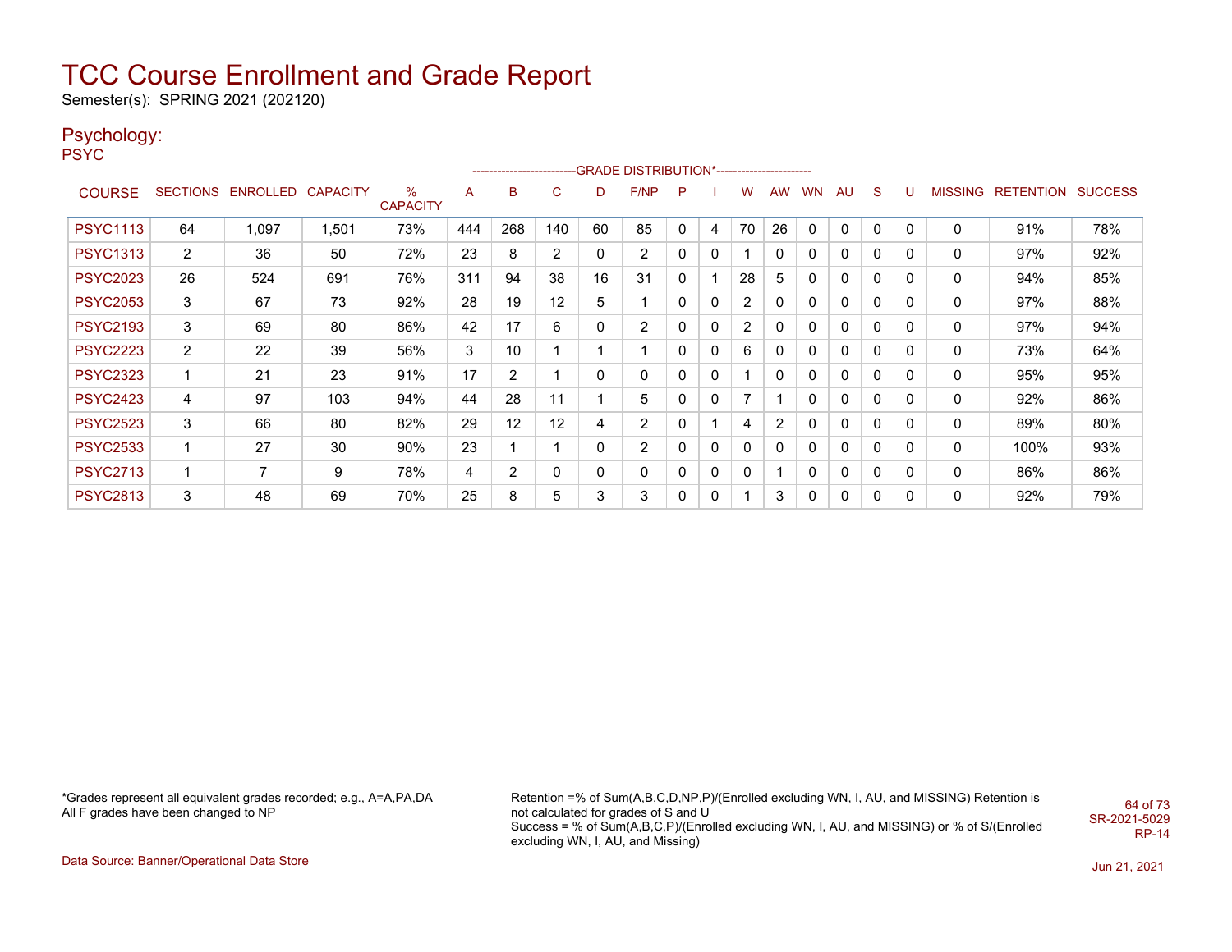# TCC Course Enrollment and Grade Report

Semester(s): SPRING 2021 (202120)

## Psychology:

PSYC

| COURSE | SECTIONS | ENROLLED | CAPACITY | % CAPACITY | A | B | C | D | F/NP | P | I | W | AW | WN | AU | S | U | MISSING | RETENTION | SUCCESS |
|---|---|---|---|---|---|---|---|---|---|---|---|---|---|---|---|---|---|---|---|---|
| | | | | | GRADE DISTRIBUTION* | | | | | | | | | | | | | | | |
| PSYC1113 | 64 | 1,097 | 1,501 | 73% | 444 | 268 | 140 | 60 | 85 | 0 | 4 | 70 | 26 | 0 | 0 | 0 | 0 | 0 | 91% | 78% |
| PSYC1313 | 2 | 36 | 50 | 72% | 23 | 8 | 2 | 0 | 2 | 0 | 0 | 1 | 0 | 0 | 0 | 0 | 0 | 0 | 97% | 92% |
| PSYC2023 | 26 | 524 | 691 | 76% | 311 | 94 | 38 | 16 | 31 | 0 | 1 | 28 | 5 | 0 | 0 | 0 | 0 | 0 | 94% | 85% |
| PSYC2053 | 3 | 67 | 73 | 92% | 28 | 19 | 12 | 5 | 1 | 0 | 0 | 2 | 0 | 0 | 0 | 0 | 0 | 0 | 97% | 88% |
| PSYC2193 | 3 | 69 | 80 | 86% | 42 | 17 | 6 | 0 | 2 | 0 | 0 | 2 | 0 | 0 | 0 | 0 | 0 | 0 | 97% | 94% |
| PSYC2223 | 2 | 22 | 39 | 56% | 3 | 10 | 1 | 1 | 1 | 0 | 0 | 6 | 0 | 0 | 0 | 0 | 0 | 0 | 73% | 64% |
| PSYC2323 | 1 | 21 | 23 | 91% | 17 | 2 | 1 | 0 | 0 | 0 | 0 | 1 | 0 | 0 | 0 | 0 | 0 | 0 | 95% | 95% |
| PSYC2423 | 4 | 97 | 103 | 94% | 44 | 28 | 11 | 1 | 5 | 0 | 0 | 7 | 1 | 0 | 0 | 0 | 0 | 0 | 92% | 86% |
| PSYC2523 | 3 | 66 | 80 | 82% | 29 | 12 | 12 | 4 | 2 | 0 | 1 | 4 | 2 | 0 | 0 | 0 | 0 | 0 | 89% | 80% |
| PSYC2533 | 1 | 27 | 30 | 90% | 23 | 1 | 1 | 0 | 2 | 0 | 0 | 0 | 0 | 0 | 0 | 0 | 0 | 0 | 100% | 93% |
| PSYC2713 | 1 | 7 | 9 | 78% | 4 | 2 | 0 | 0 | 0 | 0 | 0 | 0 | 1 | 0 | 0 | 0 | 0 | 0 | 86% | 86% |
| PSYC2813 | 3 | 48 | 69 | 70% | 25 | 8 | 5 | 3 | 3 | 0 | 0 | 1 | 3 | 0 | 0 | 0 | 0 | 0 | 92% | 79% |

*Grades represent all equivalent grades recorded; e.g., A=A,PA,DA
All F grades have been changed to NP

Retention =% of Sum(A,B,C,D,NP,P)/(Enrolled excluding WN, I, AU, and MISSING) Retention is not calculated for grades of S and U
Success = % of Sum(A,B,C,P)/(Enrolled excluding WN, I, AU, and MISSING) or % of S/(Enrolled excluding WN, I, AU, and Missing)

SR-2021-5029
RP-14

Data Source: Banner/Operational Data Store

Jun 21, 2021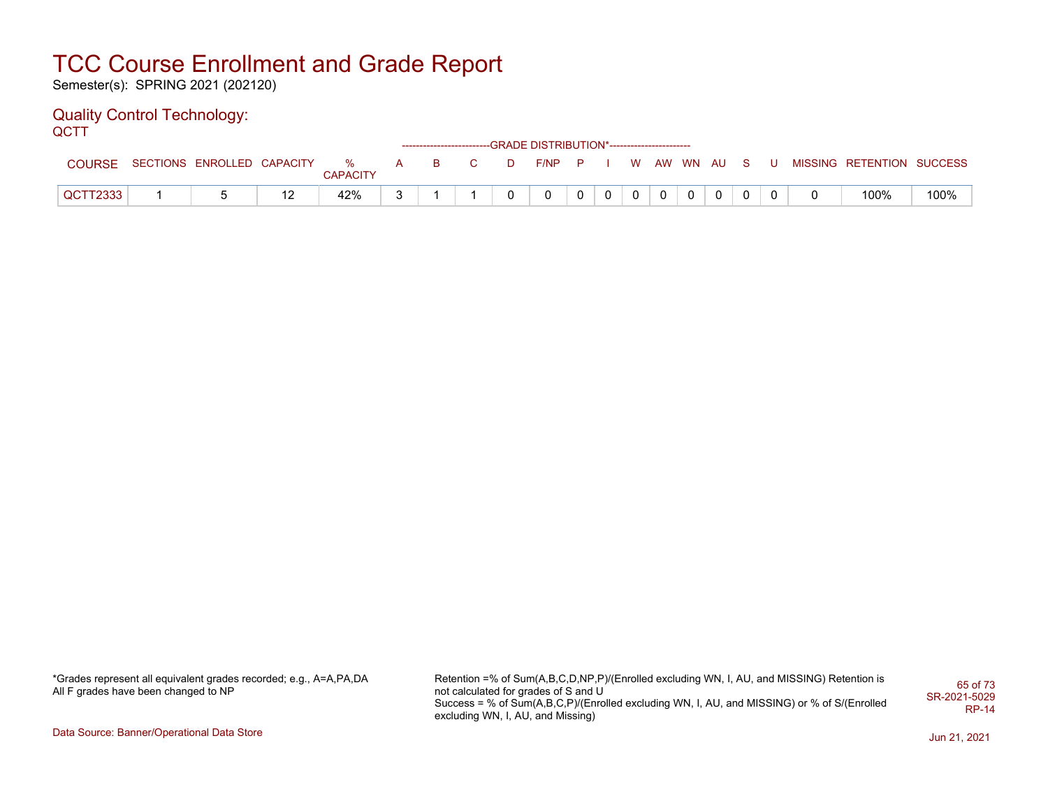# TCC Course Enrollment and Grade Report

Semester(s): SPRING 2021 (202120)

## Quality Control Technology:

QCTT

| COURSE | SECTIONS | ENROLLED | CAPACITY | % CAPACITY | A | B | C | D | F/NP | P | I | W | AW | WN | AU | S | U | MISSING | RETENTION | SUCCESS |
|---|---|---|---|---|---|---|---|---|---|---|---|---|---|---|---|---|---|---|---|---|
| | | | | | GRADE DISTRIBUTION* | | | | | | | | | | | | | | | |
| QCTT2333 | 1 | 5 | 12 | 42% | 3 | 1 | 1 | 0 | 0 | 0 | 0 | 0 | 0 | 0 | 0 | 0 | 0 | 0 | 100% | 100% |

*Grades represent all equivalent grades recorded; e.g., A=A,PA,DA
All F grades have been changed to NP

Retention =% of Sum(A,B,C,D,NP,P)/(Enrolled excluding WN, I, AU, and MISSING) Retention is not calculated for grades of S and U
Success = % of Sum(A,B,C,P)/(Enrolled excluding WN, I, AU, and MISSING) or % of S/(Enrolled excluding WN, I, AU, and Missing)

SR-2021-5029
RP-14

Data Source: Banner/Operational Data Store

Jun 21, 2021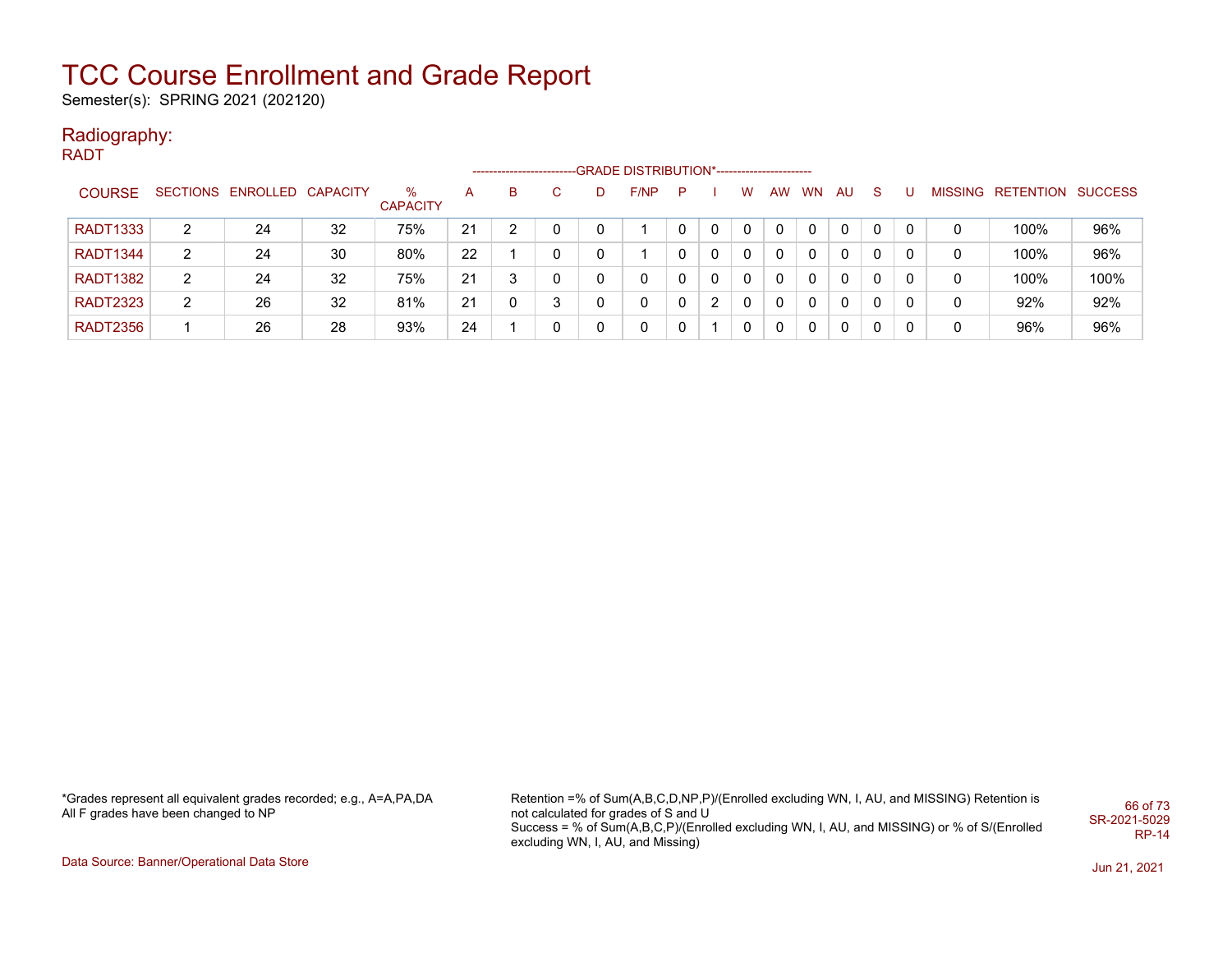# TCC Course Enrollment and Grade Report

Semester(s): SPRING 2021 (202120)

## Radiography:

RADT

| COURSE | SECTIONS | ENROLLED | CAPACITY | % CAPACITY | A | B | C | D | F/NP | P | I | W | AW | WN | AU | S | U | MISSING | RETENTION | SUCCESS |
|---|---|---|---|---|---|---|---|---|---|---|---|---|---|---|---|---|---|---|---|---|
| RADT1333 | 2 | 24 | 32 | 75% | 21 | 2 | 0 | 0 | 1 | 0 | 0 | 0 | 0 | 0 | 0 | 0 | 0 | 0 | 100% | 96% |
| RADT1344 | 2 | 24 | 30 | 80% | 22 | 1 | 0 | 0 | 1 | 0 | 0 | 0 | 0 | 0 | 0 | 0 | 0 | 0 | 100% | 96% |
| RADT1382 | 2 | 24 | 32 | 75% | 21 | 3 | 0 | 0 | 0 | 0 | 0 | 0 | 0 | 0 | 0 | 0 | 0 | 0 | 100% | 100% |
| RADT2323 | 2 | 26 | 32 | 81% | 21 | 0 | 3 | 0 | 0 | 0 | 2 | 0 | 0 | 0 | 0 | 0 | 0 | 0 | 92% | 92% |
| RADT2356 | 1 | 26 | 28 | 93% | 24 | 1 | 0 | 0 | 0 | 0 | 1 | 0 | 0 | 0 | 0 | 0 | 0 | 0 | 96% | 96% |

*Grades represent all equivalent grades recorded; e.g., A=A,PA,DA
All F grades have been changed to NP

Retention =% of Sum(A,B,C,D,NP,P)/(Enrolled excluding WN, I, AU, and MISSING) Retention is not calculated for grades of S and U
Success = % of Sum(A,B,C,P)/(Enrolled excluding WN, I, AU, and MISSING) or % of S/(Enrolled excluding WN, I, AU, and Missing)

SR-2021-5029
RP-14

Data Source: Banner/Operational Data Store

Jun 21, 2021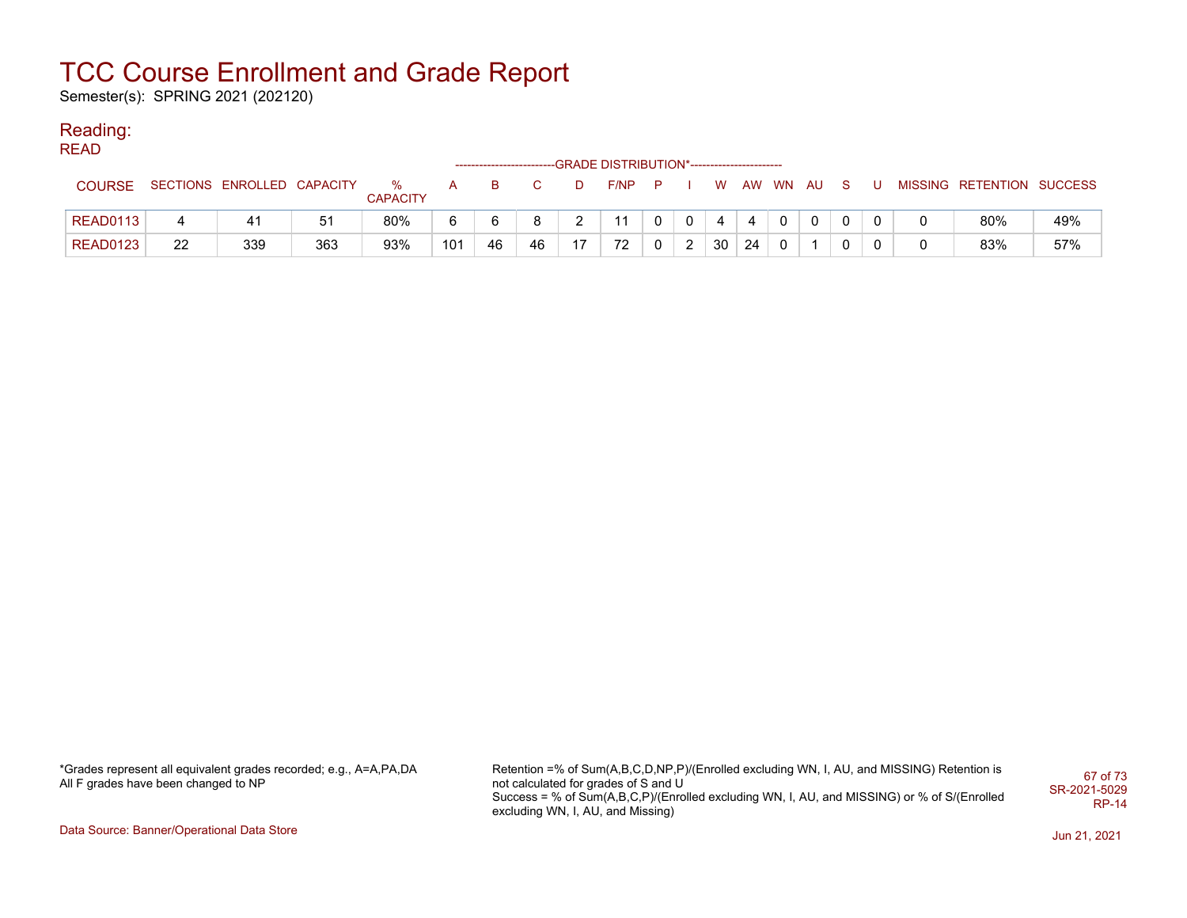# TCC Course Enrollment and Grade Report

Semester(s): SPRING 2021 (202120)

## Reading:

READ

| COURSE | SECTIONS | ENROLLED | CAPACITY | % CAPACITY | A | B | C | D | F/NP | P | I | W | AW | WN | AU | S | U | MISSING | RETENTION | SUCCESS |
|---|---|---|---|---|---|---|---|---|---|---|---|---|---|---|---|---|---|---|---|---|
| | | | | | GRADE DISTRIBUTION* | | | | | | | | | | | | | | | |
| READ0113 | 4 | 41 | 51 | 80% | 6 | 6 | 8 | 2 | 11 | 0 | 0 | 4 | 4 | 0 | 0 | 0 | 0 | 0 | 80% | 49% |
| READ0123 | 22 | 339 | 363 | 93% | 101 | 46 | 46 | 17 | 72 | 0 | 2 | 30 | 24 | 0 | 1 | 0 | 0 | 0 | 83% | 57% |

*Grades represent all equivalent grades recorded; e.g., A=A,PA,DA
All F grades have been changed to NP

Retention =% of Sum(A,B,C,D,NP,P)/(Enrolled excluding WN, I, AU, and MISSING) Retention is not calculated for grades of S and U
Success = % of Sum(A,B,C,P)/(Enrolled excluding WN, I, AU, and MISSING) or % of S/(Enrolled excluding WN, I, AU, and Missing)

SR-2021-5029
RP-14

Data Source: Banner/Operational Data Store

Jun 21, 2021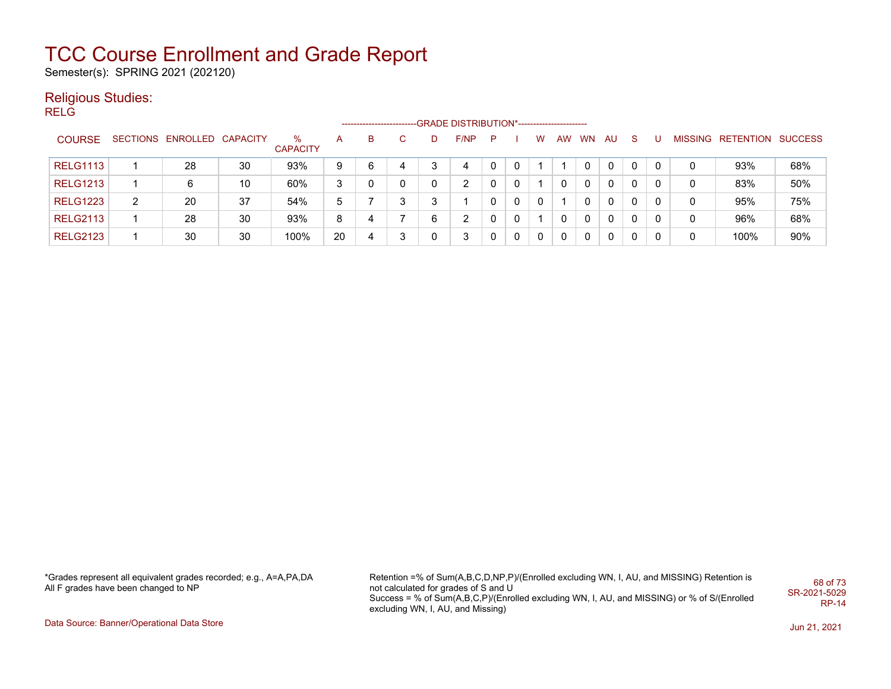# TCC Course Enrollment and Grade Report

Semester(s): SPRING 2021 (202120)

## Religious Studies:

RELG

| COURSE | SECTIONS | ENROLLED | CAPACITY | % CAPACITY | A | B | C | D | F/NP | P | I | W | AW | WN | AU | S | U | MISSING | RETENTION | SUCCESS |
|---|---|---|---|---|---|---|---|---|---|---|---|---|---|---|---|---|---|---|---|---|
| | | | | | GRADE DISTRIBUTION* | | | | | | | | | | | | | | | |
| RELG1113 | 1 | 28 | 30 | 93% | 9 | 6 | 4 | 3 | 4 | 0 | 0 | 1 | 1 | 0 | 0 | 0 | 0 | 0 | 93% | 68% |
| RELG1213 | 1 | 6 | 10 | 60% | 3 | 0 | 0 | 0 | 2 | 0 | 0 | 1 | 0 | 0 | 0 | 0 | 0 | 0 | 83% | 50% |
| RELG1223 | 2 | 20 | 37 | 54% | 5 | 7 | 3 | 3 | 1 | 0 | 0 | 0 | 1 | 0 | 0 | 0 | 0 | 0 | 95% | 75% |
| RELG2113 | 1 | 28 | 30 | 93% | 8 | 4 | 7 | 6 | 2 | 0 | 0 | 1 | 0 | 0 | 0 | 0 | 0 | 0 | 96% | 68% |
| RELG2123 | 1 | 30 | 30 | 100% | 20 | 4 | 3 | 0 | 3 | 0 | 0 | 0 | 0 | 0 | 0 | 0 | 0 | 0 | 100% | 90% |

*Grades represent all equivalent grades recorded; e.g., A=A,PA,DA
All F grades have been changed to NP

Retention =% of Sum(A,B,C,D,NP,P)/(Enrolled excluding WN, I, AU, and MISSING) Retention is not calculated for grades of S and U
Success = % of Sum(A,B,C,P)/(Enrolled excluding WN, I, AU, and MISSING) or % of S/(Enrolled excluding WN, I, AU, and Missing)

SR-2021-5029
RP-14

Data Source: Banner/Operational Data Store

Jun 21, 2021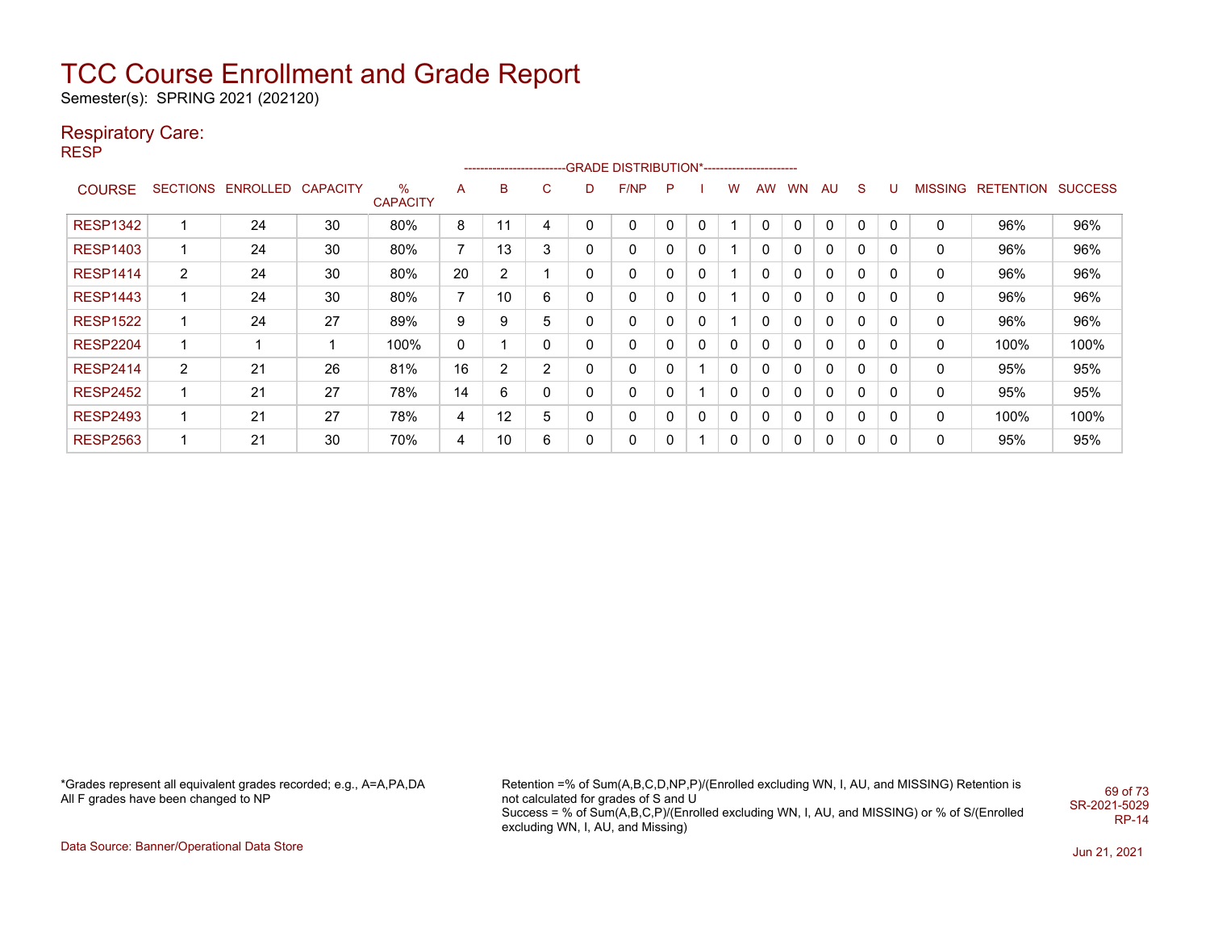# TCC Course Enrollment and Grade Report

Semester(s): SPRING 2021 (202120)

## Respiratory Care:

RESP

| COURSE | SECTIONS | ENROLLED | CAPACITY | % CAPACITY | A | B | C | D | F/NP | P | I | W | AW | WN | AU | S | U | MISSING | RETENTION | SUCCESS |
|---|---|---|---|---|---|---|---|---|---|---|---|---|---|---|---|---|---|---|---|---|
| RESP1342 | 1 | 24 | 30 | 80% | 8 | 11 | 4 | 0 | 0 | 0 | 0 | 1 | 0 | 0 | 0 | 0 | 0 | 0 | 96% | 96% |
| RESP1403 | 1 | 24 | 30 | 80% | 7 | 13 | 3 | 0 | 0 | 0 | 0 | 1 | 0 | 0 | 0 | 0 | 0 | 0 | 96% | 96% |
| RESP1414 | 2 | 24 | 30 | 80% | 20 | 2 | 1 | 0 | 0 | 0 | 0 | 1 | 0 | 0 | 0 | 0 | 0 | 0 | 96% | 96% |
| RESP1443 | 1 | 24 | 30 | 80% | 7 | 10 | 6 | 0 | 0 | 0 | 0 | 1 | 0 | 0 | 0 | 0 | 0 | 0 | 96% | 96% |
| RESP1522 | 1 | 24 | 27 | 89% | 9 | 9 | 5 | 0 | 0 | 0 | 0 | 1 | 0 | 0 | 0 | 0 | 0 | 0 | 96% | 96% |
| RESP2204 | 1 | 1 | 1 | 100% | 0 | 1 | 0 | 0 | 0 | 0 | 0 | 0 | 0 | 0 | 0 | 0 | 0 | 0 | 100% | 100% |
| RESP2414 | 2 | 21 | 26 | 81% | 16 | 2 | 2 | 0 | 0 | 0 | 1 | 0 | 0 | 0 | 0 | 0 | 0 | 0 | 95% | 95% |
| RESP2452 | 1 | 21 | 27 | 78% | 14 | 6 | 0 | 0 | 0 | 0 | 1 | 0 | 0 | 0 | 0 | 0 | 0 | 0 | 95% | 95% |
| RESP2493 | 1 | 21 | 27 | 78% | 4 | 12 | 5 | 0 | 0 | 0 | 0 | 0 | 0 | 0 | 0 | 0 | 0 | 0 | 100% | 100% |
| RESP2563 | 1 | 21 | 30 | 70% | 4 | 10 | 6 | 0 | 0 | 0 | 1 | 0 | 0 | 0 | 0 | 0 | 0 | 0 | 95% | 95% |

*Grades represent all equivalent grades recorded; e.g., A=A,PA,DA
All F grades have been changed to NP

Retention =% of Sum(A,B,C,D,NP,P)/(Enrolled excluding WN, I, AU, and MISSING) Retention is not calculated for grades of S and U
Success = % of Sum(A,B,C,P)/(Enrolled excluding WN, I, AU, and MISSING) or % of S/(Enrolled excluding WN, I, AU, and Missing)

SR-2021-5029
RP-14

Data Source: Banner/Operational Data Store

Jun 21, 2021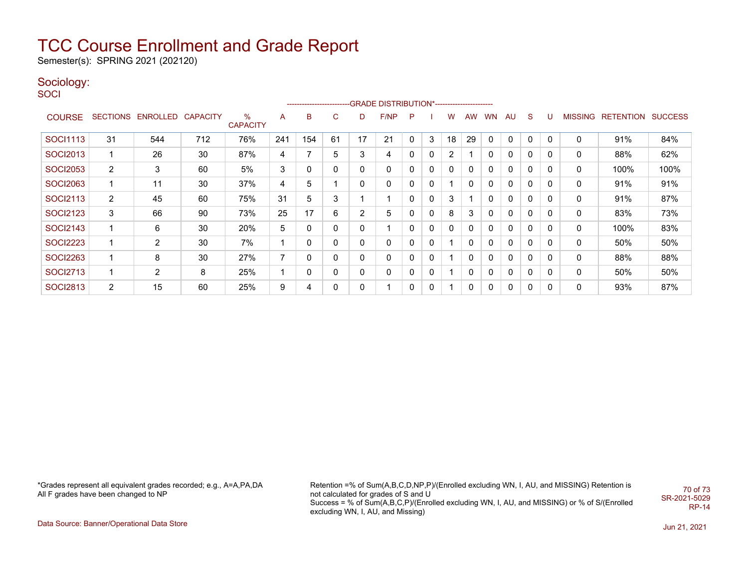# TCC Course Enrollment and Grade Report

Semester(s): SPRING 2021 (202120)

## Sociology:

SOCI

| COURSE | SECTIONS | ENROLLED | CAPACITY | % CAPACITY | A | B | C | D | F/NP | P | I | W | AW | WN | AU | S | U | MISSING | RETENTION | SUCCESS |
|---|---|---|---|---|---|---|---|---|---|---|---|---|---|---|---|---|---|---|---|---|
| | | | | | GRADE DISTRIBUTION* | | | | | | | | | | | | | | | |
| SOCI1113 | 31 | 544 | 712 | 76% | 241 | 154 | 61 | 17 | 21 | 0 | 3 | 18 | 29 | 0 | 0 | 0 | 0 | 0 | 91% | 84% |
| SOCI2013 | 1 | 26 | 30 | 87% | 4 | 7 | 5 | 3 | 4 | 0 | 0 | 2 | 1 | 0 | 0 | 0 | 0 | 0 | 88% | 62% |
| SOCI2053 | 2 | 3 | 60 | 5% | 3 | 0 | 0 | 0 | 0 | 0 | 0 | 0 | 0 | 0 | 0 | 0 | 0 | 0 | 100% | 100% |
| SOCI2063 | 1 | 11 | 30 | 37% | 4 | 5 | 1 | 0 | 0 | 0 | 0 | 1 | 0 | 0 | 0 | 0 | 0 | 0 | 91% | 91% |
| SOCI2113 | 2 | 45 | 60 | 75% | 31 | 5 | 3 | 1 | 1 | 0 | 0 | 3 | 1 | 0 | 0 | 0 | 0 | 0 | 91% | 87% |
| SOCI2123 | 3 | 66 | 90 | 73% | 25 | 17 | 6 | 2 | 5 | 0 | 0 | 8 | 3 | 0 | 0 | 0 | 0 | 0 | 83% | 73% |
| SOCI2143 | 1 | 6 | 30 | 20% | 5 | 0 | 0 | 0 | 1 | 0 | 0 | 0 | 0 | 0 | 0 | 0 | 0 | 0 | 100% | 83% |
| SOCI2223 | 1 | 2 | 30 | 7% | 1 | 0 | 0 | 0 | 0 | 0 | 0 | 1 | 0 | 0 | 0 | 0 | 0 | 0 | 50% | 50% |
| SOCI2263 | 1 | 8 | 30 | 27% | 7 | 0 | 0 | 0 | 0 | 0 | 0 | 1 | 0 | 0 | 0 | 0 | 0 | 0 | 88% | 88% |
| SOCI2713 | 1 | 2 | 8 | 25% | 1 | 0 | 0 | 0 | 0 | 0 | 0 | 1 | 0 | 0 | 0 | 0 | 0 | 0 | 50% | 50% |
| SOCI2813 | 2 | 15 | 60 | 25% | 9 | 4 | 0 | 0 | 1 | 0 | 0 | 1 | 0 | 0 | 0 | 0 | 0 | 0 | 93% | 87% |

*Grades represent all equivalent grades recorded; e.g., A=A,PA,DA
All F grades have been changed to NP

Retention =% of Sum(A,B,C,D,NP,P)/(Enrolled excluding WN, I, AU, and MISSING) Retention is not calculated for grades of S and U
Success = % of Sum(A,B,C,P)/(Enrolled excluding WN, I, AU, and MISSING) or % of S/(Enrolled excluding WN, I, AU, and Missing)

SR-2021-5029
RP-14

Data Source: Banner/Operational Data Store

Jun 21, 2021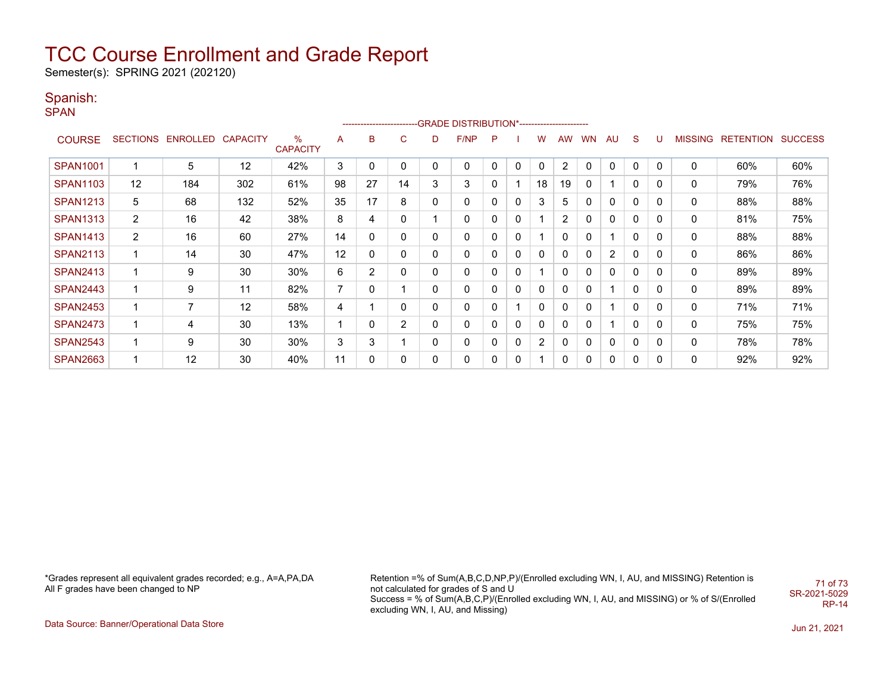# TCC Course Enrollment and Grade Report

Semester(s): SPRING 2021 (202120)

## Spanish:

### SPAN

| COURSE | SECTIONS | ENROLLED | CAPACITY | % CAPACITY | A | B | C | D | F/NP | P | I | W | AW | WN | AU | S | U | MISSING | RETENTION | SUCCESS |
|---|---|---|---|---|---|---|---|---|---|---|---|---|---|---|---|---|---|---|---|---|
| | | | | | GRADE DISTRIBUTION* | | | | | | | | | | | | | | | |
| SPAN1001 | 1 | 5 | 12 | 42% | 3 | 0 | 0 | 0 | 0 | 0 | 0 | 0 | 2 | 0 | 0 | 0 | 0 | 0 | 60% | 60% |
| SPAN1103 | 12 | 184 | 302 | 61% | 98 | 27 | 14 | 3 | 3 | 0 | 1 | 18 | 19 | 0 | 1 | 0 | 0 | 0 | 79% | 76% |
| SPAN1213 | 5 | 68 | 132 | 52% | 35 | 17 | 8 | 0 | 0 | 0 | 0 | 3 | 5 | 0 | 0 | 0 | 0 | 0 | 88% | 88% |
| SPAN1313 | 2 | 16 | 42 | 38% | 8 | 4 | 0 | 1 | 0 | 0 | 0 | 1 | 2 | 0 | 0 | 0 | 0 | 0 | 81% | 75% |
| SPAN1413 | 2 | 16 | 60 | 27% | 14 | 0 | 0 | 0 | 0 | 0 | 0 | 1 | 0 | 0 | 1 | 0 | 0 | 0 | 88% | 88% |
| SPAN2113 | 1 | 14 | 30 | 47% | 12 | 0 | 0 | 0 | 0 | 0 | 0 | 0 | 0 | 0 | 2 | 0 | 0 | 0 | 86% | 86% |
| SPAN2413 | 1 | 9 | 30 | 30% | 6 | 2 | 0 | 0 | 0 | 0 | 0 | 1 | 0 | 0 | 0 | 0 | 0 | 0 | 89% | 89% |
| SPAN2443 | 1 | 9 | 11 | 82% | 7 | 0 | 1 | 0 | 0 | 0 | 0 | 0 | 0 | 0 | 1 | 0 | 0 | 0 | 89% | 89% |
| SPAN2453 | 1 | 7 | 12 | 58% | 4 | 1 | 0 | 0 | 0 | 0 | 1 | 0 | 0 | 0 | 1 | 0 | 0 | 0 | 71% | 71% |
| SPAN2473 | 1 | 4 | 30 | 13% | 1 | 0 | 2 | 0 | 0 | 0 | 0 | 0 | 0 | 0 | 1 | 0 | 0 | 0 | 75% | 75% |
| SPAN2543 | 1 | 9 | 30 | 30% | 3 | 3 | 1 | 0 | 0 | 0 | 0 | 2 | 0 | 0 | 0 | 0 | 0 | 0 | 78% | 78% |
| SPAN2663 | 1 | 12 | 30 | 40% | 11 | 0 | 0 | 0 | 0 | 0 | 0 | 1 | 0 | 0 | 0 | 0 | 0 | 0 | 92% | 92% |

*Grades represent all equivalent grades recorded; e.g., A=A,PA,DA
All F grades have been changed to NP

Retention =% of Sum(A,B,C,D,NP,P)/(Enrolled excluding WN, I, AU, and MISSING) Retention is not calculated for grades of S and U
Success = % of Sum(A,B,C,P)/(Enrolled excluding WN, I, AU, and MISSING) or % of S/(Enrolled excluding WN, I, AU, and Missing)

SR-2021-5029
RP-14

Data Source: Banner/Operational Data Store

Jun 21, 2021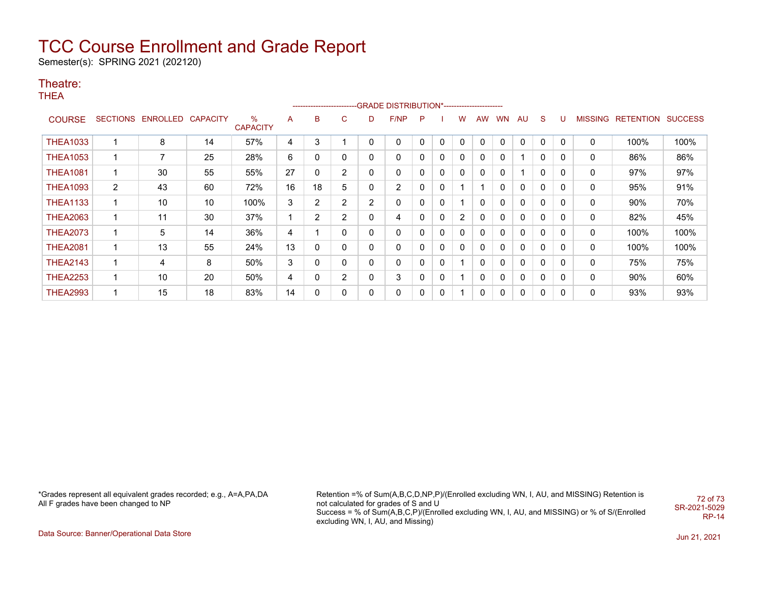# TCC Course Enrollment and Grade Report

Semester(s): SPRING 2021 (202120)

## Theatre:

THEA

| COURSE | SECTIONS | ENROLLED | CAPACITY | % CAPACITY | A | B | C | D | F/NP | P | I | W | AW | WN | AU | S | U | MISSING | RETENTION | SUCCESS |
|---|---|---|---|---|---|---|---|---|---|---|---|---|---|---|---|---|---|---|---|---|
| | | | | | GRADE DISTRIBUTION* | | | | | | | | | | | | | | | |
| THEA1033 | 1 | 8 | 14 | 57% | 4 | 3 | 1 | 0 | 0 | 0 | 0 | 0 | 0 | 0 | 0 | 0 | 0 | 0 | 100% | 100% |
| THEA1053 | 1 | 7 | 25 | 28% | 6 | 0 | 0 | 0 | 0 | 0 | 0 | 0 | 0 | 0 | 1 | 0 | 0 | 0 | 86% | 86% |
| THEA1081 | 1 | 30 | 55 | 55% | 27 | 0 | 2 | 0 | 0 | 0 | 0 | 0 | 0 | 0 | 1 | 0 | 0 | 0 | 97% | 97% |
| THEA1093 | 2 | 43 | 60 | 72% | 16 | 18 | 5 | 0 | 2 | 0 | 0 | 1 | 1 | 0 | 0 | 0 | 0 | 0 | 95% | 91% |
| THEA1133 | 1 | 10 | 10 | 100% | 3 | 2 | 2 | 2 | 0 | 0 | 0 | 1 | 0 | 0 | 0 | 0 | 0 | 0 | 90% | 70% |
| THEA2063 | 1 | 11 | 30 | 37% | 1 | 2 | 2 | 0 | 4 | 0 | 0 | 2 | 0 | 0 | 0 | 0 | 0 | 0 | 82% | 45% |
| THEA2073 | 1 | 5 | 14 | 36% | 4 | 1 | 0 | 0 | 0 | 0 | 0 | 0 | 0 | 0 | 0 | 0 | 0 | 0 | 100% | 100% |
| THEA2081 | 1 | 13 | 55 | 24% | 13 | 0 | 0 | 0 | 0 | 0 | 0 | 0 | 0 | 0 | 0 | 0 | 0 | 0 | 100% | 100% |
| THEA2143 | 1 | 4 | 8 | 50% | 3 | 0 | 0 | 0 | 0 | 0 | 0 | 1 | 0 | 0 | 0 | 0 | 0 | 0 | 75% | 75% |
| THEA2253 | 1 | 10 | 20 | 50% | 4 | 0 | 2 | 0 | 3 | 0 | 0 | 1 | 0 | 0 | 0 | 0 | 0 | 0 | 90% | 60% |
| THEA2993 | 1 | 15 | 18 | 83% | 14 | 0 | 0 | 0 | 0 | 0 | 0 | 1 | 0 | 0 | 0 | 0 | 0 | 0 | 93% | 93% |

*Grades represent all equivalent grades recorded; e.g., A=A,PA,DA
All F grades have been changed to NP

Retention =% of Sum(A,B,C,D,NP,P)/(Enrolled excluding WN, I, AU, and MISSING) Retention is not calculated for grades of S and U
Success = % of Sum(A,B,C,P)/(Enrolled excluding WN, I, AU, and MISSING) or % of S/(Enrolled excluding WN, I, AU, and Missing)

SR-2021-5029
RP-14

Data Source: Banner/Operational Data Store

Jun 21, 2021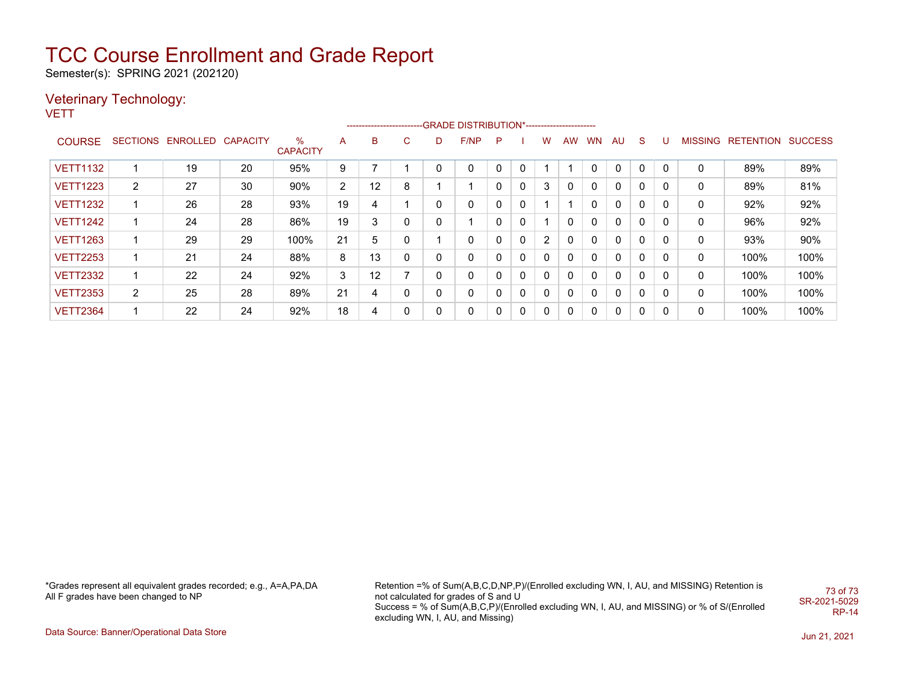# TCC Course Enrollment and Grade Report

Semester(s): SPRING 2021 (202120)

## Veterinary Technology:

VETT

| | | | | | GRADE DISTRIBUTION* | | | | | | | | | | | | | | | |
|---|---|---|---|---|---|---|---|---|---|---|---|---|---|---|---|---|---|---|---|---|
| COURSE | SECTIONS | ENROLLED | CAPACITY | % CAPACITY | A | B | C | D | F/NP | P | I | W | AW | WN | AU | S | U | MISSING | RETENTION | SUCCESS |
| VETT1132 | 1 | 19 | 20 | 95% | 9 | 7 | 1 | 0 | 0 | 0 | 0 | 1 | 1 | 0 | 0 | 0 | 0 | 0 | 89% | 89% |
| VETT1223 | 2 | 27 | 30 | 90% | 2 | 12 | 8 | 1 | 1 | 0 | 0 | 3 | 0 | 0 | 0 | 0 | 0 | 0 | 89% | 81% |
| VETT1232 | 1 | 26 | 28 | 93% | 19 | 4 | 1 | 0 | 0 | 0 | 0 | 1 | 1 | 0 | 0 | 0 | 0 | 0 | 92% | 92% |
| VETT1242 | 1 | 24 | 28 | 86% | 19 | 3 | 0 | 0 | 1 | 0 | 0 | 1 | 0 | 0 | 0 | 0 | 0 | 0 | 96% | 92% |
| VETT1263 | 1 | 29 | 29 | 100% | 21 | 5 | 0 | 1 | 0 | 0 | 0 | 2 | 0 | 0 | 0 | 0 | 0 | 0 | 93% | 90% |
| VETT2253 | 1 | 21 | 24 | 88% | 8 | 13 | 0 | 0 | 0 | 0 | 0 | 0 | 0 | 0 | 0 | 0 | 0 | 0 | 100% | 100% |
| VETT2332 | 1 | 22 | 24 | 92% | 3 | 12 | 7 | 0 | 0 | 0 | 0 | 0 | 0 | 0 | 0 | 0 | 0 | 0 | 100% | 100% |
| VETT2353 | 2 | 25 | 28 | 89% | 21 | 4 | 0 | 0 | 0 | 0 | 0 | 0 | 0 | 0 | 0 | 0 | 0 | 0 | 100% | 100% |
| VETT2364 | 1 | 22 | 24 | 92% | 18 | 4 | 0 | 0 | 0 | 0 | 0 | 0 | 0 | 0 | 0 | 0 | 0 | 0 | 100% | 100% |

*Grades represent all equivalent grades recorded; e.g., A=A,PA,DA
All F grades have been changed to NP

Retention =% of Sum(A,B,C,D,NP,P)/(Enrolled excluding WN, I, AU, and MISSING) Retention is not calculated for grades of S and U
Success = % of Sum(A,B,C,P)/(Enrolled excluding WN, I, AU, and MISSING) or % of S/(Enrolled excluding WN, I, AU, and Missing)

SR-2021-5029
RP-14

Data Source: Banner/Operational Data Store

Jun 21, 2021